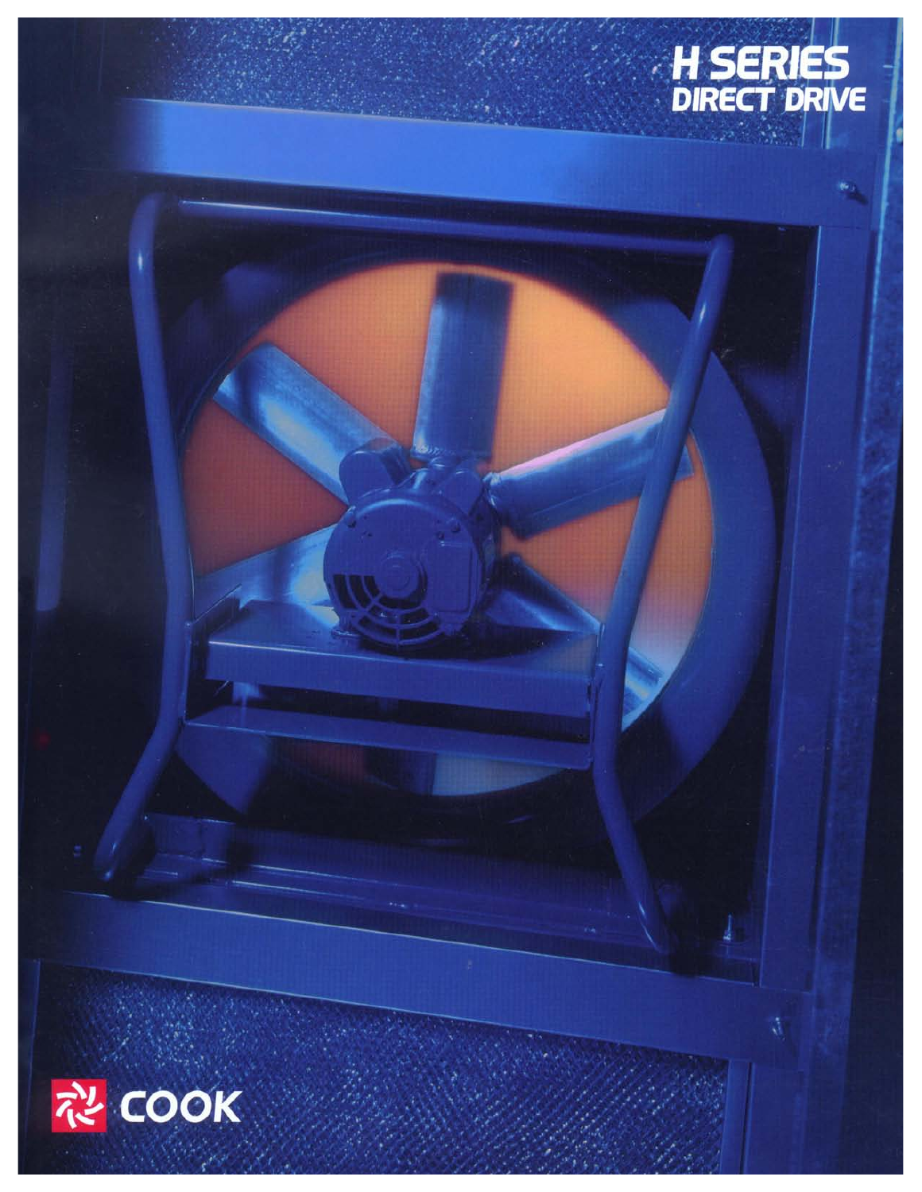# H SERIES
## DIRECT DRIVE

COOK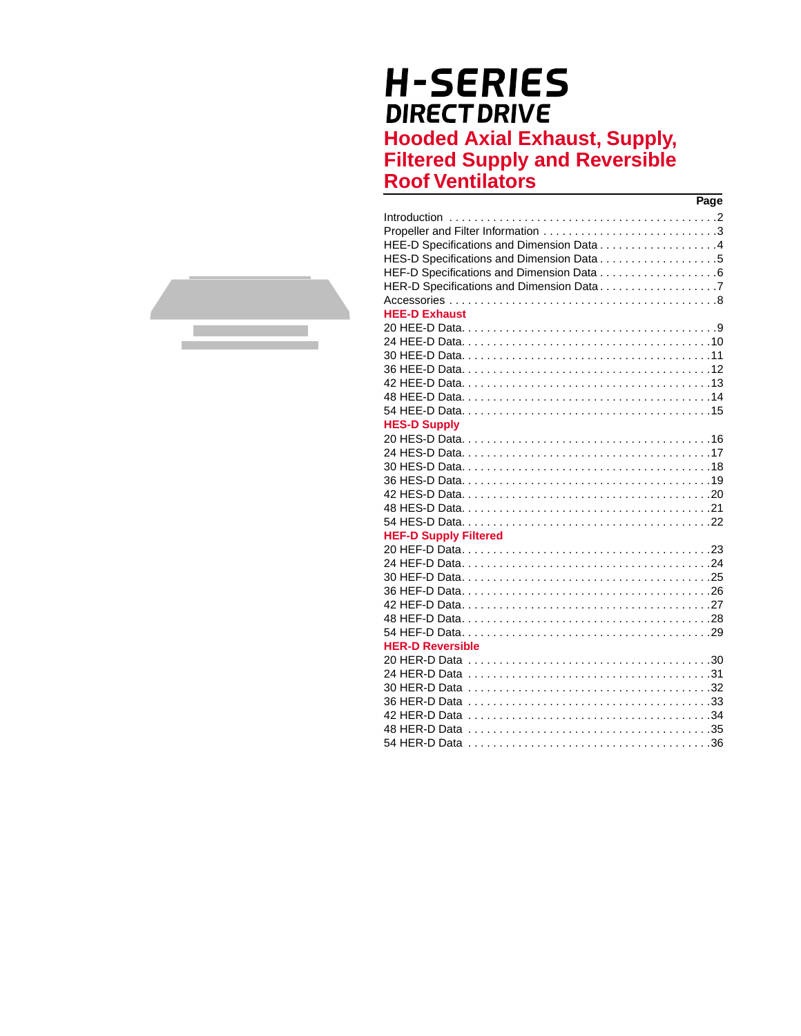# H-SERIES
## DIRECT DRIVE

## Hooded Axial Exhaust, Supply, Filtered Supply and Reversible Roof Ventilators

| | Page |
|---|---|
| Introduction | 2 |
| Propeller and Filter Information | 3 |
| HEE-D Specifications and Dimension Data | 4 |
| HES-D Specifications and Dimension Data | 5 |
| HEF-D Specifications and Dimension Data | 6 |
| HER-D Specifications and Dimension Data | 7 |
| Accessories | 8 |
| **HEE-D Exhaust** | |
| 20 HEE-D Data | 9 |
| 24 HEE-D Data | 10 |
| 30 HEE-D Data | 11 |
| 36 HEE-D Data | 12 |
| 42 HEE-D Data | 13 |
| 48 HEE-D Data | 14 |
| 54 HEE-D Data | 15 |
| **HES-D Supply** | |
| 20 HES-D Data | 16 |
| 24 HES-D Data | 17 |
| 30 HES-D Data | 18 |
| 36 HES-D Data | 19 |
| 42 HES-D Data | 20 |
| 48 HES-D Data | 21 |
| 54 HES-D Data | 22 |
| **HEF-D Supply Filtered** | |
| 20 HEF-D Data | 23 |
| 24 HEF-D Data | 24 |
| 30 HEF-D Data | 25 |
| 36 HEF-D Data | 26 |
| 42 HEF-D Data | 27 |
| 48 HEF-D Data | 28 |
| 54 HEF-D Data | 29 |
| **HER-D Reversible** | |
| 20 HER-D Data | 30 |
| 24 HER-D Data | 31 |
| 30 HER-D Data | 32 |
| 36 HER-D Data | 33 |
| 42 HER-D Data | 34 |
| 48 HER-D Data | 35 |
| 54 HER-D Data | 36 |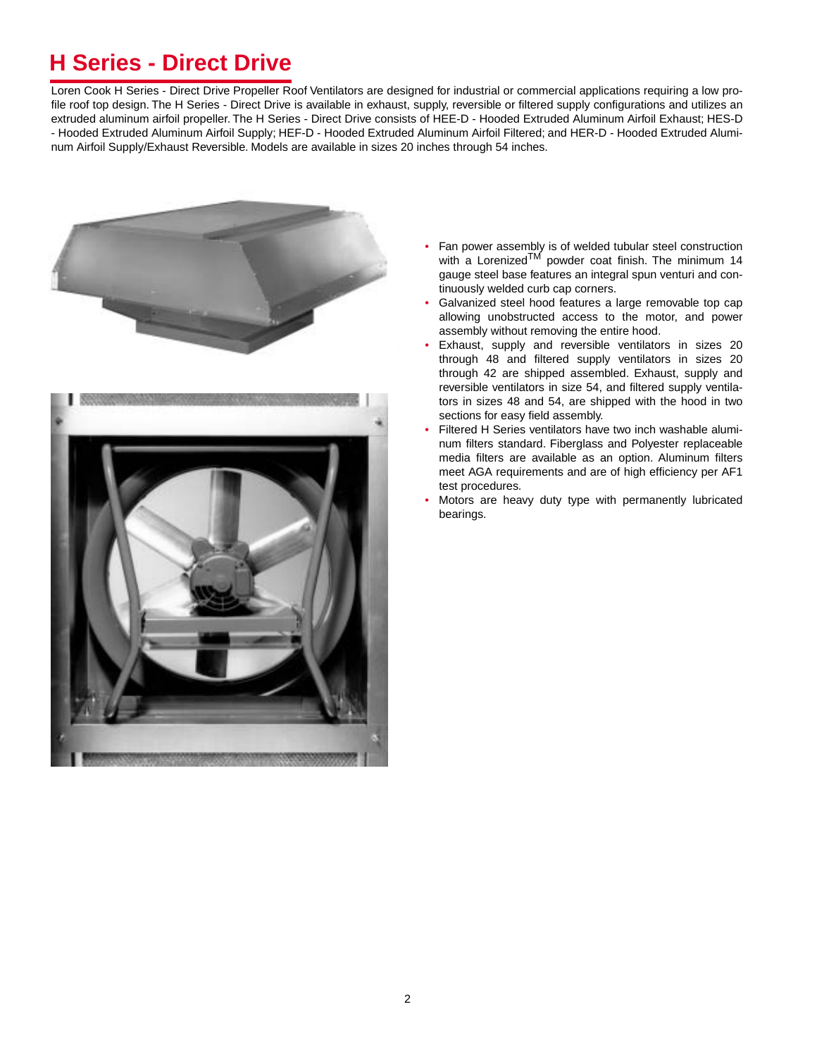# H Series - Direct Drive

Loren Cook H Series - Direct Drive Propeller Roof Ventilators are designed for industrial or commercial applications requiring a low profile roof top design. The H Series - Direct Drive is available in exhaust, supply, reversible or filtered supply configurations and utilizes an extruded aluminum airfoil propeller. The H Series - Direct Drive consists of HEE-D - Hooded Extruded Aluminum Airfoil Exhaust; HES-D - Hooded Extruded Aluminum Airfoil Supply; HEF-D - Hooded Extruded Aluminum Airfoil Filtered; and HER-D - Hooded Extruded Aluminum Airfoil Supply/Exhaust Reversible. Models are available in sizes 20 inches through 54 inches.

- Fan power assembly is of welded tubular steel construction with a Lorenized™ powder coat finish. The minimum 14 gauge steel base features an integral spun venturi and continuously welded curb cap corners.
- Galvanized steel hood features a large removable top cap allowing unobstructed access to the motor, and power assembly without removing the entire hood.
- Exhaust, supply and reversible ventilators in sizes 20 through 48 and filtered supply ventilators in sizes 20 through 42 are shipped assembled. Exhaust, supply and reversible ventilators in size 54, and filtered supply ventilators in sizes 48 and 54, are shipped with the hood in two sections for easy field assembly.
- Filtered H Series ventilators have two inch washable aluminum filters standard. Fiberglass and Polyester replaceable media filters are available as an option. Aluminum filters meet AGA requirements and are of high efficiency per AF1 test procedures.
- Motors are heavy duty type with permanently lubricated bearings.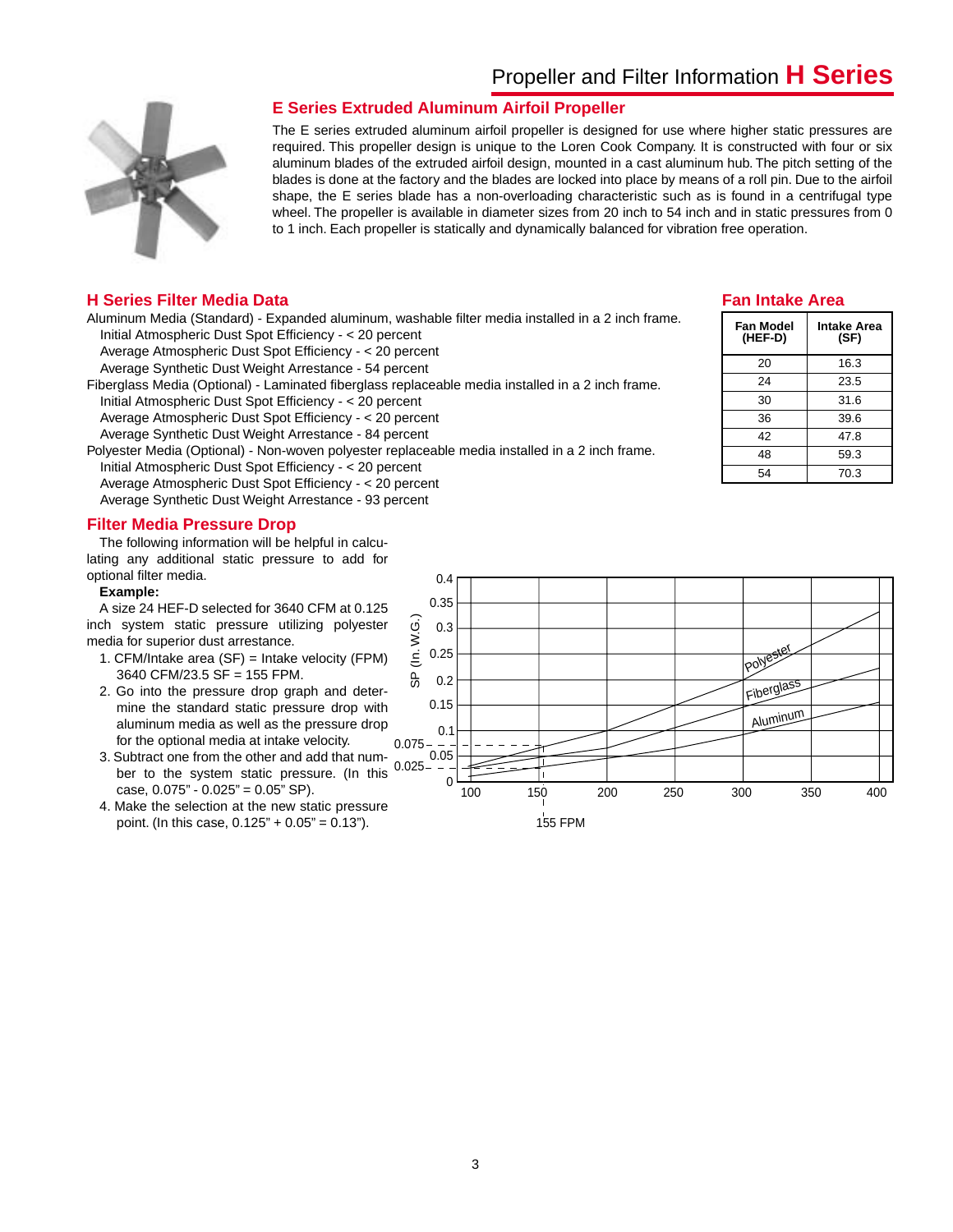# Propeller and Filter Information H Series

## E Series Extruded Aluminum Airfoil Propeller

The E series extruded aluminum airfoil propeller is designed for use where higher static pressures are required. This propeller design is unique to the Loren Cook Company. It is constructed with four or six aluminum blades of the extruded airfoil design, mounted in a cast aluminum hub. The pitch setting of the blades is done at the factory and the blades are locked into place by means of a roll pin. Due to the airfoil shape, the E series blade has a non-overloading characteristic such as is found in a centrifugal type wheel. The propeller is available in diameter sizes from 20 inch to 54 inch and in static pressures from 0 to 1 inch. Each propeller is statically and dynamically balanced for vibration free operation.

## H Series Filter Media Data

Aluminum Media (Standard) - Expanded aluminum, washable filter media installed in a 2 inch frame.
- Initial Atmospheric Dust Spot Efficiency - < 20 percent
- Average Atmospheric Dust Spot Efficiency - < 20 percent
- Average Synthetic Dust Weight Arrestance - 54 percent

Fiberglass Media (Optional) - Laminated fiberglass replaceable media installed in a 2 inch frame.
- Initial Atmospheric Dust Spot Efficiency - < 20 percent
- Average Atmospheric Dust Spot Efficiency - < 20 percent
- Average Synthetic Dust Weight Arrestance - 84 percent

Polyester Media (Optional) - Non-woven polyester replaceable media installed in a 2 inch frame.
- Initial Atmospheric Dust Spot Efficiency - < 20 percent
- Average Atmospheric Dust Spot Efficiency - < 20 percent
- Average Synthetic Dust Weight Arrestance - 93 percent

## Fan Intake Area

| Fan Model (HEF-D) | Intake Area (SF) |
|---|---|
| 20 | 16.3 |
| 24 | 23.5 |
| 30 | 31.6 |
| 36 | 39.6 |
| 42 | 47.8 |
| 48 | 59.3 |
| 54 | 70.3 |

## Filter Media Pressure Drop

The following information will be helpful in calculating any additional static pressure to add for optional filter media.

**Example:**

A size 24 HEF-D selected for 3640 CFM at 0.125 inch system static pressure utilizing polyester media for superior dust arrestance.

1. CFM/Intake area (SF) = Intake velocity (FPM)
   3640 CFM/23.5 SF = 155 FPM.
2. Go into the pressure drop graph and determine the standard static pressure drop with aluminum media as well as the pressure drop for the optional media at intake velocity.
3. Subtract one from the other and add that number to the system static pressure. (In this case, 0.075" - 0.025" = 0.05" SP).
4. Make the selection at the new static pressure point. (In this case, 0.125" + 0.05" = 0.13").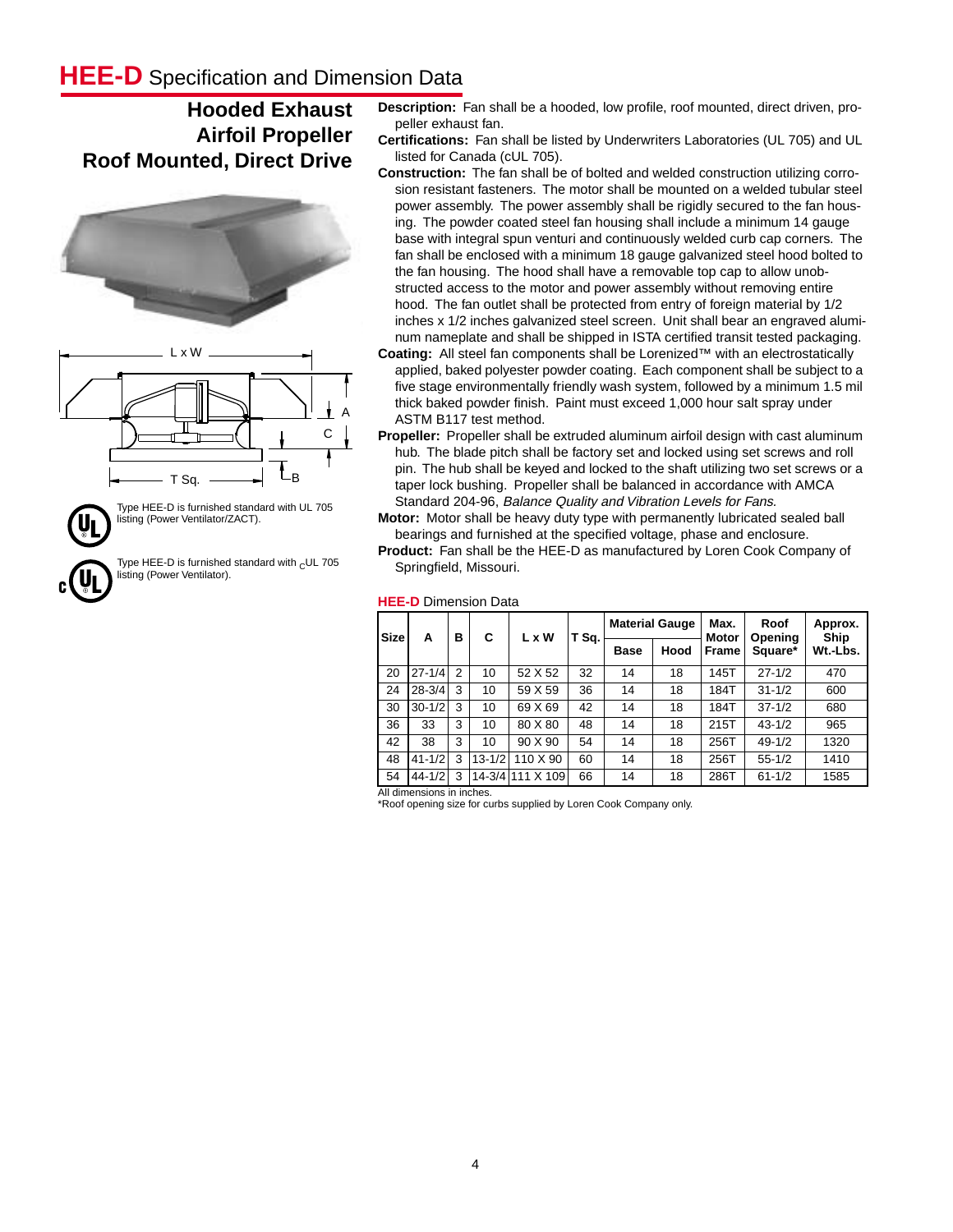# HEE-D Specification and Dimension Data

## Hooded Exhaust Airfoil Propeller Roof Mounted, Direct Drive

Type HEE-D is furnished standard with UL 705 listing (Power Ventilator/ZACT).

Type HEE-D is furnished standard with cUL 705 listing (Power Ventilator).

**Description:** Fan shall be a hooded, low profile, roof mounted, direct driven, propeller exhaust fan.

**Certifications:** Fan shall be listed by Underwriters Laboratories (UL 705) and UL listed for Canada (cUL 705).

**Construction:** The fan shall be of bolted and welded construction utilizing corrosion resistant fasteners. The motor shall be mounted on a welded tubular steel power assembly. The power assembly shall be rigidly secured to the fan housing. The powder coated steel fan housing shall include a minimum 14 gauge base with integral spun venturi and continuously welded curb cap corners. The fan shall be enclosed with a minimum 18 gauge galvanized steel hood bolted to the fan housing. The hood shall have a removable top cap to allow unobstructed access to the motor and power assembly without removing entire hood. The fan outlet shall be protected from entry of foreign material by 1/2 inches x 1/2 inches galvanized steel screen. Unit shall bear an engraved aluminum nameplate and shall be shipped in ISTA certified transit tested packaging.

**Coating:** All steel fan components shall be Lorenized™ with an electrostatically applied, baked polyester powder coating. Each component shall be subject to a five stage environmentally friendly wash system, followed by a minimum 1.5 mil thick baked powder finish. Paint must exceed 1,000 hour salt spray under ASTM B117 test method.

**Propeller:** Propeller shall be extruded aluminum airfoil design with cast aluminum hub. The blade pitch shall be factory set and locked using set screws and roll pin. The hub shall be keyed and locked to the shaft utilizing two set screws or a taper lock bushing. Propeller shall be balanced in accordance with AMCA Standard 204-96, *Balance Quality and Vibration Levels for Fans*.

**Motor:** Motor shall be heavy duty type with permanently lubricated sealed ball bearings and furnished at the specified voltage, phase and enclosure.

**Product:** Fan shall be the HEE-D as manufactured by Loren Cook Company of Springfield, Missouri.

### HEE-D Dimension Data

| Size | A | B | C | L x W | T Sq. | Material Gauge | | Max. Motor Frame | Roof Opening Square* | Approx. Ship Wt.-Lbs. |
|---|---|---|---|---|---|---|---|---|---|---|
| | | | | | | Base | Hood | | | |
| 20 | 27-1/4 | 2 | 10 | 52 X 52 | 32 | 14 | 18 | 145T | 27-1/2 | 470 |
| 24 | 28-3/4 | 3 | 10 | 59 X 59 | 36 | 14 | 18 | 184T | 31-1/2 | 600 |
| 30 | 30-1/2 | 3 | 10 | 69 X 69 | 42 | 14 | 18 | 184T | 37-1/2 | 680 |
| 36 | 33 | 3 | 10 | 80 X 80 | 48 | 14 | 18 | 215T | 43-1/2 | 965 |
| 42 | 38 | 3 | 10 | 90 X 90 | 54 | 14 | 18 | 256T | 49-1/2 | 1320 |
| 48 | 41-1/2 | 3 | 13-1/2 | 110 X 90 | 60 | 14 | 18 | 256T | 55-1/2 | 1410 |
| 54 | 44-1/2 | 3 | 14-3/4 | 111 X 109 | 66 | 14 | 18 | 286T | 61-1/2 | 1585 |

All dimensions in inches.
*Roof opening size for curbs supplied by Loren Cook Company only.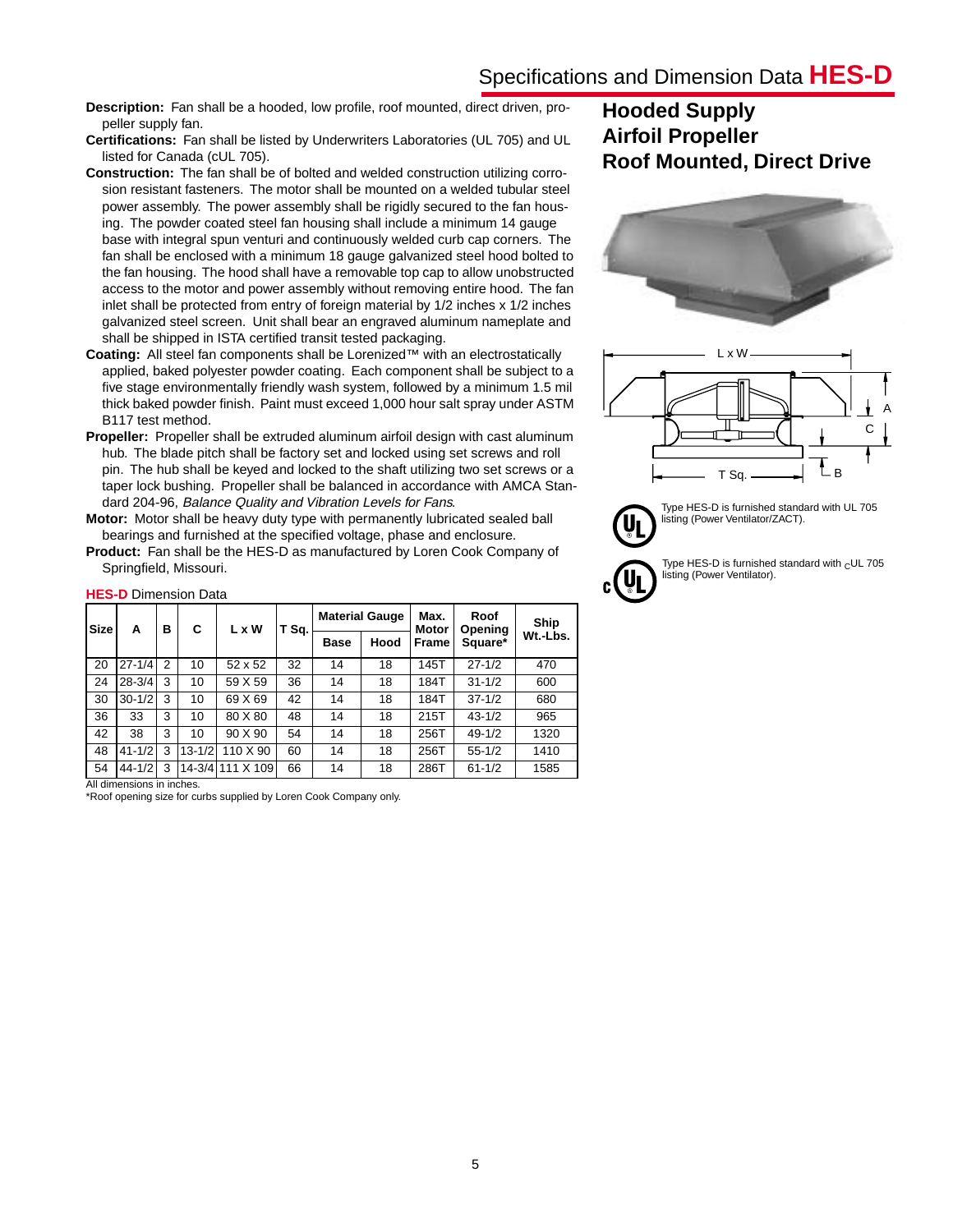## Specifications and Dimension Data **HES-D**

# Hooded Supply Airfoil Propeller Roof Mounted, Direct Drive

**Description:** Fan shall be a hooded, low profile, roof mounted, direct driven, propeller supply fan.

**Certifications:** Fan shall be listed by Underwriters Laboratories (UL 705) and UL listed for Canada (cUL 705).

**Construction:** The fan shall be of bolted and welded construction utilizing corrosion resistant fasteners. The motor shall be mounted on a welded tubular steel power assembly. The power assembly shall be rigidly secured to the fan housing. The powder coated steel fan housing shall include a minimum 14 gauge base with integral spun venturi and continuously welded curb cap corners. The fan shall be enclosed with a minimum 18 gauge galvanized steel hood bolted to the fan housing. The hood shall have a removable top cap to allow unobstructed access to the motor and power assembly without removing entire hood. The fan inlet shall be protected from entry of foreign material by 1/2 inches x 1/2 inches galvanized steel screen. Unit shall bear an engraved aluminum nameplate and shall be shipped in ISTA certified transit tested packaging.

**Coating:** All steel fan components shall be Lorenized™ with an electrostatically applied, baked polyester powder coating. Each component shall be subject to a five stage environmentally friendly wash system, followed by a minimum 1.5 mil thick baked powder finish. Paint must exceed 1,000 hour salt spray under ASTM B117 test method.

**Propeller:** Propeller shall be extruded aluminum airfoil design with cast aluminum hub. The blade pitch shall be factory set and locked using set screws and roll pin. The hub shall be keyed and locked to the shaft utilizing two set screws or a taper lock bushing. Propeller shall be balanced in accordance with AMCA Standard 204-96, *Balance Quality and Vibration Levels for Fans*.

**Motor:** Motor shall be heavy duty type with permanently lubricated sealed ball bearings and furnished at the specified voltage, phase and enclosure.

**Product:** Fan shall be the HES-D as manufactured by Loren Cook Company of Springfield, Missouri.

Type HES-D is furnished standard with UL 705 listing (Power Ventilator/ZACT).

Type HES-D is furnished standard with $_C$UL 705 listing (Power Ventilator).

**HES-D** Dimension Data

| Size | A | B | C | L x W | T Sq. | Material Gauge | | Max. Motor Frame | Roof Opening Square* | Ship Wt.-Lbs. |
|---|---|---|---|---|---|---|---|---|---|---|
| | | | | | | Base | Hood | | | |
| 20 | 27-1/4 | 2 | 10 | 52 x 52 | 32 | 14 | 18 | 145T | 27-1/2 | 470 |
| 24 | 28-3/4 | 3 | 10 | 59 X 59 | 36 | 14 | 18 | 184T | 31-1/2 | 600 |
| 30 | 30-1/2 | 3 | 10 | 69 X 69 | 42 | 14 | 18 | 184T | 37-1/2 | 680 |
| 36 | 33 | 3 | 10 | 80 X 80 | 48 | 14 | 18 | 215T | 43-1/2 | 965 |
| 42 | 38 | 3 | 10 | 90 X 90 | 54 | 14 | 18 | 256T | 49-1/2 | 1320 |
| 48 | 41-1/2 | 3 | 13-1/2 | 110 X 90 | 60 | 14 | 18 | 256T | 55-1/2 | 1410 |
| 54 | 44-1/2 | 3 | 14-3/4 | 111 X 109 | 66 | 14 | 18 | 286T | 61-1/2 | 1585 |

All dimensions in inches.

*Roof opening size for curbs supplied by Loren Cook Company only.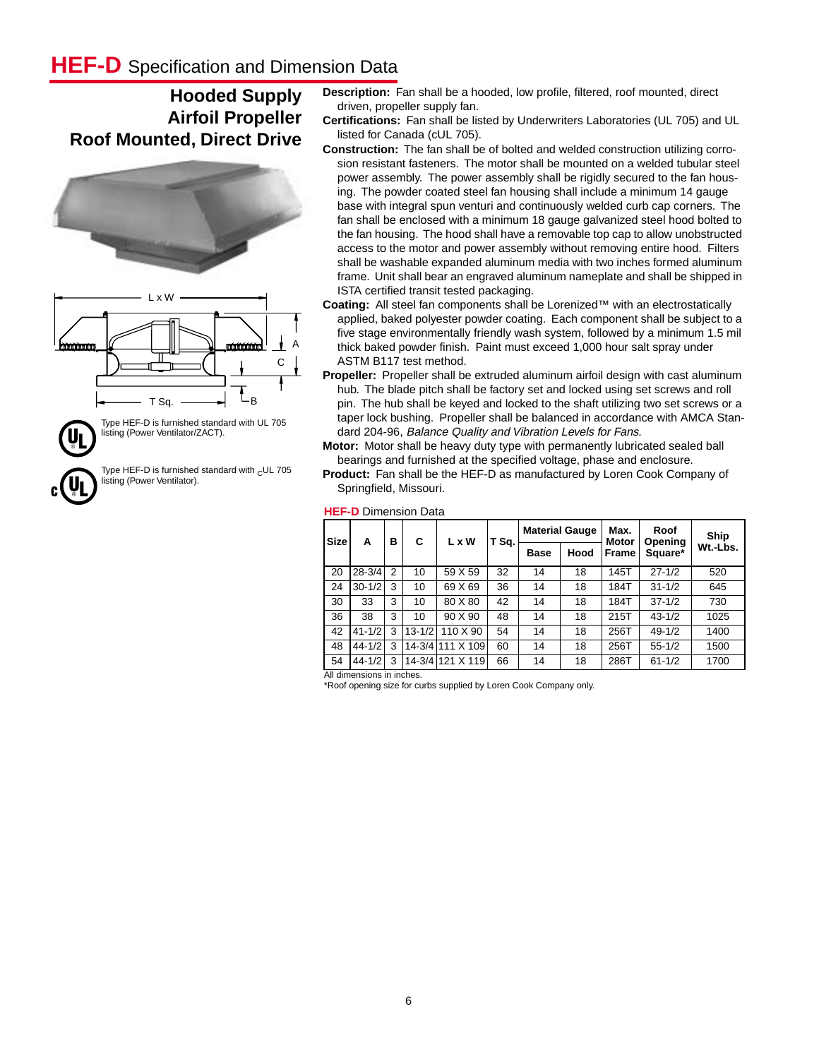# HEF-D Specification and Dimension Data

## Hooded Supply Airfoil Propeller Roof Mounted, Direct Drive

Type HEF-D is furnished standard with UL 705 listing (Power Ventilator/ZACT).

Type HEF-D is furnished standard with $_C$UL 705 listing (Power Ventilator).

**Description:** Fan shall be a hooded, low profile, filtered, roof mounted, direct driven, propeller supply fan.

**Certifications:** Fan shall be listed by Underwriters Laboratories (UL 705) and UL listed for Canada (cUL 705).

**Construction:** The fan shall be of bolted and welded construction utilizing corrosion resistant fasteners. The motor shall be mounted on a welded tubular steel power assembly. The power assembly shall be rigidly secured to the fan housing. The powder coated steel fan housing shall include a minimum 14 gauge base with integral spun venturi and continuously welded curb cap corners. The fan shall be enclosed with a minimum 18 gauge galvanized steel hood bolted to the fan housing. The hood shall have a removable top cap to allow unobstructed access to the motor and power assembly without removing entire hood. Filters shall be washable expanded aluminum media with two inches formed aluminum frame. Unit shall bear an engraved aluminum nameplate and shall be shipped in ISTA certified transit tested packaging.

**Coating:** All steel fan components shall be Lorenized™ with an electrostatically applied, baked polyester powder coating. Each component shall be subject to a five stage environmentally friendly wash system, followed by a minimum 1.5 mil thick baked powder finish. Paint must exceed 1,000 hour salt spray under ASTM B117 test method.

**Propeller:** Propeller shall be extruded aluminum airfoil design with cast aluminum hub. The blade pitch shall be factory set and locked using set screws and roll pin. The hub shall be keyed and locked to the shaft utilizing two set screws or a taper lock bushing. Propeller shall be balanced in accordance with AMCA Standard 204-96, *Balance Quality and Vibration Levels for Fans.*

**Motor:** Motor shall be heavy duty type with permanently lubricated sealed ball bearings and furnished at the specified voltage, phase and enclosure.

**Product:** Fan shall be the HEF-D as manufactured by Loren Cook Company of Springfield, Missouri.

**HEF-D** Dimension Data

| Size | A | B | C | L x W | T Sq. | Material Gauge | | Max. Motor Frame | Roof Opening Square* | Ship Wt.-Lbs. |
|---|---|---|---|---|---|---|---|---|---|---|
| | | | | | | Base | Hood | | | |
| 20 | 28-3/4 | 2 | 10 | 59 X 59 | 32 | 14 | 18 | 145T | 27-1/2 | 520 |
| 24 | 30-1/2 | 3 | 10 | 69 X 69 | 36 | 14 | 18 | 184T | 31-1/2 | 645 |
| 30 | 33 | 3 | 10 | 80 X 80 | 42 | 14 | 18 | 184T | 37-1/2 | 730 |
| 36 | 38 | 3 | 10 | 90 X 90 | 48 | 14 | 18 | 215T | 43-1/2 | 1025 |
| 42 | 41-1/2 | 3 | 13-1/2 | 110 X 90 | 54 | 14 | 18 | 256T | 49-1/2 | 1400 |
| 48 | 44-1/2 | 3 | 14-3/4 | 111 X 109 | 60 | 14 | 18 | 256T | 55-1/2 | 1500 |
| 54 | 44-1/2 | 3 | 14-3/4 | 121 X 119 | 66 | 14 | 18 | 286T | 61-1/2 | 1700 |

All dimensions in inches.
*Roof opening size for curbs supplied by Loren Cook Company only.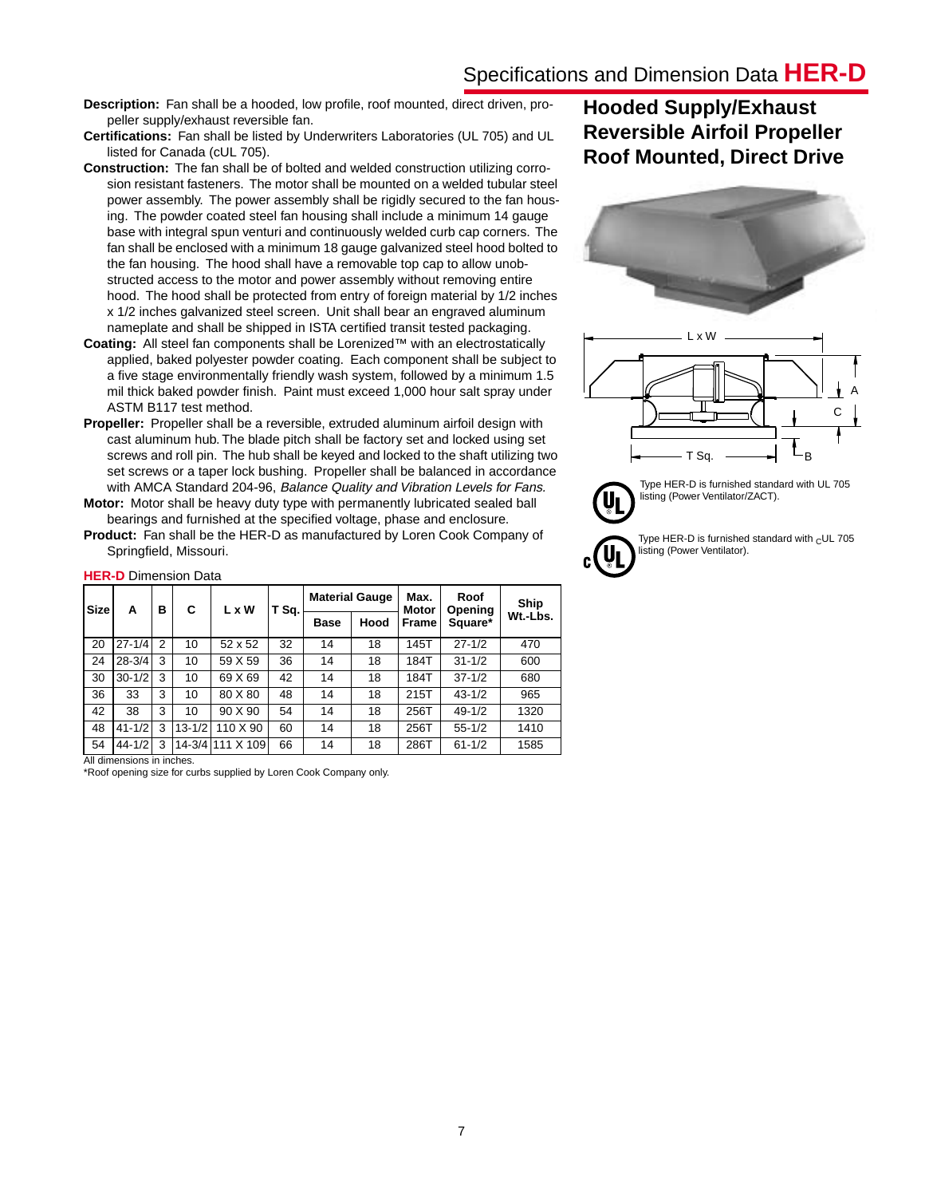## Specifications and Dimension Data HER-D

**Description:** Fan shall be a hooded, low profile, roof mounted, direct driven, propeller supply/exhaust reversible fan.

**Certifications:** Fan shall be listed by Underwriters Laboratories (UL 705) and UL listed for Canada (cUL 705).

**Construction:** The fan shall be of bolted and welded construction utilizing corrosion resistant fasteners. The motor shall be mounted on a welded tubular steel power assembly. The power assembly shall be rigidly secured to the fan housing. The powder coated steel fan housing shall include a minimum 14 gauge base with integral spun venturi and continuously welded curb cap corners. The fan shall be enclosed with a minimum 18 gauge galvanized steel hood bolted to the fan housing. The hood shall have a removable top cap to allow unobstructed access to the motor and power assembly without removing entire hood. The hood shall be protected from entry of foreign material by 1/2 inches x 1/2 inches galvanized steel screen. Unit shall bear an engraved aluminum nameplate and shall be shipped in ISTA certified transit tested packaging.

**Coating:** All steel fan components shall be Lorenized™ with an electrostatically applied, baked polyester powder coating. Each component shall be subject to a five stage environmentally friendly wash system, followed by a minimum 1.5 mil thick baked powder finish. Paint must exceed 1,000 hour salt spray under ASTM B117 test method.

**Propeller:** Propeller shall be a reversible, extruded aluminum airfoil design with cast aluminum hub. The blade pitch shall be factory set and locked using set screws and roll pin. The hub shall be keyed and locked to the shaft utilizing two set screws or a taper lock bushing. Propeller shall be balanced in accordance with AMCA Standard 204-96, *Balance Quality and Vibration Levels for Fans.*

**Motor:** Motor shall be heavy duty type with permanently lubricated sealed ball bearings and furnished at the specified voltage, phase and enclosure.

**Product:** Fan shall be the HER-D as manufactured by Loren Cook Company of Springfield, Missouri.

## Hooded Supply/Exhaust Reversible Airfoil Propeller Roof Mounted, Direct Drive

Type HER-D is furnished standard with UL 705 listing (Power Ventilator/ZACT).

Type HER-D is furnished standard with $_{C}$UL 705 listing (Power Ventilator).

**HER-D** Dimension Data

| Size | A | B | C | L x W | T Sq. | Material Gauge | | Max. Motor Frame | Roof Opening Square* | Ship Wt.-Lbs. |
|---|---|---|---|---|---|---|---|---|---|---|
| | | | | | | Base | Hood | | | |
| 20 | 27-1/4 | 2 | 10 | 52 x 52 | 32 | 14 | 18 | 145T | 27-1/2 | 470 |
| 24 | 28-3/4 | 3 | 10 | 59 X 59 | 36 | 14 | 18 | 184T | 31-1/2 | 600 |
| 30 | 30-1/2 | 3 | 10 | 69 X 69 | 42 | 14 | 18 | 184T | 37-1/2 | 680 |
| 36 | 33 | 3 | 10 | 80 X 80 | 48 | 14 | 18 | 215T | 43-1/2 | 965 |
| 42 | 38 | 3 | 10 | 90 X 90 | 54 | 14 | 18 | 256T | 49-1/2 | 1320 |
| 48 | 41-1/2 | 3 | 13-1/2 | 110 X 90 | 60 | 14 | 18 | 256T | 55-1/2 | 1410 |
| 54 | 44-1/2 | 3 | 14-3/4 | 111 X 109 | 66 | 14 | 18 | 286T | 61-1/2 | 1585 |

All dimensions in inches.

*Roof opening size for curbs supplied by Loren Cook Company only.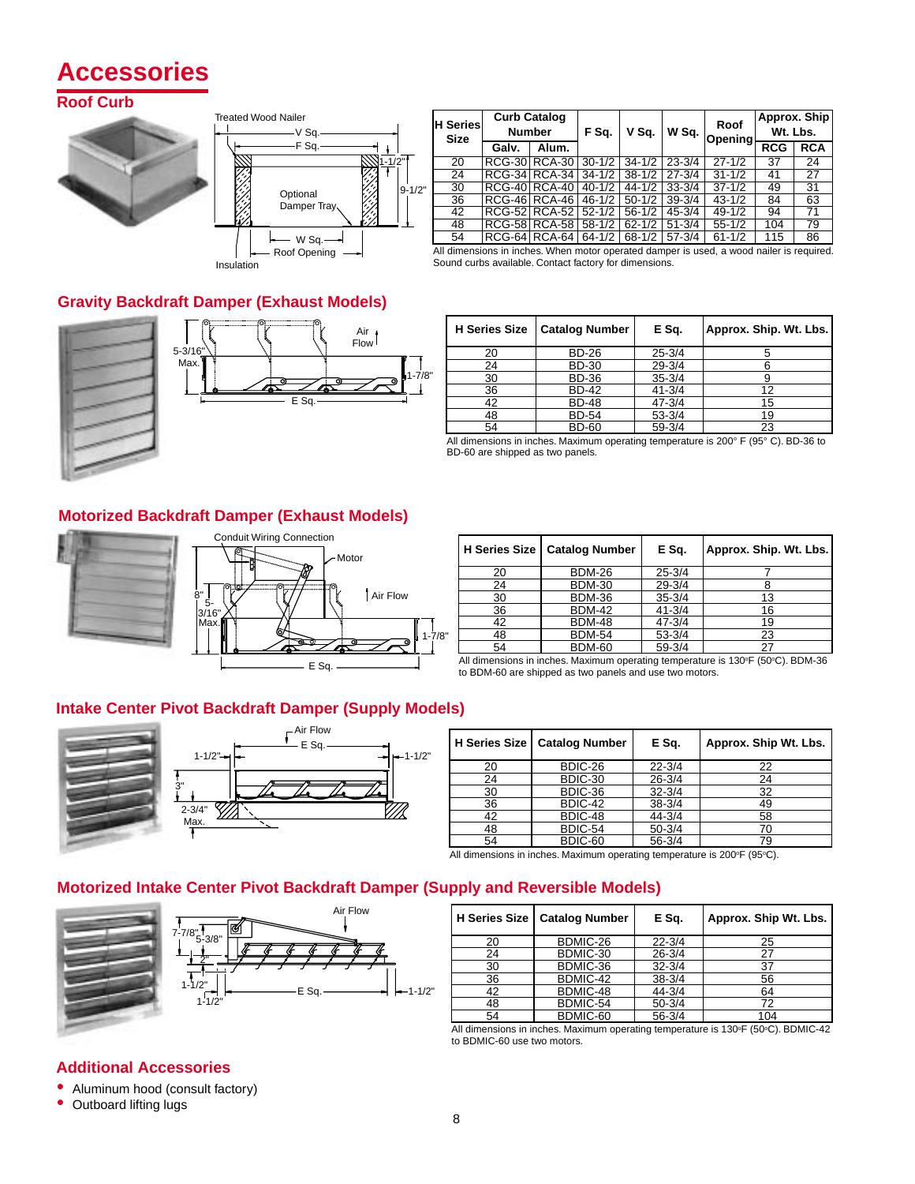# Accessories

## Roof Curb

| H Series Size | Curb Catalog Number | | F Sq. | V Sq. | W Sq. | Roof Opening | Approx. Ship Wt. Lbs. | |
|---|---|---|---|---|---|---|---|---|
| | Galv. | Alum. | | | | | RCG | RCA |
| 20 | RCG-30 | RCA-30 | 30-1/2 | 34-1/2 | 23-3/4 | 27-1/2 | 37 | 24 |
| 24 | RCG-34 | RCA-34 | 34-1/2 | 38-1/2 | 27-3/4 | 31-1/2 | 41 | 27 |
| 30 | RCG-40 | RCA-40 | 40-1/2 | 44-1/2 | 33-3/4 | 37-1/2 | 49 | 31 |
| 36 | RCG-46 | RCA-46 | 46-1/2 | 50-1/2 | 39-3/4 | 43-1/2 | 84 | 63 |
| 42 | RCG-52 | RCA-52 | 52-1/2 | 56-1/2 | 45-3/4 | 49-1/2 | 94 | 71 |
| 48 | RCG-58 | RCA-58 | 58-1/2 | 62-1/2 | 51-3/4 | 55-1/2 | 104 | 79 |
| 54 | RCG-64 | RCA-64 | 64-1/2 | 68-1/2 | 57-3/4 | 61-1/2 | 115 | 86 |

All dimensions in inches. When motor operated damper is used, a wood nailer is required. Sound curbs available. Contact factory for dimensions.

## Gravity Backdraft Damper (Exhaust Models)

| H Series Size | Catalog Number | E Sq. | Approx. Ship. Wt. Lbs. |
|---|---|---|---|
| 20 | BD-26 | 25-3/4 | 5 |
| 24 | BD-30 | 29-3/4 | 6 |
| 30 | BD-36 | 35-3/4 | 9 |
| 36 | BD-42 | 41-3/4 | 12 |
| 42 | BD-48 | 47-3/4 | 15 |
| 48 | BD-54 | 53-3/4 | 19 |
| 54 | BD-60 | 59-3/4 | 23 |

All dimensions in inches. Maximum operating temperature is 200° F (95° C). BD-36 to BD-60 are shipped as two panels.

## Motorized Backdraft Damper (Exhaust Models)

| H Series Size | Catalog Number | E Sq. | Approx. Ship. Wt. Lbs. |
|---|---|---|---|
| 20 | BDM-26 | 25-3/4 | 7 |
| 24 | BDM-30 | 29-3/4 | 8 |
| 30 | BDM-36 | 35-3/4 | 13 |
| 36 | BDM-42 | 41-3/4 | 16 |
| 42 | BDM-48 | 47-3/4 | 19 |
| 48 | BDM-54 | 53-3/4 | 23 |
| 54 | BDM-60 | 59-3/4 | 27 |

All dimensions in inches. Maximum operating temperature is 130°F (50°C). BDM-36 to BDM-60 are shipped as two panels and use two motors.

## Intake Center Pivot Backdraft Damper (Supply Models)

| H Series Size | Catalog Number | E Sq. | Approx. Ship Wt. Lbs. |
|---|---|---|---|
| 20 | BDIC-26 | 22-3/4 | 22 |
| 24 | BDIC-30 | 26-3/4 | 24 |
| 30 | BDIC-36 | 32-3/4 | 32 |
| 36 | BDIC-42 | 38-3/4 | 49 |
| 42 | BDIC-48 | 44-3/4 | 58 |
| 48 | BDIC-54 | 50-3/4 | 70 |
| 54 | BDIC-60 | 56-3/4 | 79 |

All dimensions in inches. Maximum operating temperature is 200°F (95°C).

## Motorized Intake Center Pivot Backdraft Damper (Supply and Reversible Models)

| H Series Size | Catalog Number | E Sq. | Approx. Ship Wt. Lbs. |
|---|---|---|---|
| 20 | BDMIC-26 | 22-3/4 | 25 |
| 24 | BDMIC-30 | 26-3/4 | 27 |
| 30 | BDMIC-36 | 32-3/4 | 37 |
| 36 | BDMIC-42 | 38-3/4 | 56 |
| 42 | BDMIC-48 | 44-3/4 | 64 |
| 48 | BDMIC-54 | 50-3/4 | 72 |
| 54 | BDMIC-60 | 56-3/4 | 104 |

All dimensions in inches. Maximum operating temperature is 130°F (50°C). BDMIC-42 to BDMIC-60 use two motors.

## Additional Accessories

- Aluminum hood (consult factory)
- Outboard lifting lugs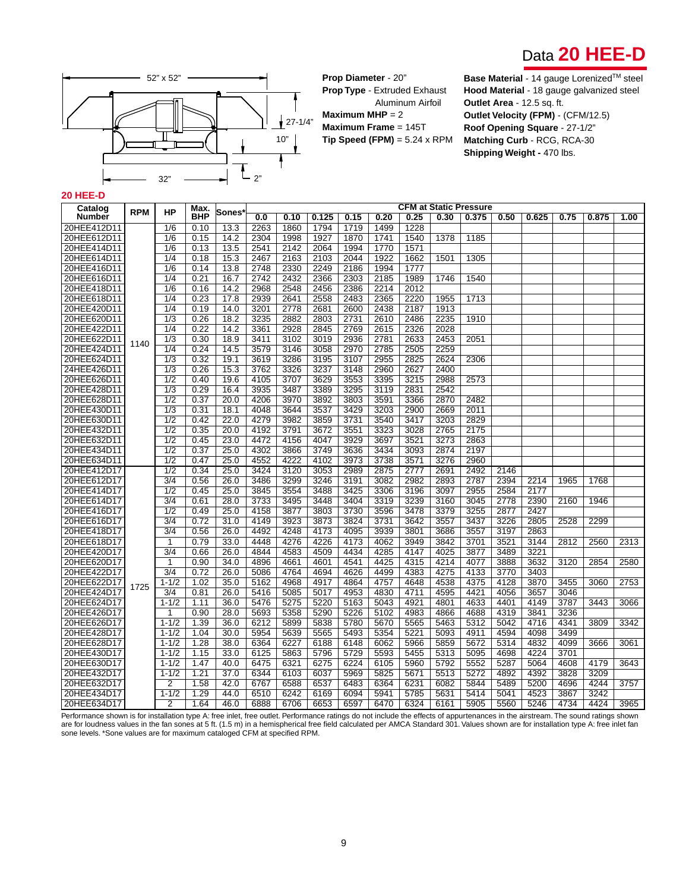# Data **20 HEE-D**

**Prop Diameter** - 20"
**Prop Type** - Extruded Exhaust Aluminum Airfoil
**Maximum MHP** = 2
**Maximum Frame** = 145T
**Tip Speed (FPM)** = 5.24 x RPM

**Base Material** - 14 gauge Lorenized™ steel
**Hood Material** - 18 gauge galvanized steel
**Outlet Area** - 12.5 sq. ft.
**Outlet Velocity (FPM)** - (CFM/12.5)
**Roof Opening Square** - 27-1/2"
**Matching Curb** - RCG, RCA-30
**Shipping Weight -** 470 lbs.

## 20 HEE-D

| Catalog Number | RPM | HP | Max. BHP | Sones* | CFM at Static Pressure | | | | | | | | | | | | |
|---|---|---|---|---|---|---|---|---|---|---|---|---|---|---|---|---|---|
| | | | | | 0.0 | 0.10 | 0.125 | 0.15 | 0.20 | 0.25 | 0.30 | 0.375 | 0.50 | 0.625 | 0.75 | 0.875 | 1.00 |
| 20HEE412D11 | 1140 | 1/6 | 0.10 | 13.3 | 2263 | 1860 | 1794 | 1719 | 1499 | 1228 | | | | | | | |
| 20HEE612D11 | | 1/6 | 0.15 | 14.2 | 2304 | 1998 | 1927 | 1870 | 1741 | 1540 | 1378 | 1185 | | | | | |
| 20HEE414D11 | | 1/6 | 0.13 | 13.5 | 2541 | 2142 | 2064 | 1994 | 1770 | 1571 | | | | | | | |
| 20HEE614D11 | | 1/4 | 0.18 | 15.3 | 2467 | 2163 | 2103 | 2044 | 1922 | 1662 | 1501 | 1305 | | | | | |
| 20HEE416D11 | | 1/6 | 0.14 | 13.8 | 2748 | 2330 | 2249 | 2186 | 1994 | 1777 | | | | | | | |
| 20HEE616D11 | | 1/4 | 0.21 | 16.7 | 2742 | 2432 | 2366 | 2303 | 2185 | 1989 | 1746 | 1540 | | | | | |
| 20HEE418D11 | | 1/6 | 0.16 | 14.2 | 2968 | 2548 | 2456 | 2386 | 2214 | 2012 | | | | | | | |
| 20HEE618D11 | | 1/4 | 0.23 | 17.8 | 2939 | 2641 | 2558 | 2483 | 2365 | 2220 | 1955 | 1713 | | | | | |
| 20HEE420D11 | | 1/4 | 0.19 | 14.0 | 3201 | 2778 | 2681 | 2600 | 2438 | 2187 | 1913 | | | | | | |
| 20HEE620D11 | | 1/3 | 0.26 | 18.2 | 3235 | 2882 | 2803 | 2731 | 2610 | 2486 | 2235 | 1910 | | | | | |
| 20HEE422D11 | | 1/4 | 0.22 | 14.2 | 3361 | 2928 | 2845 | 2769 | 2615 | 2326 | 2028 | | | | | | |
| 20HEE622D11 | | 1/3 | 0.30 | 18.9 | 3411 | 3102 | 3019 | 2936 | 2781 | 2633 | 2453 | 2051 | | | | | |
| 20HEE424D11 | | 1/4 | 0.24 | 14.5 | 3579 | 3146 | 3058 | 2970 | 2785 | 2505 | 2259 | | | | | | |
| 20HEE624D11 | | 1/3 | 0.32 | 19.1 | 3619 | 3286 | 3195 | 3107 | 2955 | 2825 | 2624 | 2306 | | | | | |
| 24HEE426D11 | | 1/3 | 0.26 | 15.3 | 3762 | 3326 | 3237 | 3148 | 2960 | 2627 | 2400 | | | | | | |
| 20HEE626D11 | | 1/2 | 0.40 | 19.6 | 4105 | 3707 | 3629 | 3553 | 3395 | 3215 | 2988 | 2573 | | | | | |
| 20HEE428D11 | | 1/3 | 0.29 | 16.4 | 3935 | 3487 | 3389 | 3295 | 3119 | 2831 | 2542 | | | | | | |
| 20HEE628D11 | | 1/2 | 0.37 | 20.0 | 4206 | 3970 | 3892 | 3803 | 3591 | 3366 | 2870 | 2482 | | | | | |
| 20HEE430D11 | | 1/3 | 0.31 | 18.1 | 4048 | 3644 | 3537 | 3429 | 3203 | 2900 | 2669 | 2011 | | | | | |
| 20HEE630D11 | | 1/2 | 0.42 | 22.0 | 4279 | 3982 | 3859 | 3731 | 3540 | 3417 | 3203 | 2829 | | | | | |
| 20HEE432D11 | | 1/2 | 0.35 | 20.0 | 4192 | 3791 | 3672 | 3551 | 3323 | 3028 | 2765 | 2175 | | | | | |
| 20HEE632D11 | | 1/2 | 0.45 | 23.0 | 4472 | 4156 | 4047 | 3929 | 3697 | 3521 | 3273 | 2863 | | | | | |
| 20HEE434D11 | | 1/2 | 0.37 | 25.0 | 4302 | 3866 | 3749 | 3636 | 3434 | 3093 | 2874 | 2197 | | | | | |
| 20HEE634D11 | | 1/2 | 0.47 | 25.0 | 4552 | 4222 | 4102 | 3973 | 3738 | 3571 | 3276 | 2960 | | | | | |
| 20HEE412D17 | 1725 | 1/2 | 0.34 | 25.0 | 3424 | 3120 | 3053 | 2989 | 2875 | 2777 | 2691 | 2492 | 2146 | | | | |
| 20HEE612D17 | | 3/4 | 0.56 | 26.0 | 3486 | 3299 | 3246 | 3191 | 3082 | 2982 | 2893 | 2787 | 2394 | 2214 | 1965 | 1768 | |
| 20HEE414D17 | | 1/2 | 0.45 | 25.0 | 3845 | 3554 | 3488 | 3425 | 3306 | 3196 | 3097 | 2955 | 2584 | 2177 | | | |
| 20HEE614D17 | | 3/4 | 0.61 | 28.0 | 3733 | 3495 | 3448 | 3404 | 3319 | 3239 | 3160 | 3045 | 2778 | 2390 | 2160 | 1946 | |
| 20HEE416D17 | | 1/2 | 0.49 | 25.0 | 4158 | 3877 | 3803 | 3730 | 3596 | 3478 | 3379 | 3255 | 2877 | 2427 | | | |
| 20HEE616D17 | | 3/4 | 0.72 | 31.0 | 4149 | 3923 | 3873 | 3824 | 3731 | 3642 | 3557 | 3437 | 3226 | 2805 | 2528 | 2299 | |
| 20HEE418D17 | | 3/4 | 0.56 | 26.0 | 4492 | 4248 | 4173 | 4095 | 3939 | 3801 | 3686 | 3557 | 3197 | 2863 | | | |
| 20HEE618D17 | | 1 | 0.79 | 33.0 | 4448 | 4276 | 4226 | 4173 | 4062 | 3949 | 3842 | 3701 | 3521 | 3144 | 2812 | 2560 | 2313 |
| 20HEE420D17 | | 3/4 | 0.66 | 26.0 | 4844 | 4583 | 4509 | 4434 | 4285 | 4147 | 4025 | 3877 | 3489 | 3221 | | | |
| 20HEE620D17 | | 1 | 0.90 | 34.0 | 4896 | 4661 | 4601 | 4541 | 4425 | 4315 | 4214 | 4077 | 3888 | 3632 | 3120 | 2854 | 2580 |
| 20HEE422D17 | | 3/4 | 0.72 | 26.0 | 5086 | 4764 | 4694 | 4626 | 4499 | 4383 | 4275 | 4133 | 3770 | 3403 | | | |
| 20HEE622D17 | | 1-1/2 | 1.02 | 35.0 | 5162 | 4968 | 4917 | 4864 | 4757 | 4648 | 4538 | 4375 | 4128 | 3870 | 3455 | 3060 | 2753 |
| 20HEE424D17 | | 3/4 | 0.81 | 26.0 | 5416 | 5085 | 5017 | 4953 | 4830 | 4711 | 4595 | 4421 | 4056 | 3657 | 3046 | | |
| 20HEE624D17 | | 1-1/2 | 1.11 | 36.0 | 5476 | 5275 | 5220 | 5163 | 5043 | 4921 | 4801 | 4633 | 4401 | 4149 | 3787 | 3443 | 3066 |
| 20HEE426D17 | | 1 | 0.90 | 28.0 | 5693 | 5358 | 5290 | 5226 | 5102 | 4983 | 4866 | 4688 | 4319 | 3841 | 3236 | | |
| 20HEE626D17 | | 1-1/2 | 1.39 | 36.0 | 6212 | 5899 | 5838 | 5780 | 5670 | 5565 | 5463 | 5312 | 5042 | 4716 | 4341 | 3809 | 3342 |
| 20HEE428D17 | | 1-1/2 | 1.04 | 30.0 | 5954 | 5639 | 5565 | 5493 | 5354 | 5221 | 5093 | 4911 | 4594 | 4098 | 3499 | | |
| 20HEE628D17 | | 1-1/2 | 1.28 | 38.0 | 6364 | 6227 | 6188 | 6148 | 6062 | 5966 | 5859 | 5672 | 5314 | 4832 | 4099 | 3666 | 3061 |
| 20HEE430D17 | | 1-1/2 | 1.15 | 33.0 | 6125 | 5863 | 5796 | 5729 | 5593 | 5455 | 5313 | 5095 | 4698 | 4224 | 3701 | | |
| 20HEE630D17 | | 1-1/2 | 1.47 | 40.0 | 6475 | 6321 | 6275 | 6224 | 6105 | 5960 | 5792 | 5552 | 5287 | 5064 | 4608 | 4179 | 3643 |
| 20HEE432D17 | | 1-1/2 | 1.21 | 37.0 | 6344 | 6103 | 6037 | 5969 | 5825 | 5671 | 5513 | 5272 | 4892 | 4392 | 3828 | 3209 | |
| 20HEE632D17 | | 2 | 1.58 | 42.0 | 6767 | 6588 | 6537 | 6483 | 6364 | 6231 | 6082 | 5844 | 5489 | 5200 | 4696 | 4244 | 3757 |
| 20HEE434D17 | | 1-1/2 | 1.29 | 44.0 | 6510 | 6242 | 6169 | 6094 | 5941 | 5785 | 5631 | 5414 | 5041 | 4523 | 3867 | 3242 | |
| 20HEE634D17 | | 2 | 1.64 | 46.0 | 6888 | 6706 | 6653 | 6597 | 6470 | 6324 | 6161 | 5905 | 5560 | 5246 | 4734 | 4424 | 3965 |

Performance shown is for installation type A: free inlet, free outlet. Performance ratings do not include the effects of appurtenances in the airstream. The sound ratings shown are for loudness values in the fan sones at 5 ft. (1.5 m) in a hemispherical free field calculated per AMCA Standard 301. Values shown are for installation type A: free inlet fan sone levels. *Sone values are for maximum cataloged CFM at specified RPM.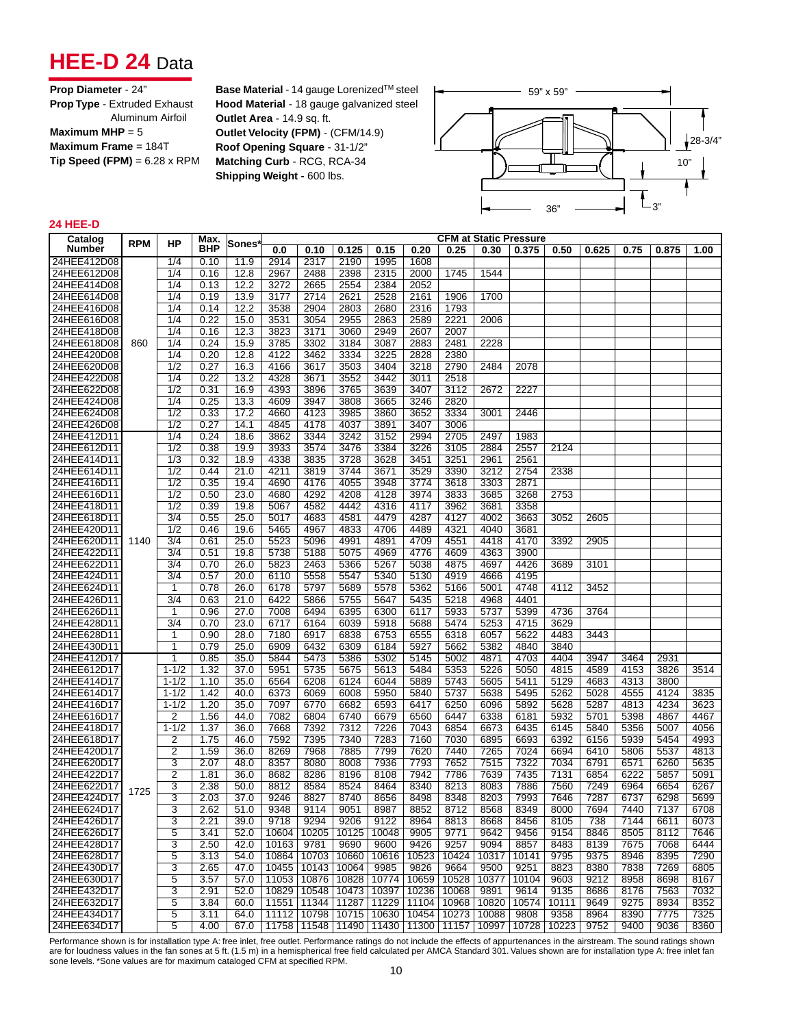# HEE-D 24 Data

**Prop Diameter** - 24"
**Prop Type** - Extruded Exhaust Aluminum Airfoil
**Maximum MHP** = 5
**Maximum Frame** = 184T
**Tip Speed (FPM)** = 6.28 x RPM

**Base Material** - 14 gauge Lorenized™ steel
**Hood Material** - 18 gauge galvanized steel
**Outlet Area** - 14.9 sq. ft.
**Outlet Velocity (FPM)** - (CFM/14.9)
**Roof Opening Square** - 31-1/2"
**Matching Curb** - RCG, RCA-34
**Shipping Weight -** 600 lbs.

59" x 59"
28-3/4"
10"
36"
3"

**24 HEE-D**

| Catalog Number | RPM | HP | Max. BHP | Sones* | CFM at Static Pressure | | | | | | | | | | | | |
|---|---|---|---|---|---|---|---|---|---|---|---|---|---|---|---|---|---|
| | | | | | 0.0 | 0.10 | 0.125 | 0.15 | 0.20 | 0.25 | 0.30 | 0.375 | 0.50 | 0.625 | 0.75 | 0.875 | 1.00 |
| 24HEE412D08 | 860 | 1/4 | 0.10 | 11.9 | 2914 | 2317 | 2190 | 1995 | 1608 | | | | | | | | |
| 24HEE612D08 | | 1/4 | 0.16 | 12.8 | 2967 | 2488 | 2398 | 2315 | 2000 | 1745 | 1544 | | | | | | |
| 24HEE414D08 | | 1/4 | 0.13 | 12.2 | 3272 | 2665 | 2554 | 2384 | 2052 | | | | | | | | |
| 24HEE614D08 | | 1/4 | 0.19 | 13.9 | 3177 | 2714 | 2621 | 2528 | 2161 | 1906 | 1700 | | | | | | |
| 24HEE416D08 | | 1/4 | 0.14 | 12.2 | 3538 | 2904 | 2803 | 2680 | 2316 | 1793 | | | | | | | |
| 24HEE616D08 | | 1/4 | 0.22 | 15.0 | 3531 | 3054 | 2955 | 2863 | 2589 | 2221 | 2006 | | | | | | |
| 24HEE418D08 | | 1/4 | 0.16 | 12.3 | 3823 | 3171 | 3060 | 2949 | 2607 | 2007 | | | | | | | |
| 24HEE618D08 | | 1/4 | 0.24 | 15.9 | 3785 | 3302 | 3184 | 3087 | 2883 | 2481 | 2228 | | | | | | |
| 24HEE420D08 | | 1/4 | 0.20 | 12.8 | 4122 | 3462 | 3334 | 3225 | 2828 | 2380 | | | | | | | |
| 24HEE620D08 | | 1/2 | 0.27 | 16.3 | 4166 | 3617 | 3503 | 3404 | 3218 | 2790 | 2484 | 2078 | | | | | |
| 24HEE422D08 | | 1/4 | 0.22 | 13.2 | 4328 | 3671 | 3552 | 3442 | 3011 | 2518 | | | | | | | |
| 24HEE622D08 | | 1/2 | 0.31 | 16.9 | 4393 | 3896 | 3765 | 3639 | 3407 | 3112 | 2672 | 2227 | | | | | |
| 24HEE424D08 | | 1/4 | 0.25 | 13.3 | 4609 | 3947 | 3808 | 3665 | 3246 | 2820 | | | | | | | |
| 24HEE624D08 | | 1/2 | 0.33 | 17.2 | 4660 | 4123 | 3985 | 3860 | 3652 | 3334 | 3001 | 2446 | | | | | |
| 24HEE426D08 | | 1/2 | 0.27 | 14.1 | 4845 | 4178 | 4037 | 3891 | 3407 | 3006 | | | | | | | |
| 24HEE412D11 | 1140 | 1/4 | 0.24 | 18.6 | 3862 | 3344 | 3242 | 3152 | 2994 | 2705 | 2497 | 1983 | | | | | |
| 24HEE612D11 | | 1/2 | 0.38 | 19.9 | 3933 | 3574 | 3476 | 3384 | 3226 | 3105 | 2884 | 2557 | 2124 | | | | |
| 24HEE414D11 | | 1/3 | 0.32 | 18.9 | 4338 | 3835 | 3728 | 3628 | 3451 | 3251 | 2961 | 2561 | | | | | |
| 24HEE614D11 | | 1/2 | 0.44 | 21.0 | 4211 | 3819 | 3744 | 3671 | 3529 | 3390 | 3212 | 2754 | 2338 | | | | |
| 24HEE416D11 | | 1/2 | 0.35 | 19.4 | 4690 | 4176 | 4055 | 3948 | 3774 | 3618 | 3303 | 2871 | | | | | |
| 24HEE616D11 | | 1/2 | 0.50 | 23.0 | 4680 | 4292 | 4208 | 4128 | 3974 | 3833 | 3685 | 3268 | 2753 | | | | |
| 24HEE418D11 | | 1/2 | 0.39 | 19.8 | 5067 | 4582 | 4442 | 4316 | 4117 | 3962 | 3681 | 3358 | | | | | |
| 24HEE618D11 | | 3/4 | 0.55 | 25.0 | 5017 | 4683 | 4581 | 4479 | 4287 | 4127 | 4002 | 3663 | 3052 | 2605 | | | |
| 24HEE420D11 | | 1/2 | 0.46 | 19.6 | 5465 | 4967 | 4833 | 4706 | 4489 | 4321 | 4040 | 3681 | | | | | |
| 24HEE620D11 | | 3/4 | 0.61 | 25.0 | 5523 | 5096 | 4991 | 4891 | 4709 | 4551 | 4418 | 4170 | 3392 | 2905 | | | |
| 24HEE422D11 | | 3/4 | 0.51 | 19.8 | 5738 | 5188 | 5075 | 4969 | 4776 | 4609 | 4363 | 3900 | | | | | |
| 24HEE622D11 | | 3/4 | 0.70 | 26.0 | 5823 | 2463 | 5366 | 5267 | 5038 | 4875 | 4697 | 4426 | 3689 | 3101 | | | |
| 24HEE424D11 | | 3/4 | 0.57 | 20.0 | 6110 | 5558 | 5547 | 5340 | 5130 | 4919 | 4666 | 4195 | | | | | |
| 24HEE624D11 | | 1 | 0.78 | 26.0 | 6178 | 5797 | 5689 | 5578 | 5362 | 5166 | 5001 | 4748 | 4112 | 3452 | | | |
| 24HEE426D11 | | 3/4 | 0.63 | 21.0 | 6422 | 5866 | 5755 | 5647 | 5435 | 5218 | 4968 | 4401 | | | | | |
| 24HEE626D11 | | 1 | 0.96 | 27.0 | 7008 | 6494 | 6395 | 6300 | 6117 | 5933 | 5737 | 5399 | 4736 | 3764 | | | |
| 24HEE428D11 | | 3/4 | 0.70 | 23.0 | 6717 | 6164 | 6039 | 5918 | 5688 | 5474 | 5253 | 4715 | 3629 | | | | |
| 24HEE628D11 | | 1 | 0.90 | 28.0 | 7180 | 6917 | 6838 | 6753 | 6555 | 6318 | 6057 | 5622 | 4483 | 3443 | | | |
| 24HEE430D11 | | 1 | 0.79 | 25.0 | 6909 | 6432 | 6309 | 6184 | 5927 | 5662 | 5382 | 4840 | 3840 | | | | |
| 24HEE412D17 | 1725 | 1 | 0.85 | 35.0 | 5844 | 5473 | 5386 | 5302 | 5145 | 5002 | 4871 | 4703 | 4404 | 3947 | 3464 | 2931 | |
| 24HEE612D17 | | 1-1/2 | 1.32 | 37.0 | 5951 | 5735 | 5675 | 5613 | 5484 | 5353 | 5226 | 5050 | 4815 | 4589 | 4153 | 3826 | 3514 |
| 24HEE414D17 | | 1-1/2 | 1.10 | 35.0 | 6564 | 6208 | 6124 | 6044 | 5889 | 5743 | 5605 | 5411 | 5129 | 4683 | 4313 | 3800 | |
| 24HEE614D17 | | 1-1/2 | 1.42 | 40.0 | 6373 | 6069 | 6008 | 5950 | 5840 | 5737 | 5638 | 5495 | 5262 | 5028 | 4555 | 4124 | 3835 |
| 24HEE416D17 | | 1-1/2 | 1.20 | 35.0 | 7097 | 6770 | 6682 | 6593 | 6417 | 6250 | 6096 | 5892 | 5628 | 5287 | 4813 | 4234 | 3623 |
| 24HEE616D17 | | 2 | 1.56 | 44.0 | 7082 | 6804 | 6740 | 6679 | 6560 | 6447 | 6338 | 6181 | 5932 | 5701 | 5398 | 4867 | 4467 |
| 24HEE418D17 | | 1-1/2 | 1.37 | 36.0 | 7668 | 7392 | 7312 | 7226 | 7043 | 6854 | 6673 | 6435 | 6145 | 5840 | 5356 | 5007 | 4056 |
| 24HEE618D17 | | 2 | 1.75 | 46.0 | 7592 | 7395 | 7340 | 7283 | 7160 | 7030 | 6895 | 6693 | 6392 | 6156 | 5939 | 5454 | 4993 |
| 24HEE420D17 | | 2 | 1.59 | 36.0 | 8269 | 7968 | 7885 | 7799 | 7620 | 7440 | 7265 | 7024 | 6694 | 6410 | 5806 | 5537 | 4813 |
| 24HEE620D17 | | 3 | 2.07 | 48.0 | 8357 | 8080 | 8008 | 7936 | 7793 | 7652 | 7515 | 7322 | 7034 | 6791 | 6571 | 6260 | 5635 |
| 24HEE422D17 | | 2 | 1.81 | 36.0 | 8682 | 8286 | 8196 | 8108 | 7942 | 7786 | 7639 | 7435 | 7131 | 6854 | 6222 | 5857 | 5091 |
| 24HEE622D17 | | 3 | 2.38 | 50.0 | 8812 | 8584 | 8524 | 8464 | 8340 | 8213 | 8083 | 7886 | 7560 | 7249 | 6964 | 6654 | 6267 |
| 24HEE424D17 | | 3 | 2.03 | 37.0 | 9246 | 8827 | 8740 | 8656 | 8498 | 8348 | 8203 | 7993 | 7646 | 7287 | 6737 | 6298 | 5699 |
| 24HEE624D17 | | 3 | 2.62 | 51.0 | 9348 | 9114 | 9051 | 8987 | 8852 | 8712 | 8568 | 8349 | 8000 | 7694 | 7440 | 7137 | 6708 |
| 24HEE426D17 | | 3 | 2.21 | 39.0 | 9718 | 9294 | 9206 | 9122 | 8964 | 8813 | 8668 | 8456 | 8105 | 738 | 7144 | 6611 | 6073 |
| 24HEE626D17 | | 5 | 3.41 | 52.0 | 10604 | 10205 | 10125 | 10048 | 9905 | 9771 | 9642 | 9456 | 9154 | 8846 | 8505 | 8112 | 7646 |
| 24HEE428D17 | | 3 | 2.50 | 42.0 | 10163 | 9781 | 9690 | 9600 | 9426 | 9257 | 9094 | 8857 | 8483 | 8139 | 7675 | 7068 | 6444 |
| 24HEE628D17 | | 5 | 3.13 | 54.0 | 10864 | 10703 | 10660 | 10616 | 10523 | 10424 | 10317 | 10141 | 9795 | 9375 | 8946 | 8395 | 7290 |
| 24HEE430D17 | | 3 | 2.65 | 47.0 | 10455 | 10143 | 10064 | 9985 | 9826 | 9664 | 9500 | 9251 | 8823 | 8380 | 7838 | 7269 | 6805 |
| 24HEE630D17 | | 5 | 3.57 | 57.0 | 11053 | 10876 | 10828 | 10774 | 10659 | 10528 | 10377 | 10104 | 9603 | 9212 | 8958 | 8698 | 8167 |
| 24HEE432D17 | | 3 | 2.91 | 52.0 | 10829 | 10548 | 10473 | 10397 | 10236 | 10068 | 9891 | 9614 | 9135 | 8686 | 8176 | 7563 | 7032 |
| 24HEE632D17 | | 5 | 3.84 | 60.0 | 11551 | 11344 | 11287 | 11229 | 11104 | 10968 | 10820 | 10574 | 10111 | 9649 | 9275 | 8934 | 8352 |
| 24HEE434D17 | | 5 | 3.11 | 64.0 | 11112 | 10798 | 10715 | 10630 | 10454 | 10273 | 10088 | 9808 | 9358 | 8964 | 8390 | 7775 | 7325 |
| 24HEE634D17 | | 5 | 4.00 | 67.0 | 11758 | 11548 | 11490 | 11430 | 11300 | 11157 | 10997 | 10728 | 10223 | 9752 | 9400 | 9036 | 8360 |

Performance shown is for installation type A: free inlet, free outlet. Performance ratings do not include the effects of appurtenances in the airstream. The sound ratings shown are for loudness values in the fan sones at 5 ft. (1.5 m) in a hemispherical free field calculated per AMCA Standard 301. Values shown are for installation type A: free inlet fan sone levels. *Sone values are for maximum cataloged CFM at specified RPM.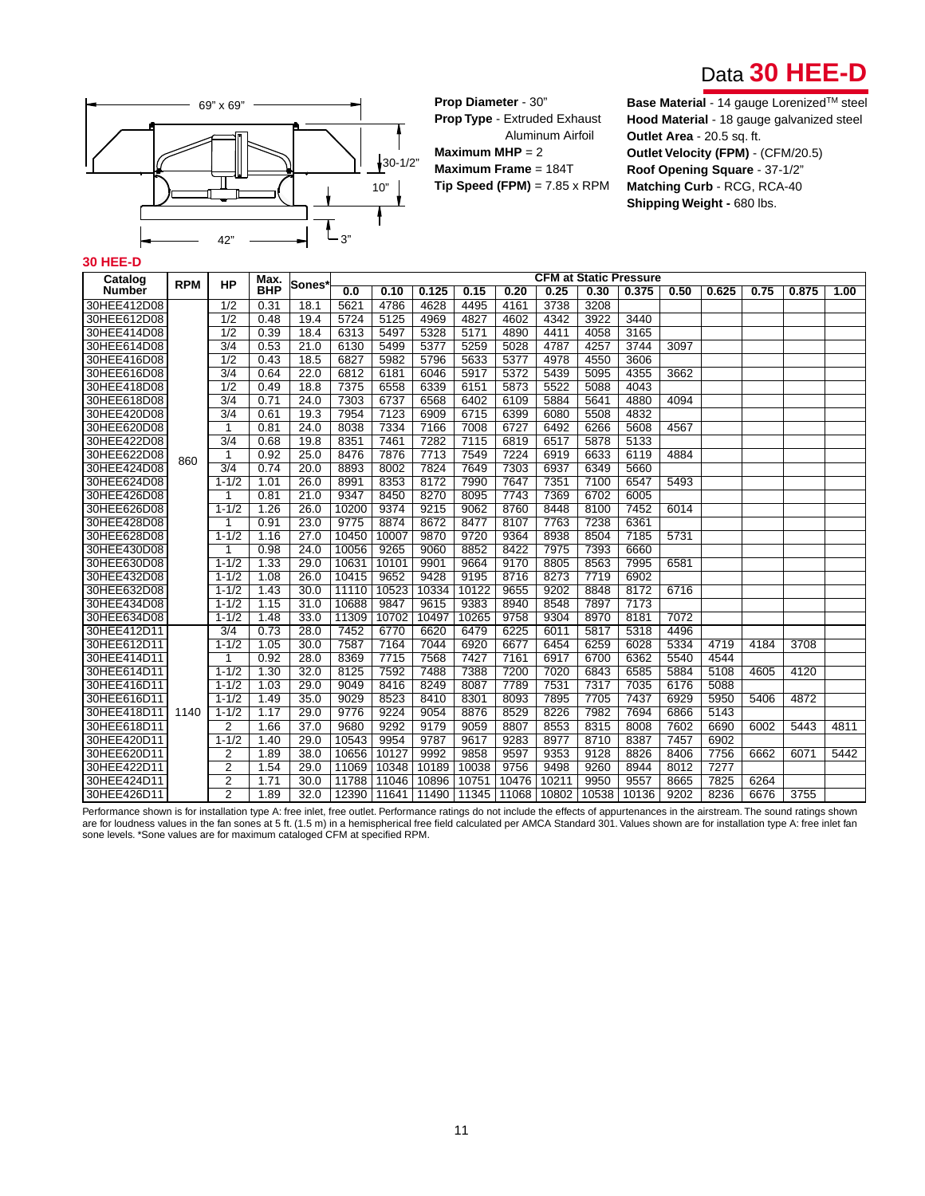# Data 30 HEE-D

69" x 69"

30-1/2"

10"

42"

3"

**Prop Diameter** - 30"
**Prop Type** - Extruded Exhaust Aluminum Airfoil
**Maximum MHP** = 2
**Maximum Frame** = 184T
**Tip Speed (FPM)** = 7.85 x RPM

**Base Material** - 14 gauge Lorenized™ steel
**Hood Material** - 18 gauge galvanized steel
**Outlet Area** - 20.5 sq. ft.
**Outlet Velocity (FPM)** - (CFM/20.5)
**Roof Opening Square** - 37-1/2"
**Matching Curb** - RCG, RCA-40
**Shipping Weight -** 680 lbs.

## 30 HEE-D

| Catalog Number | RPM | HP | Max. BHP | Sones* | CFM at Static Pressure | | | | | | | | | | | | |
|---|---|---|---|---|---|---|---|---|---|---|---|---|---|---|---|---|---|
| | | | | | 0.0 | 0.10 | 0.125 | 0.15 | 0.20 | 0.25 | 0.30 | 0.375 | 0.50 | 0.625 | 0.75 | 0.875 | 1.00 |
| 30HEE412D08 | 860 | 1/2 | 0.31 | 18.1 | 5621 | 4786 | 4628 | 4495 | 4161 | 3738 | 3208 | | | | | | |
| 30HEE612D08 | | 1/2 | 0.48 | 19.4 | 5724 | 5125 | 4969 | 4827 | 4602 | 4342 | 3922 | 3440 | | | | | |
| 30HEE414D08 | | 1/2 | 0.39 | 18.4 | 6313 | 5497 | 5328 | 5171 | 4890 | 4411 | 4058 | 3165 | | | | | |
| 30HEE614D08 | | 3/4 | 0.53 | 21.0 | 6130 | 5499 | 5377 | 5259 | 5028 | 4787 | 4257 | 3744 | 3097 | | | | |
| 30HEE416D08 | | 1/2 | 0.43 | 18.5 | 6827 | 5982 | 5796 | 5633 | 5377 | 4978 | 4550 | 3606 | | | | | |
| 30HEE616D08 | | 3/4 | 0.64 | 22.0 | 6812 | 6181 | 6046 | 5917 | 5372 | 5439 | 5095 | 4355 | 3662 | | | | |
| 30HEE418D08 | | 1/2 | 0.49 | 18.8 | 7375 | 6558 | 6339 | 6151 | 5873 | 5522 | 5088 | 4043 | | | | | |
| 30HEE618D08 | | 3/4 | 0.71 | 24.0 | 7303 | 6737 | 6568 | 6402 | 6109 | 5884 | 5641 | 4880 | 4094 | | | | |
| 30HEE420D08 | | 3/4 | 0.61 | 19.3 | 7954 | 7123 | 6909 | 6715 | 6399 | 6080 | 5508 | 4832 | | | | | |
| 30HEE620D08 | | 1 | 0.81 | 24.0 | 8038 | 7334 | 7166 | 7008 | 6727 | 6492 | 6266 | 5608 | 4567 | | | | |
| 30HEE422D08 | | 3/4 | 0.68 | 19.8 | 8351 | 7461 | 7282 | 7115 | 6819 | 6517 | 5878 | 5133 | | | | | |
| 30HEE622D08 | | 1 | 0.92 | 25.0 | 8476 | 7876 | 7713 | 7549 | 7224 | 6919 | 6633 | 6119 | 4884 | | | | |
| 30HEE424D08 | | 3/4 | 0.74 | 20.0 | 8893 | 8002 | 7824 | 7649 | 7303 | 6937 | 6349 | 5660 | | | | | |
| 30HEE624D08 | | 1-1/2 | 1.01 | 26.0 | 8991 | 8353 | 8172 | 7990 | 7647 | 7351 | 7100 | 6547 | 5493 | | | | |
| 30HEE426D08 | | 1 | 0.81 | 21.0 | 9347 | 8450 | 8270 | 8095 | 7743 | 7369 | 6702 | 6005 | | | | | |
| 30HEE626D08 | | 1-1/2 | 1.26 | 26.0 | 10200 | 9374 | 9215 | 9062 | 8760 | 8448 | 8100 | 7452 | 6014 | | | | |
| 30HEE428D08 | | 1 | 0.91 | 23.0 | 9775 | 8874 | 8672 | 8477 | 8107 | 7763 | 7238 | 6361 | | | | | |
| 30HEE628D08 | | 1-1/2 | 1.16 | 27.0 | 10450 | 10007 | 9870 | 9720 | 9364 | 8938 | 8504 | 7185 | 5731 | | | | |
| 30HEE430D08 | | 1 | 0.98 | 24.0 | 10056 | 9265 | 9060 | 8852 | 8422 | 7975 | 7393 | 6660 | | | | | |
| 30HEE630D08 | | 1-1/2 | 1.33 | 29.0 | 10631 | 10101 | 9901 | 9664 | 9170 | 8805 | 8563 | 7995 | 6581 | | | | |
| 30HEE432D08 | | 1-1/2 | 1.08 | 26.0 | 10415 | 9652 | 9428 | 9195 | 8716 | 8273 | 7719 | 6902 | | | | | |
| 30HEE632D08 | | 1-1/2 | 1.43 | 30.0 | 11110 | 10523 | 10334 | 10122 | 9655 | 9202 | 8848 | 8172 | 6716 | | | | |
| 30HEE434D08 | | 1-1/2 | 1.15 | 31.0 | 10688 | 9847 | 9615 | 9383 | 8940 | 8548 | 7897 | 7173 | | | | | |
| 30HEE634D08 | | 1-1/2 | 1.48 | 33.0 | 11309 | 10702 | 10497 | 10265 | 9758 | 9304 | 8970 | 8181 | 7072 | | | | |
| 30HEE412D11 | 1140 | 3/4 | 0.73 | 28.0 | 7452 | 6770 | 6620 | 6479 | 6225 | 6011 | 5817 | 5318 | 4496 | | | | |
| 30HEE612D11 | | 1-1/2 | 1.05 | 30.0 | 7587 | 7164 | 7044 | 6920 | 6677 | 6454 | 6259 | 6028 | 5334 | 4719 | 4184 | 3708 | |
| 30HEE414D11 | | 1 | 0.92 | 28.0 | 8369 | 7715 | 7568 | 7427 | 7161 | 6917 | 6700 | 6362 | 5540 | 4544 | | | |
| 30HEE614D11 | | 1-1/2 | 1.30 | 32.0 | 8125 | 7592 | 7488 | 7388 | 7200 | 7020 | 6843 | 6585 | 5884 | 5108 | 4605 | 4120 | |
| 30HEE416D11 | | 1-1/2 | 1.03 | 29.0 | 9049 | 8416 | 8249 | 8087 | 7789 | 7531 | 7317 | 7035 | 6176 | 5088 | | | |
| 30HEE616D11 | | 1-1/2 | 1.49 | 35.0 | 9029 | 8523 | 8410 | 8301 | 8093 | 7895 | 7705 | 7437 | 6929 | 5950 | 5406 | 4872 | |
| 30HEE418D11 | | 1-1/2 | 1.17 | 29.0 | 9776 | 9224 | 9054 | 8876 | 8529 | 8226 | 7982 | 7694 | 6866 | 5143 | | | |
| 30HEE618D11 | | 2 | 1.66 | 37.0 | 9680 | 9292 | 9179 | 9059 | 8807 | 8553 | 8315 | 8008 | 7602 | 6690 | 6002 | 5443 | 4811 |
| 30HEE420D11 | | 1-1/2 | 1.40 | 29.0 | 10543 | 9954 | 9787 | 9617 | 9283 | 8977 | 8710 | 8387 | 7457 | 6902 | | | |
| 30HEE620D11 | | 2 | 1.89 | 38.0 | 10656 | 10127 | 9992 | 9858 | 9597 | 9353 | 9128 | 8826 | 8406 | 7756 | 6662 | 6071 | 5442 |
| 30HEE422D11 | | 2 | 1.54 | 29.0 | 11069 | 10348 | 10189 | 10038 | 9756 | 9498 | 9260 | 8944 | 8012 | 7277 | | | |
| 30HEE424D11 | | 2 | 1.71 | 30.0 | 11788 | 11046 | 10896 | 10751 | 10476 | 10211 | 9950 | 9557 | 8665 | 7825 | 6264 | | |
| 30HEE426D11 | | 2 | 1.89 | 32.0 | 12390 | 11641 | 11490 | 11345 | 11068 | 10802 | 10538 | 10136 | 9202 | 8236 | 6676 | 3755 | |

Performance shown is for installation type A: free inlet, free outlet. Performance ratings do not include the effects of appurtenances in the airstream. The sound ratings shown are for loudness values in the fan sones at 5 ft. (1.5 m) in a hemispherical free field calculated per AMCA Standard 301. Values shown are for installation type A: free inlet fan sone levels. *Sone values are for maximum cataloged CFM at specified RPM.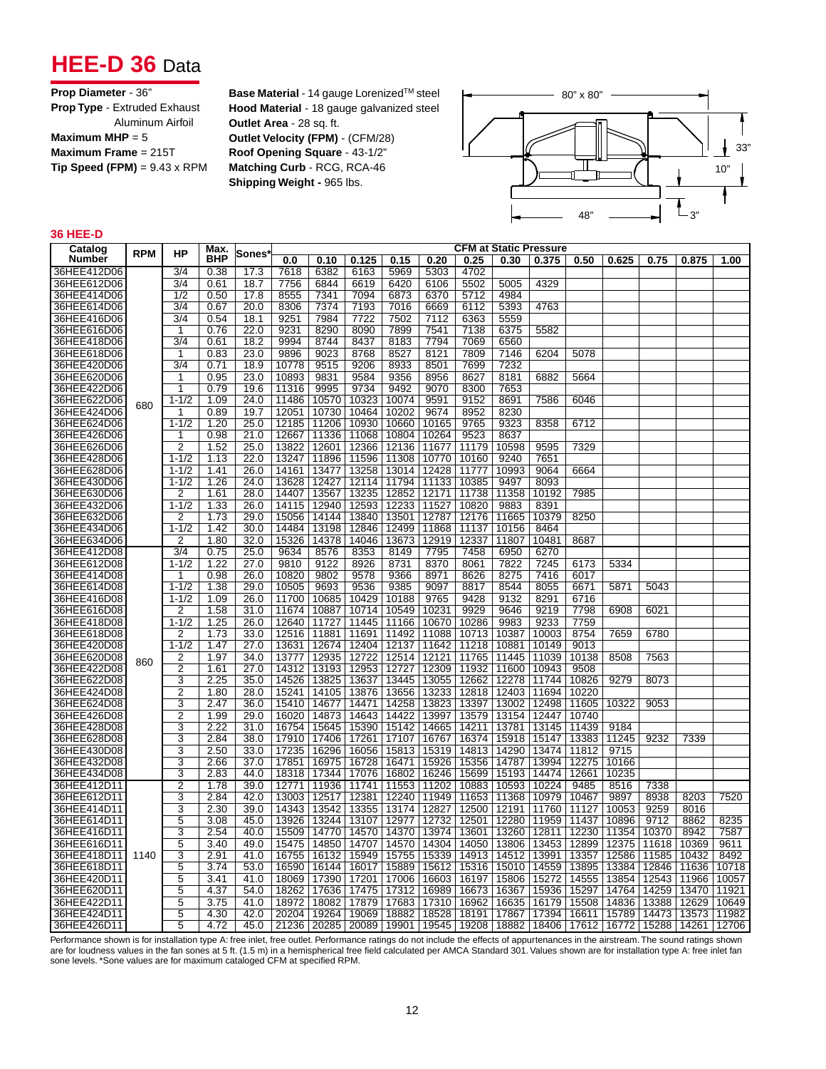# HEE-D 36 Data

**Prop Diameter** - 36"
**Prop Type** - Extruded Exhaust Aluminum Airfoil
**Maximum MHP** = 5
**Maximum Frame** = 215T
**Tip Speed (FPM)** = 9.43 x RPM

**Base Material** - 14 gauge Lorenized™ steel
**Hood Material** - 18 gauge galvanized steel
**Outlet Area** - 28 sq. ft.
**Outlet Velocity (FPM)** - (CFM/28)
**Roof Opening Square** - 43-1/2"
**Matching Curb** - RCG, RCA-46
**Shipping Weight -** 965 lbs.

80" x 80"
33"
10"
48"
3"

### 36 HEE-D

| Catalog Number | RPM | HP | Max. BHP | Sones* | CFM at Static Pressure | | | | | | | | | | | | |
|---|---|---|---|---|---|---|---|---|---|---|---|---|---|---|---|---|---|
| | | | | | 0.0 | 0.10 | 0.125 | 0.15 | 0.20 | 0.25 | 0.30 | 0.375 | 0.50 | 0.625 | 0.75 | 0.875 | 1.00 |
| 36HEE412D06 | 680 | 3/4 | 0.38 | 17.3 | 7618 | 6382 | 6163 | 5969 | 5303 | 4702 | | | | | | | |
| 36HEE612D06 | | 3/4 | 0.61 | 18.7 | 7756 | 6844 | 6619 | 6420 | 6106 | 5502 | 5005 | 4329 | | | | | |
| 36HEE414D06 | | 1/2 | 0.50 | 17.8 | 8555 | 7341 | 7094 | 6873 | 6370 | 5712 | 4984 | | | | | | |
| 36HEE614D06 | | 3/4 | 0.67 | 20.0 | 8306 | 7374 | 7193 | 7016 | 6669 | 6112 | 5393 | 4763 | | | | | |
| 36HEE416D06 | | 3/4 | 0.54 | 18.1 | 9251 | 7984 | 7722 | 7502 | 7112 | 6363 | 5559 | | | | | | |
| 36HEE616D06 | | 1 | 0.76 | 22.0 | 9231 | 8290 | 8090 | 7899 | 7541 | 7138 | 6375 | 5582 | | | | | |
| 36HEE418D06 | | 3/4 | 0.61 | 18.2 | 9994 | 8744 | 8437 | 8183 | 7794 | 7069 | 6560 | | | | | | |
| 36HEE618D06 | | 1 | 0.83 | 23.0 | 9896 | 9023 | 8768 | 8527 | 8121 | 7809 | 7146 | 6204 | 5078 | | | | |
| 36HEE420D06 | | 3/4 | 0.71 | 18.9 | 10778 | 9515 | 9206 | 8933 | 8501 | 7699 | 7232 | | | | | | |
| 36HEE620D06 | | 1 | 0.95 | 23.0 | 10893 | 9831 | 9584 | 9356 | 8956 | 8627 | 8181 | 6882 | 5664 | | | | |
| 36HEE422D06 | | 1 | 0.79 | 19.6 | 11316 | 9995 | 9734 | 9492 | 9070 | 8300 | 7653 | | | | | | |
| 36HEE622D06 | | 1-1/2 | 1.09 | 24.0 | 11486 | 10570 | 10323 | 10074 | 9591 | 9152 | 8691 | 7586 | 6046 | | | | |
| 36HEE424D06 | | 1 | 0.89 | 19.7 | 12051 | 10730 | 10464 | 10202 | 9674 | 8952 | 8230 | | | | | | |
| 36HEE624D06 | | 1-1/2 | 1.20 | 25.0 | 12185 | 11206 | 10930 | 10660 | 10165 | 9765 | 9323 | 8358 | 6712 | | | | |
| 36HEE426D06 | | 1 | 0.98 | 21.0 | 12667 | 11336 | 11068 | 10804 | 10264 | 9523 | 8637 | | | | | | |
| 36HEE626D06 | | 2 | 1.52 | 25.0 | 13822 | 12601 | 12366 | 12136 | 11677 | 11179 | 10598 | 9595 | 7329 | | | | |
| 36HEE428D06 | | 1-1/2 | 1.13 | 22.0 | 13247 | 11896 | 11596 | 11308 | 10770 | 10160 | 9240 | 7651 | | | | | |
| 36HEE628D06 | | 1-1/2 | 1.41 | 26.0 | 14161 | 13477 | 13258 | 13014 | 12428 | 11777 | 10993 | 9064 | 6664 | | | | |
| 36HEE430D06 | | 1-1/2 | 1.26 | 24.0 | 13628 | 12427 | 12114 | 11794 | 11133 | 10385 | 9497 | 8093 | | | | | |
| 36HEE630D06 | | 2 | 1.61 | 28.0 | 14407 | 13567 | 13235 | 12852 | 12171 | 11738 | 11358 | 10192 | 7985 | | | | |
| 36HEE432D06 | | 1-1/2 | 1.33 | 26.0 | 14115 | 12940 | 12593 | 12233 | 11527 | 10820 | 9883 | 8391 | | | | | |
| 36HEE632D06 | | 2 | 1.73 | 29.0 | 15056 | 14144 | 13840 | 13501 | 12787 | 12176 | 11665 | 10379 | 8250 | | | | |
| 36HEE434D06 | | 1-1/2 | 1.42 | 30.0 | 14484 | 13198 | 12846 | 12499 | 11868 | 11137 | 10156 | 8464 | | | | | |
| 36HEE634D06 | | 2 | 1.80 | 32.0 | 15326 | 14378 | 14046 | 13673 | 12919 | 12337 | 11807 | 10481 | 8687 | | | | |
| 36HEE412D08 | 860 | 3/4 | 0.75 | 25.0 | 9634 | 8576 | 8353 | 8149 | 7795 | 7458 | 6950 | 6270 | | | | | |
| 36HEE612D08 | | 1-1/2 | 1.22 | 27.0 | 9810 | 9122 | 8926 | 8731 | 8370 | 8061 | 7822 | 7245 | 6173 | 5334 | | | |
| 36HEE414D08 | | 1 | 0.98 | 26.0 | 10820 | 9802 | 9578 | 9366 | 8971 | 8626 | 8275 | 7416 | 6017 | | | | |
| 36HEE614D08 | | 1-1/2 | 1.38 | 29.0 | 10505 | 9693 | 9536 | 9385 | 9097 | 8817 | 8544 | 8055 | 6671 | 5871 | 5043 | | |
| 36HEE416D08 | | 1-1/2 | 1.09 | 26.0 | 11700 | 10685 | 10429 | 10188 | 9765 | 9428 | 9132 | 8291 | 6716 | | | | |
| 36HEE616D08 | | 2 | 1.58 | 31.0 | 11674 | 10887 | 10714 | 10549 | 10231 | 9929 | 9646 | 9219 | 7798 | 6908 | 6021 | | |
| 36HEE418D08 | | 1-1/2 | 1.25 | 26.0 | 12640 | 11727 | 11445 | 11166 | 10670 | 10286 | 9983 | 9233 | 7759 | | | | |
| 36HEE618D08 | | 2 | 1.73 | 33.0 | 12516 | 11881 | 11691 | 11492 | 11088 | 10713 | 10387 | 10003 | 8754 | 7659 | 6780 | | |
| 36HEE420D08 | | 1-1/2 | 1.47 | 27.0 | 13631 | 12674 | 12404 | 12137 | 11642 | 11218 | 10881 | 10149 | 9013 | | | | |
| 36HEE620D08 | | 2 | 1.97 | 34.0 | 13777 | 12935 | 12722 | 12514 | 12121 | 11765 | 11445 | 11039 | 10138 | 8508 | 7563 | | |
| 36HEE422D08 | | 2 | 1.61 | 27.0 | 14312 | 13193 | 12953 | 12727 | 12309 | 11932 | 11600 | 10943 | 9508 | | | | |
| 36HEE622D08 | | 3 | 2.25 | 35.0 | 14526 | 13825 | 13637 | 13445 | 13055 | 12662 | 12278 | 11744 | 10826 | 9279 | 8073 | | |
| 36HEE424D08 | | 2 | 1.80 | 28.0 | 15241 | 14105 | 13876 | 13656 | 13233 | 12818 | 12403 | 11694 | 10220 | | | | |
| 36HEE624D08 | | 3 | 2.47 | 36.0 | 15410 | 14677 | 14471 | 14258 | 13823 | 13397 | 13002 | 12498 | 11605 | 10322 | 9053 | | |
| 36HEE426D08 | | 2 | 1.99 | 29.0 | 16020 | 14873 | 14643 | 14422 | 13997 | 13579 | 13154 | 12447 | 10740 | | | | |
| 36HEE428D08 | | 3 | 2.22 | 31.0 | 16754 | 15645 | 15390 | 15142 | 14665 | 14211 | 13781 | 13145 | 11439 | 9184 | | | |
| 36HEE628D08 | | 3 | 2.84 | 38.0 | 17910 | 17406 | 17261 | 17107 | 16767 | 16374 | 15918 | 15147 | 13383 | 11245 | 9232 | 7339 | |
| 36HEE430D08 | | 3 | 2.50 | 33.0 | 17235 | 16296 | 16056 | 15813 | 15319 | 14813 | 14290 | 13474 | 11812 | 9715 | | | |
| 36HEE432D08 | | 3 | 2.66 | 37.0 | 17851 | 16975 | 16728 | 16471 | 15926 | 15356 | 14787 | 13994 | 12275 | 10166 | | | |
| 36HEE434D08 | | 3 | 2.83 | 44.0 | 18318 | 17344 | 17076 | 16802 | 16246 | 15699 | 15193 | 14474 | 12661 | 10235 | | | |
| 36HEE412D11 | 1140 | 2 | 1.78 | 39.0 | 12771 | 11936 | 11741 | 11553 | 11202 | 10883 | 10593 | 10224 | 9485 | 8516 | 7338 | | |
| 36HEE612D11 | | 3 | 2.84 | 42.0 | 13003 | 12517 | 12381 | 12240 | 11949 | 11653 | 11368 | 10979 | 10467 | 9897 | 8938 | 8203 | 7520 |
| 36HEE414D11 | | 3 | 2.30 | 39.0 | 14343 | 13542 | 13355 | 13174 | 12827 | 12500 | 12191 | 11760 | 11127 | 10053 | 9259 | 8016 | |
| 36HEE614D11 | | 5 | 3.08 | 45.0 | 13926 | 13244 | 13107 | 12977 | 12732 | 12501 | 12280 | 11959 | 11437 | 10896 | 9712 | 8862 | 8235 |
| 36HEE416D11 | | 3 | 2.54 | 40.0 | 15509 | 14770 | 14570 | 14370 | 13974 | 13601 | 13260 | 12811 | 12230 | 11354 | 10370 | 8942 | 7587 |
| 36HEE616D11 | | 5 | 3.40 | 49.0 | 15475 | 14850 | 14707 | 14570 | 14304 | 14050 | 13806 | 13453 | 12899 | 12375 | 11618 | 10369 | 9611 |
| 36HEE418D11 | | 3 | 2.91 | 41.0 | 16755 | 16132 | 15949 | 15755 | 15339 | 14913 | 14512 | 13991 | 13357 | 12586 | 11585 | 10432 | 8492 |
| 36HEE618D11 | | 5 | 3.74 | 53.0 | 16590 | 16144 | 16017 | 15889 | 15612 | 15316 | 15010 | 14559 | 13895 | 13384 | 12846 | 11636 | 10718 |
| 36HEE420D11 | | 5 | 3.41 | 41.0 | 18069 | 17390 | 17201 | 17006 | 16603 | 16197 | 15806 | 15272 | 14555 | 13854 | 12543 | 11966 | 10057 |
| 36HEE620D11 | | 5 | 4.37 | 54.0 | 18262 | 17636 | 17475 | 17312 | 16989 | 16673 | 16367 | 15936 | 15297 | 14764 | 14259 | 13470 | 11921 |
| 36HEE422D11 | | 5 | 3.75 | 41.0 | 18972 | 18082 | 17879 | 17683 | 17310 | 16962 | 16635 | 16179 | 15508 | 14836 | 13388 | 12629 | 10649 |
| 36HEE424D11 | | 5 | 4.30 | 42.0 | 20204 | 19264 | 19069 | 18882 | 18528 | 18191 | 17867 | 17394 | 16611 | 15789 | 14473 | 13573 | 11982 |
| 36HEE426D11 | | 5 | 4.72 | 45.0 | 21236 | 20285 | 20089 | 19901 | 19545 | 19208 | 18882 | 18406 | 17612 | 16772 | 15288 | 14261 | 12706 |

Performance shown is for installation type A: free inlet, free outlet. Performance ratings do not include the effects of appurtenances in the airstream. The sound ratings shown are for loudness values in the fan sones at 5 ft. (1.5 m) in a hemispherical free field calculated per AMCA Standard 301. Values shown are for installation type A: free inlet fan sone levels. *Sone values are for maximum cataloged CFM at specified RPM.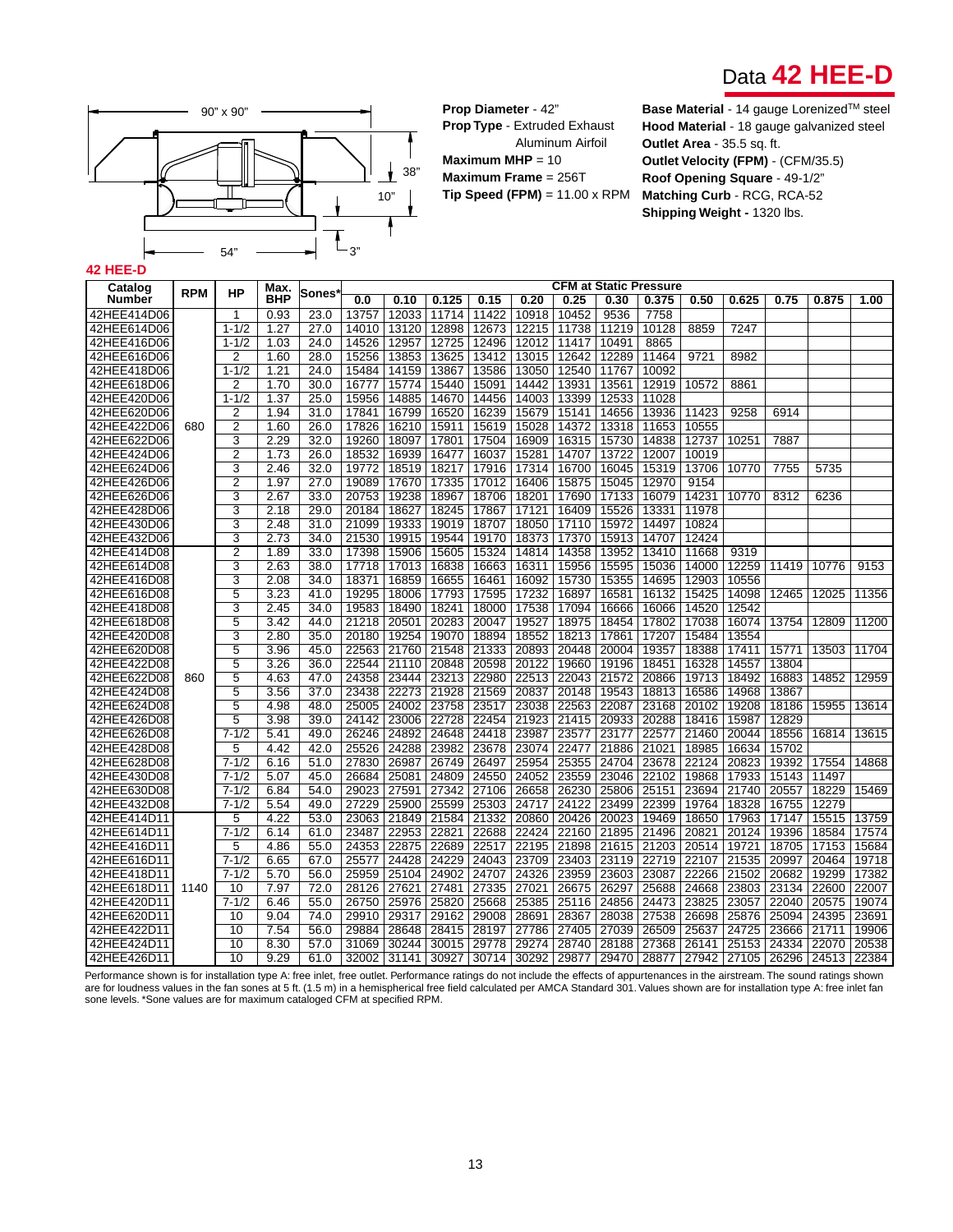# Data 42 HEE-D

90" x 90"

38"

10"

54"

3"

**Prop Diameter** - 42"
**Prop Type** - Extruded Exhaust Aluminum Airfoil
**Maximum MHP** = 10
**Maximum Frame** = 256T
**Tip Speed (FPM)** = 11.00 x RPM

**Base Material** - 14 gauge Lorenized™ steel
**Hood Material** - 18 gauge galvanized steel
**Outlet Area** - 35.5 sq. ft.
**Outlet Velocity (FPM)** - (CFM/35.5)
**Roof Opening Square** - 49-1/2"
**Matching Curb** - RCG, RCA-52
**Shipping Weight -** 1320 lbs.

**42 HEE-D**

| Catalog Number | RPM | HP | Max. BHP | Sones* | CFM at Static Pressure | | | | | | | | | | | | |
|---|---|---|---|---|---|---|---|---|---|---|---|---|---|---|---|---|---|
| | | | | | 0.0 | 0.10 | 0.125 | 0.15 | 0.20 | 0.25 | 0.30 | 0.375 | 0.50 | 0.625 | 0.75 | 0.875 | 1.00 |
| 42HEE414D06 | 680 | 1 | 0.93 | 23.0 | 13757 | 12033 | 11714 | 11422 | 10918 | 10452 | 9536 | 7758 | | | | | |
| 42HEE614D06 | | 1-1/2 | 1.27 | 27.0 | 14010 | 13120 | 12898 | 12673 | 12215 | 11738 | 11219 | 10128 | 8859 | 7247 | | | |
| 42HEE416D06 | | 1-1/2 | 1.03 | 24.0 | 14526 | 12957 | 12725 | 12496 | 12012 | 11417 | 10491 | 8865 | | | | | |
| 42HEE616D06 | | 2 | 1.60 | 28.0 | 15256 | 13853 | 13625 | 13412 | 13015 | 12642 | 12289 | 11464 | 9721 | 8982 | | | |
| 42HEE418D06 | | 1-1/2 | 1.21 | 24.0 | 15484 | 14159 | 13867 | 13586 | 13050 | 12540 | 11767 | 10092 | | | | | |
| 42HEE618D06 | | 2 | 1.70 | 30.0 | 16777 | 15774 | 15440 | 15091 | 14442 | 13931 | 13561 | 12919 | 10572 | 8861 | | | |
| 42HEE420D06 | | 1-1/2 | 1.37 | 25.0 | 15956 | 14885 | 14670 | 14456 | 14003 | 13399 | 12533 | 11028 | | | | | |
| 42HEE620D06 | | 2 | 1.94 | 31.0 | 17841 | 16799 | 16520 | 16239 | 15679 | 15141 | 14656 | 13936 | 11423 | 9258 | 6914 | | |
| 42HEE422D06 | | 2 | 1.60 | 26.0 | 17826 | 16210 | 15911 | 15619 | 15028 | 14372 | 13318 | 11653 | 10555 | | | | |
| 42HEE622D06 | | 3 | 2.29 | 32.0 | 19260 | 18097 | 17801 | 17504 | 16909 | 16315 | 15730 | 14838 | 12737 | 10251 | 7887 | | |
| 42HEE424D06 | | 2 | 1.73 | 26.0 | 18532 | 16939 | 16477 | 16037 | 15281 | 14707 | 13722 | 12007 | 10019 | | | | |
| 42HEE624D06 | | 3 | 2.46 | 32.0 | 19772 | 18519 | 18217 | 17916 | 17314 | 16700 | 16045 | 15319 | 13706 | 10770 | 7755 | 5735 | |
| 42HEE426D06 | | 2 | 1.97 | 27.0 | 19089 | 17670 | 17335 | 17012 | 16406 | 15875 | 15045 | 12970 | 9154 | | | | |
| 42HEE626D06 | | 3 | 2.67 | 33.0 | 20753 | 19238 | 18967 | 18706 | 18201 | 17690 | 17133 | 16079 | 14231 | 10770 | 8312 | 6236 | |
| 42HEE428D06 | | 3 | 2.18 | 29.0 | 20184 | 18627 | 18245 | 17867 | 17121 | 16409 | 15526 | 13331 | 11978 | | | | |
| 42HEE430D06 | | 3 | 2.48 | 31.0 | 21099 | 19333 | 19019 | 18707 | 18050 | 17110 | 15972 | 14497 | 10824 | | | | |
| 42HEE432D06 | | 3 | 2.73 | 34.0 | 21530 | 19915 | 19544 | 19170 | 18373 | 17370 | 15913 | 14707 | 12424 | | | | |
| 42HEE414D08 | 860 | 2 | 1.89 | 33.0 | 17398 | 15906 | 15605 | 15324 | 14814 | 14358 | 13952 | 13410 | 11668 | 9319 | | | |
| 42HEE614D08 | | 3 | 2.63 | 38.0 | 17718 | 17013 | 16838 | 16663 | 16311 | 15956 | 15595 | 15036 | 14000 | 12259 | 11419 | 10776 | 9153 |
| 42HEE416D08 | | 3 | 2.08 | 34.0 | 18371 | 16859 | 16655 | 16461 | 16092 | 15730 | 15355 | 14695 | 12903 | 10556 | | | |
| 42HEE616D08 | | 5 | 3.23 | 41.0 | 19295 | 18006 | 17793 | 17595 | 17232 | 16897 | 16581 | 16132 | 15425 | 14098 | 12465 | 12025 | 11356 |
| 42HEE418D08 | | 3 | 2.45 | 34.0 | 19583 | 18490 | 18241 | 18000 | 17538 | 17094 | 16666 | 16066 | 14520 | 12542 | | | |
| 42HEE618D08 | | 5 | 3.42 | 44.0 | 21218 | 20501 | 20283 | 20047 | 19527 | 18975 | 18454 | 17802 | 17038 | 16074 | 13754 | 12809 | 11200 |
| 42HEE420D08 | | 3 | 2.80 | 35.0 | 20180 | 19254 | 19070 | 18894 | 18552 | 18213 | 17861 | 17207 | 15484 | 13554 | | | |
| 42HEE620D08 | | 5 | 3.96 | 45.0 | 22563 | 21760 | 21548 | 21333 | 20893 | 20448 | 20004 | 19357 | 18388 | 17411 | 15771 | 13503 | 11704 |
| 42HEE422D08 | | 5 | 3.26 | 36.0 | 22544 | 21110 | 20848 | 20598 | 20122 | 19660 | 19196 | 18451 | 16328 | 14557 | 13804 | | |
| 42HEE622D08 | | 5 | 4.63 | 47.0 | 24358 | 23444 | 23213 | 22980 | 22513 | 22043 | 21572 | 20866 | 19713 | 18492 | 16883 | 14852 | 12959 |
| 42HEE424D08 | | 5 | 3.56 | 37.0 | 23438 | 22273 | 21928 | 21569 | 20837 | 20148 | 19543 | 18813 | 16586 | 14968 | 13867 | | |
| 42HEE624D08 | | 5 | 4.98 | 48.0 | 25005 | 24002 | 23758 | 23517 | 23038 | 22563 | 22087 | 23168 | 20102 | 19208 | 18186 | 15955 | 13614 |
| 42HEE426D08 | | 5 | 3.98 | 39.0 | 24142 | 23006 | 22728 | 22454 | 21923 | 21415 | 20933 | 20288 | 18416 | 15987 | 12829 | | |
| 42HEE626D08 | | 7-1/2 | 5.41 | 49.0 | 26246 | 24892 | 24648 | 24418 | 23987 | 23577 | 23177 | 22577 | 21460 | 20044 | 18556 | 16814 | 13615 |
| 42HEE428D08 | | 5 | 4.42 | 42.0 | 25526 | 24288 | 23982 | 23678 | 23074 | 22477 | 21886 | 21021 | 18985 | 16634 | 15702 | | |
| 42HEE628D08 | | 7-1/2 | 6.16 | 51.0 | 27830 | 26987 | 26749 | 26497 | 25954 | 25355 | 24704 | 23678 | 22124 | 20823 | 19392 | 17554 | 14868 |
| 42HEE430D08 | | 7-1/2 | 5.07 | 45.0 | 26684 | 25081 | 24809 | 24550 | 24052 | 23559 | 23046 | 22102 | 19868 | 17933 | 15143 | 11497 | |
| 42HEE630D08 | | 7-1/2 | 6.84 | 54.0 | 29023 | 27591 | 27342 | 27106 | 26658 | 26230 | 25806 | 25151 | 23694 | 21740 | 20557 | 18229 | 15469 |
| 42HEE432D08 | | 7-1/2 | 5.54 | 49.0 | 27229 | 25900 | 25599 | 25303 | 24717 | 24122 | 23499 | 22399 | 19764 | 18328 | 16755 | 12279 | |
| 42HEE414D11 | 1140 | 5 | 4.22 | 53.0 | 23063 | 21849 | 21584 | 21332 | 20860 | 20426 | 20023 | 19469 | 18650 | 17963 | 17147 | 15515 | 13759 |
| 42HEE614D11 | | 7-1/2 | 6.14 | 61.0 | 23487 | 22953 | 22821 | 22688 | 22424 | 22160 | 21895 | 21496 | 20821 | 20124 | 19396 | 18584 | 17574 |
| 42HEE416D11 | | 5 | 4.86 | 55.0 | 24353 | 22875 | 22689 | 22517 | 22195 | 21898 | 21615 | 21203 | 20514 | 19721 | 18705 | 17153 | 15684 |
| 42HEE616D11 | | 7-1/2 | 6.65 | 67.0 | 25577 | 24428 | 24229 | 24043 | 23709 | 23403 | 23119 | 22719 | 22107 | 21535 | 20997 | 20464 | 19718 |
| 42HEE418D11 | | 7-1/2 | 5.70 | 56.0 | 25959 | 25104 | 24902 | 24707 | 24326 | 23959 | 23603 | 23087 | 22266 | 21502 | 20682 | 19299 | 17382 |
| 42HEE618D11 | | 10 | 7.97 | 72.0 | 28126 | 27621 | 27481 | 27335 | 27021 | 26675 | 26297 | 25688 | 24668 | 23803 | 23134 | 22600 | 22007 |
| 42HEE420D11 | | 7-1/2 | 6.46 | 55.0 | 26750 | 25976 | 25820 | 25668 | 25385 | 25116 | 24856 | 24473 | 23825 | 23057 | 22040 | 20575 | 19074 |
| 42HEE620D11 | | 10 | 9.04 | 74.0 | 29910 | 29317 | 29162 | 29008 | 28691 | 28367 | 28038 | 27538 | 26698 | 25876 | 25094 | 24395 | 23691 |
| 42HEE422D11 | | 10 | 7.54 | 56.0 | 29884 | 28648 | 28415 | 28197 | 27786 | 27405 | 27039 | 26509 | 25637 | 24725 | 23666 | 21711 | 19906 |
| 42HEE424D11 | | 10 | 8.30 | 57.0 | 31069 | 30244 | 30015 | 29778 | 29274 | 28740 | 28188 | 27368 | 26141 | 25153 | 24334 | 22070 | 20538 |
| 42HEE426D11 | | 10 | 9.29 | 61.0 | 32002 | 31141 | 30927 | 30714 | 30292 | 29877 | 29470 | 28877 | 27942 | 27105 | 26296 | 24513 | 22384 |

Performance shown is for installation type A: free inlet, free outlet. Performance ratings do not include the effects of appurtenances in the airstream. The sound ratings shown are for loudness values in the fan sones at 5 ft. (1.5 m) in a hemispherical free field calculated per AMCA Standard 301. Values shown are for installation type A: free inlet fan sone levels. *Sone values are for maximum cataloged CFM at specified RPM.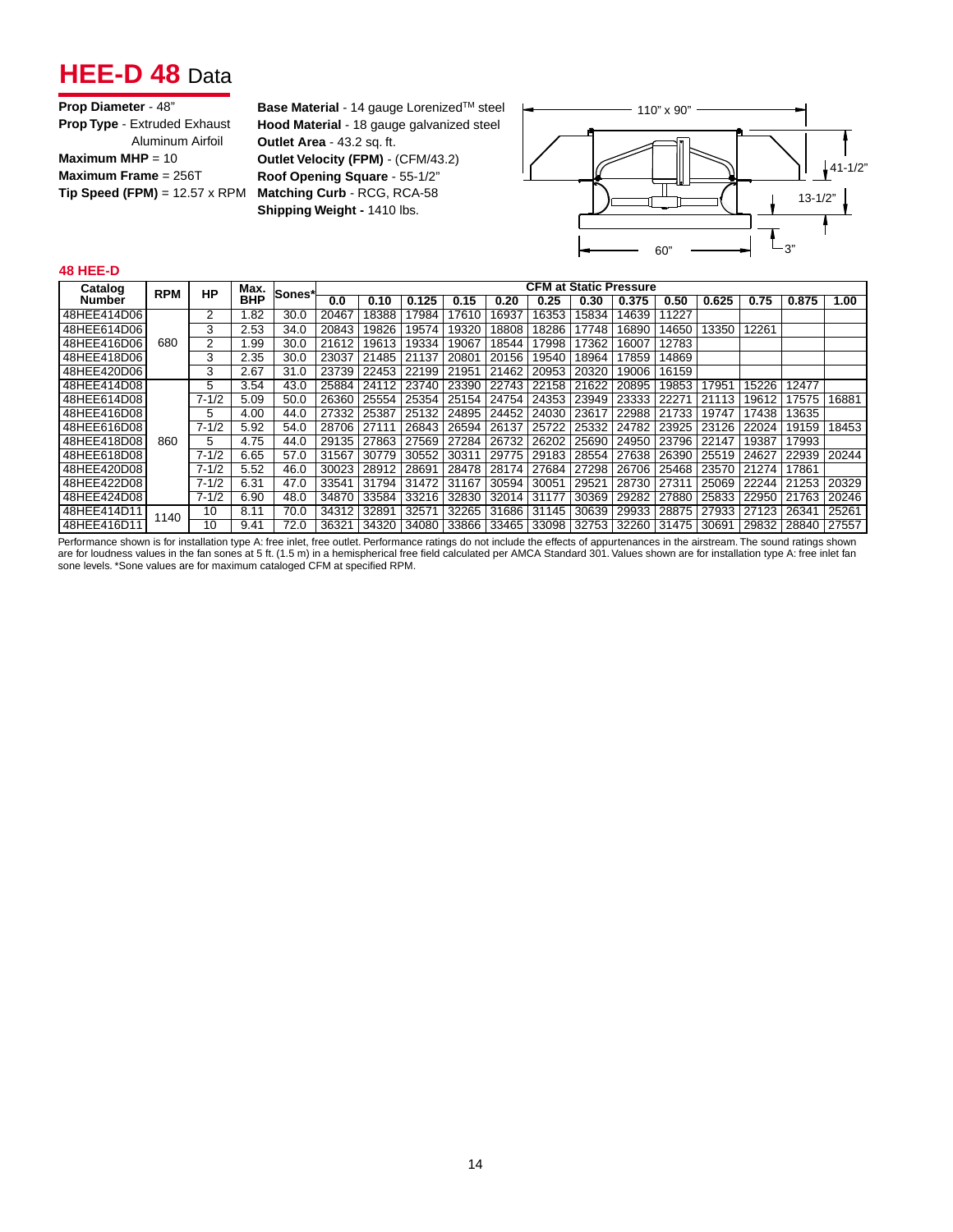# HEE-D 48 Data

**Prop Diameter** - 48"
**Prop Type** - Extruded Exhaust Aluminum Airfoil
**Maximum MHP** = 10
**Maximum Frame** = 256T
**Tip Speed (FPM)** = 12.57 x RPM

**Base Material** - 14 gauge Lorenized™ steel
**Hood Material** - 18 gauge galvanized steel
**Outlet Area** - 43.2 sq. ft.
**Outlet Velocity (FPM)** - (CFM/43.2)
**Roof Opening Square** - 55-1/2"
**Matching Curb** - RCG, RCA-58
**Shipping Weight -** 1410 lbs.

110" x 90"

41-1/2"

13-1/2"

60"

3"

## 48 HEE-D

| Catalog Number | RPM | HP | Max. BHP | Sones* | CFM at Static Pressure | | | | | | | | | | | | |
|---|---|---|---|---|---|---|---|---|---|---|---|---|---|---|---|---|---|
| | | | | | 0.0 | 0.10 | 0.125 | 0.15 | 0.20 | 0.25 | 0.30 | 0.375 | 0.50 | 0.625 | 0.75 | 0.875 | 1.00 |
| 48HEE414D06 | 680 | 2 | 1.82 | 30.0 | 20467 | 18388 | 17984 | 17610 | 16937 | 16353 | 15834 | 14639 | 11227 | | | | |
| 48HEE614D06 | | 3 | 2.53 | 34.0 | 20843 | 19826 | 19574 | 19320 | 18808 | 18286 | 17748 | 16890 | 14650 | 13350 | 12261 | | |
| 48HEE416D06 | | 2 | 1.99 | 30.0 | 21612 | 19613 | 19334 | 19067 | 18544 | 17998 | 17362 | 16007 | 12783 | | | | |
| 48HEE418D06 | | 3 | 2.35 | 30.0 | 23037 | 21485 | 21137 | 20801 | 20156 | 19540 | 18964 | 17859 | 14869 | | | | |
| 48HEE420D06 | | 3 | 2.67 | 31.0 | 23739 | 22453 | 22199 | 21951 | 21462 | 20953 | 20320 | 19006 | 16159 | | | | |
| 48HEE414D08 | 860 | 5 | 3.54 | 43.0 | 25884 | 24112 | 23740 | 23390 | 22743 | 22158 | 21622 | 20895 | 19853 | 17951 | 15226 | 12477 | |
| 48HEE614D08 | | 7-1/2 | 5.09 | 50.0 | 26360 | 25554 | 25354 | 25154 | 24754 | 24353 | 23949 | 23333 | 22271 | 21113 | 19612 | 17575 | 16881 |
| 48HEE416D08 | | 5 | 4.00 | 44.0 | 27332 | 25387 | 25132 | 24895 | 24452 | 24030 | 23617 | 22988 | 21733 | 19747 | 17438 | 13635 | |
| 48HEE616D08 | | 7-1/2 | 5.92 | 54.0 | 28706 | 27111 | 26843 | 26594 | 26137 | 25722 | 25332 | 24782 | 23925 | 23126 | 22024 | 19159 | 18453 |
| 48HEE418D08 | | 5 | 4.75 | 44.0 | 29135 | 27863 | 27569 | 27284 | 26732 | 26202 | 25690 | 24950 | 23796 | 22147 | 19387 | 17993 | |
| 48HEE618D08 | | 7-1/2 | 6.65 | 57.0 | 31567 | 30779 | 30552 | 30311 | 29775 | 29183 | 28554 | 27638 | 26390 | 25519 | 24627 | 22939 | 20244 |
| 48HEE420D08 | | 7-1/2 | 5.52 | 46.0 | 30023 | 28912 | 28691 | 28478 | 28174 | 27684 | 27298 | 26706 | 25468 | 23570 | 21274 | 17861 | |
| 48HEE422D08 | | 7-1/2 | 6.31 | 47.0 | 33541 | 31794 | 31472 | 31167 | 30594 | 30051 | 29521 | 28730 | 27311 | 25069 | 22244 | 21253 | 20329 |
| 48HEE424D08 | | 7-1/2 | 6.90 | 48.0 | 34870 | 33584 | 33216 | 32830 | 32014 | 31177 | 30369 | 29282 | 27880 | 25833 | 22950 | 21763 | 20246 |
| 48HEE414D11 | 1140 | 10 | 8.11 | 70.0 | 34312 | 32891 | 32571 | 32265 | 31686 | 31145 | 30639 | 29933 | 28875 | 27933 | 27123 | 26341 | 25261 |
| 48HEE416D11 | | 10 | 9.41 | 72.0 | 36321 | 34320 | 34080 | 33866 | 33465 | 33098 | 32753 | 32260 | 31475 | 30691 | 29832 | 28840 | 27557 |

Performance shown is for installation type A: free inlet, free outlet. Performance ratings do not include the effects of appurtenances in the airstream. The sound ratings shown are for loudness values in the fan sones at 5 ft. (1.5 m) in a hemispherical free field calculated per AMCA Standard 301. Values shown are for installation type A: free inlet fan sone levels. *Sone values are for maximum cataloged CFM at specified RPM.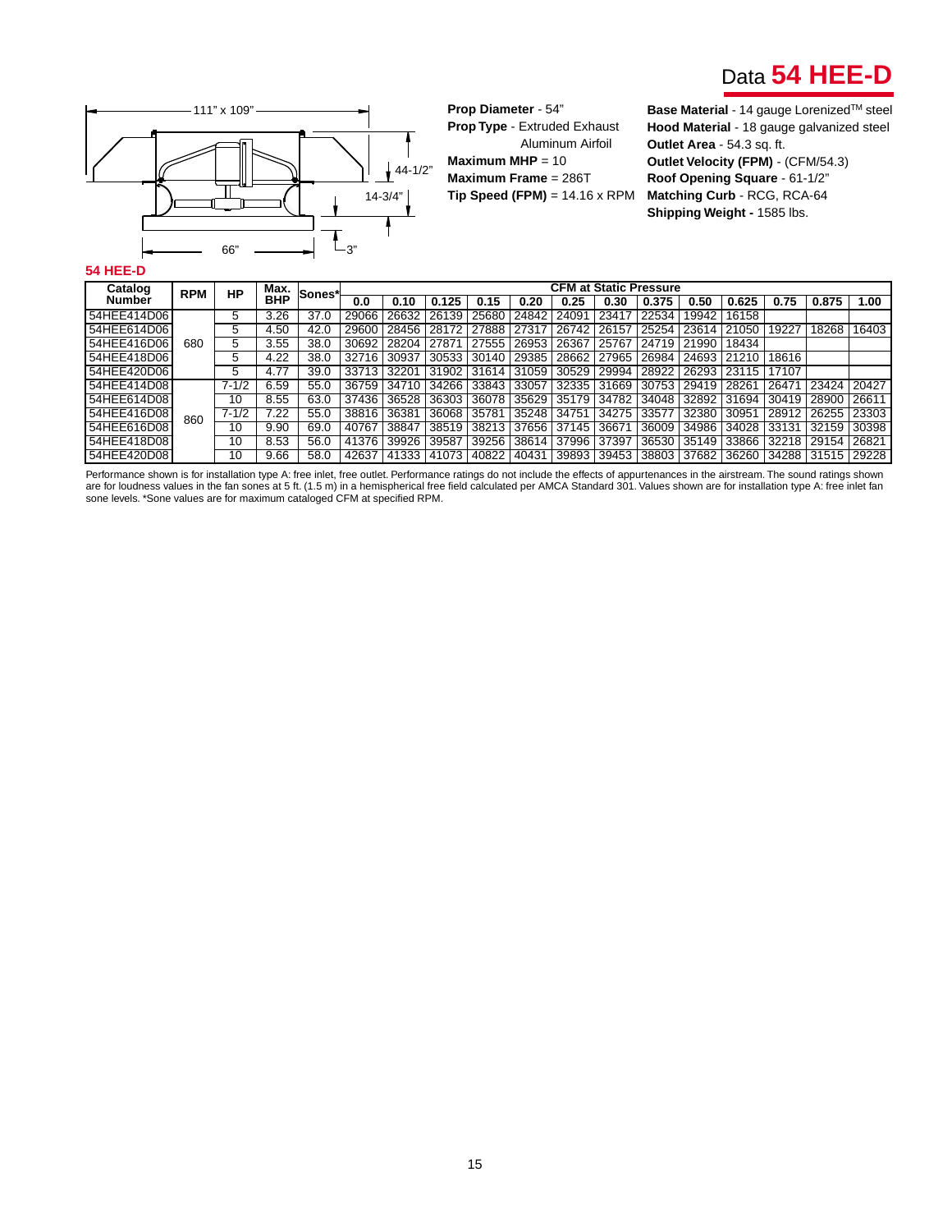# Data 54 HEE-D

111" x 109"

44-1/2"

14-3/4"

66"

3"

**Prop Diameter** - 54"
**Prop Type** - Extruded Exhaust Aluminum Airfoil
**Maximum MHP** = 10
**Maximum Frame** = 286T
**Tip Speed (FPM)** = 14.16 x RPM

**Base Material** - 14 gauge Lorenized™ steel
**Hood Material** - 18 gauge galvanized steel
**Outlet Area** - 54.3 sq. ft.
**Outlet Velocity (FPM)** - (CFM/54.3)
**Roof Opening Square** - 61-1/2"
**Matching Curb** - RCG, RCA-64
**Shipping Weight -** 1585 lbs.

## 54 HEE-D

| Catalog Number | RPM | HP | Max. BHP | Sones* | CFM at Static Pressure | | | | | | | | | | | | | |
|---|---|---|---|---|---|---|---|---|---|---|---|---|---|---|---|---|---|---|
| | | | | | 0.0 | 0.10 | 0.125 | 0.15 | 0.20 | 0.25 | 0.30 | 0.375 | 0.50 | 0.625 | 0.75 | 0.875 | 1.00 |
| 54HEE414D06 | 680 | 5 | 3.26 | 37.0 | 29066 | 26632 | 26139 | 25680 | 24842 | 24091 | 23417 | 22534 | 19942 | 16158 | | | |
| 54HEE614D06 | | 5 | 4.50 | 42.0 | 29600 | 28456 | 28172 | 27888 | 27317 | 26742 | 26157 | 25254 | 23614 | 21050 | 19227 | 18268 | 16403 |
| 54HEE416D06 | | 5 | 3.55 | 38.0 | 30692 | 28204 | 27871 | 27555 | 26953 | 26367 | 25767 | 24719 | 21990 | 18434 | | | |
| 54HEE418D06 | | 5 | 4.22 | 38.0 | 32716 | 30937 | 30533 | 30140 | 29385 | 28662 | 27965 | 26984 | 24693 | 21210 | 18616 | | |
| 54HEE420D06 | | 5 | 4.77 | 39.0 | 33713 | 32201 | 31902 | 31614 | 31059 | 30529 | 29994 | 28922 | 26293 | 23115 | 17107 | | |
| 54HEE414D08 | 860 | 7-1/2 | 6.59 | 55.0 | 36759 | 34710 | 34266 | 33843 | 33057 | 32335 | 31669 | 30753 | 29419 | 28261 | 26471 | 23424 | 20427 |
| 54HEE614D08 | | 10 | 8.55 | 63.0 | 37436 | 36528 | 36303 | 36078 | 35629 | 35179 | 34782 | 34048 | 32892 | 31694 | 30419 | 28900 | 26611 |
| 54HEE416D08 | | 7-1/2 | 7.22 | 55.0 | 38816 | 36381 | 36068 | 35781 | 35248 | 34751 | 34275 | 33577 | 32380 | 30951 | 28912 | 26255 | 23303 |
| 54HEE616D08 | | 10 | 9.90 | 69.0 | 40767 | 38847 | 38519 | 38213 | 37656 | 37145 | 36671 | 36009 | 34986 | 34028 | 33131 | 32159 | 30398 |
| 54HEE418D08 | | 10 | 8.53 | 56.0 | 41376 | 39926 | 39587 | 39256 | 38614 | 37996 | 37397 | 36530 | 35149 | 33866 | 32218 | 29154 | 26821 |
| 54HEE420D08 | | 10 | 9.66 | 58.0 | 42637 | 41333 | 41073 | 40822 | 40431 | 39893 | 39453 | 38803 | 37682 | 36260 | 34288 | 31515 | 29228 |

Performance shown is for installation type A: free inlet, free outlet. Performance ratings do not include the effects of appurtenances in the airstream. The sound ratings shown are for loudness values in the fan sones at 5 ft. (1.5 m) in a hemispherical free field calculated per AMCA Standard 301. Values shown are for installation type A: free inlet fan sone levels. *Sone values are for maximum cataloged CFM at specified RPM.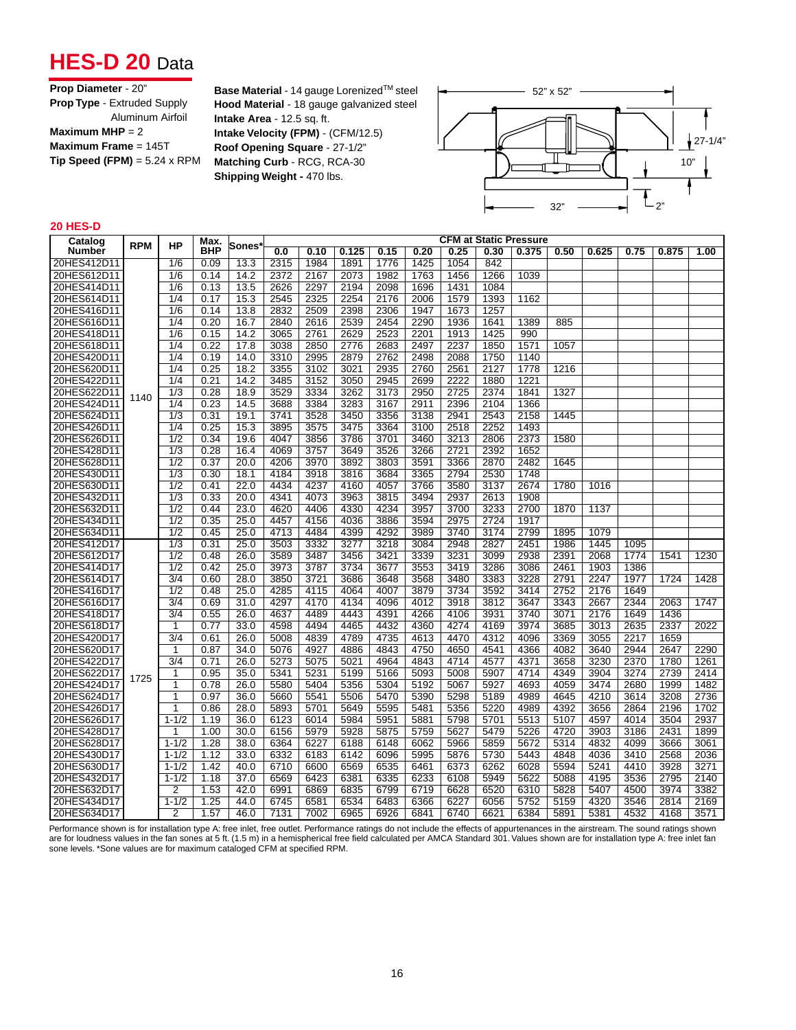# HES-D 20 Data

**Prop Diameter** - 20"
**Prop Type** - Extruded Supply Aluminum Airfoil
**Maximum MHP** = 2
**Maximum Frame** = 145T
**Tip Speed (FPM)** = 5.24 x RPM

**Base Material** - 14 gauge Lorenized™ steel
**Hood Material** - 18 gauge galvanized steel
**Intake Area** - 12.5 sq. ft.
**Intake Velocity (FPM)** - (CFM/12.5)
**Roof Opening Square** - 27-1/2"
**Matching Curb** - RCG, RCA-30
**Shipping Weight -** 470 lbs.

52" x 52"
27-1/4"
10"
32"
2"

## 20 HES-D

| Catalog Number | RPM | HP | Max. BHP | Sones* | CFM at Static Pressure | | | | | | | | | | | | | |
|---|---|---|---|---|---|---|---|---|---|---|---|---|---|---|---|---|---|---|
| | | | | | 0.0 | 0.10 | 0.125 | 0.15 | 0.20 | 0.25 | 0.30 | 0.375 | 0.50 | 0.625 | 0.75 | 0.875 | 1.00 |
| 20HES412D11 | 1140 | 1/6 | 0.09 | 13.3 | 2315 | 1984 | 1891 | 1776 | 1425 | 1054 | 842 | | | | | | |
| 20HES612D11 | | 1/6 | 0.14 | 14.2 | 2372 | 2167 | 2073 | 1982 | 1763 | 1456 | 1266 | 1039 | | | | | |
| 20HES414D11 | | 1/6 | 0.13 | 13.5 | 2626 | 2297 | 2194 | 2098 | 1696 | 1431 | 1084 | | | | | | |
| 20HES614D11 | | 1/4 | 0.17 | 15.3 | 2545 | 2325 | 2254 | 2176 | 2006 | 1579 | 1393 | 1162 | | | | | |
| 20HES416D11 | | 1/6 | 0.14 | 13.8 | 2832 | 2509 | 2398 | 2306 | 1947 | 1673 | 1257 | | | | | | |
| 20HES616D11 | | 1/4 | 0.20 | 16.7 | 2840 | 2616 | 2539 | 2454 | 2290 | 1936 | 1641 | 1389 | 885 | | | | |
| 20HES418D11 | | 1/6 | 0.15 | 14.2 | 3065 | 2761 | 2629 | 2523 | 2201 | 1913 | 1425 | 990 | | | | | |
| 20HES618D11 | | 1/4 | 0.22 | 17.8 | 3038 | 2850 | 2776 | 2683 | 2497 | 2237 | 1850 | 1571 | 1057 | | | | |
| 20HES420D11 | | 1/4 | 0.19 | 14.0 | 3310 | 2995 | 2879 | 2762 | 2498 | 2088 | 1750 | 1140 | | | | | |
| 20HES620D11 | | 1/4 | 0.25 | 18.2 | 3355 | 3102 | 3021 | 2935 | 2760 | 2561 | 2127 | 1778 | 1216 | | | | |
| 20HES422D11 | | 1/4 | 0.21 | 14.2 | 3485 | 3152 | 3050 | 2945 | 2699 | 2222 | 1880 | 1221 | | | | | |
| 20HES622D11 | | 1/3 | 0.28 | 18.9 | 3529 | 3334 | 3262 | 3173 | 2950 | 2725 | 2374 | 1841 | 1327 | | | | |
| 20HES424D11 | | 1/4 | 0.23 | 14.5 | 3688 | 3384 | 3283 | 3167 | 2911 | 2396 | 2104 | 1366 | | | | | |
| 20HES624D11 | | 1/3 | 0.31 | 19.1 | 3741 | 3528 | 3450 | 3356 | 3138 | 2941 | 2543 | 2158 | 1445 | | | | |
| 20HES426D11 | | 1/4 | 0.25 | 15.3 | 3895 | 3575 | 3475 | 3364 | 3100 | 2518 | 2252 | 1493 | | | | | |
| 20HES626D11 | | 1/2 | 0.34 | 19.6 | 4047 | 3856 | 3786 | 3701 | 3460 | 3213 | 2806 | 2373 | 1580 | | | | |
| 20HES428D11 | | 1/3 | 0.28 | 16.4 | 4069 | 3757 | 3649 | 3526 | 3266 | 2721 | 2392 | 1652 | | | | | |
| 20HES628D11 | | 1/2 | 0.37 | 20.0 | 4206 | 3970 | 3892 | 3803 | 3591 | 3366 | 2870 | 2482 | 1645 | | | | |
| 20HES430D11 | | 1/3 | 0.30 | 18.1 | 4184 | 3918 | 3816 | 3684 | 3365 | 2794 | 2530 | 1748 | | | | | |
| 20HES630D11 | | 1/2 | 0.41 | 22.0 | 4434 | 4237 | 4160 | 4057 | 3766 | 3580 | 3137 | 2674 | 1780 | 1016 | | | |
| 20HES432D11 | | 1/3 | 0.33 | 20.0 | 4341 | 4073 | 3963 | 3815 | 3494 | 2937 | 2613 | 1908 | | | | | |
| 20HES632D11 | | 1/2 | 0.44 | 23.0 | 4620 | 4406 | 4330 | 4234 | 3957 | 3700 | 3233 | 2700 | 1870 | 1137 | | | |
| 20HES434D11 | | 1/2 | 0.35 | 25.0 | 4457 | 4156 | 4036 | 3886 | 3594 | 2975 | 2724 | 1917 | | | | | |
| 20HES634D11 | | 1/2 | 0.45 | 25.0 | 4713 | 4484 | 4399 | 4292 | 3989 | 3740 | 3174 | 2799 | 1895 | 1079 | | | |
| 20HES412D17 | 1725 | 1/3 | 0.31 | 25.0 | 3503 | 3332 | 3277 | 3218 | 3084 | 2948 | 2827 | 2451 | 1986 | 1445 | 1095 | | |
| 20HES612D17 | | 1/2 | 0.48 | 26.0 | 3589 | 3487 | 3456 | 3421 | 3339 | 3231 | 3099 | 2938 | 2391 | 2068 | 1774 | 1541 | 1230 |
| 20HES414D17 | | 1/2 | 0.42 | 25.0 | 3973 | 3787 | 3734 | 3677 | 3553 | 3419 | 3286 | 3086 | 2461 | 1903 | 1386 | | |
| 20HES614D17 | | 3/4 | 0.60 | 28.0 | 3850 | 3721 | 3686 | 3648 | 3568 | 3480 | 3383 | 3228 | 2791 | 2247 | 1977 | 1724 | 1428 |
| 20HES416D17 | | 1/2 | 0.48 | 25.0 | 4285 | 4115 | 4064 | 4007 | 3879 | 3734 | 3592 | 3414 | 2752 | 2176 | 1649 | | |
| 20HES616D17 | | 3/4 | 0.69 | 31.0 | 4297 | 4170 | 4134 | 4096 | 4012 | 3918 | 3812 | 3647 | 3343 | 2667 | 2344 | 2063 | 1747 |
| 20HES418D17 | | 3/4 | 0.55 | 26.0 | 4637 | 4489 | 4443 | 4391 | 4266 | 4106 | 3931 | 3740 | 3071 | 2176 | 1649 | 1436 | |
| 20HES618D17 | | 1 | 0.77 | 33.0 | 4598 | 4494 | 4465 | 4432 | 4360 | 4274 | 4169 | 3974 | 3685 | 3013 | 2635 | 2337 | 2022 |
| 20HES420D17 | | 3/4 | 0.61 | 26.0 | 5008 | 4839 | 4789 | 4735 | 4613 | 4470 | 4312 | 4096 | 3369 | 3055 | 2217 | 1659 | |
| 20HES620D17 | | 1 | 0.87 | 34.0 | 5076 | 4927 | 4886 | 4843 | 4750 | 4650 | 4541 | 4366 | 4082 | 3640 | 2944 | 2647 | 2290 |
| 20HES422D17 | | 3/4 | 0.71 | 26.0 | 5273 | 5075 | 5021 | 4964 | 4843 | 4714 | 4577 | 4371 | 3658 | 3230 | 2370 | 1780 | 1261 |
| 20HES622D17 | | 1 | 0.95 | 35.0 | 5341 | 5231 | 5199 | 5166 | 5093 | 5008 | 5907 | 4714 | 4349 | 3904 | 3274 | 2739 | 2414 |
| 20HES424D17 | | 1 | 0.78 | 26.0 | 5580 | 5404 | 5356 | 5304 | 5192 | 5067 | 5927 | 4693 | 4059 | 3474 | 2680 | 1999 | 1482 |
| 20HES624D17 | | 1 | 0.97 | 36.0 | 5660 | 5541 | 5506 | 5470 | 5390 | 5298 | 5189 | 4989 | 4645 | 4210 | 3614 | 3208 | 2736 |
| 20HES426D17 | | 1 | 0.86 | 28.0 | 5893 | 5701 | 5649 | 5595 | 5481 | 5356 | 5220 | 4989 | 4392 | 3656 | 2864 | 2196 | 1702 |
| 20HES626D17 | | 1-1/2 | 1.19 | 36.0 | 6123 | 6014 | 5984 | 5951 | 5881 | 5798 | 5701 | 5513 | 5107 | 4597 | 4014 | 3504 | 2937 |
| 20HES428D17 | | 1 | 1.00 | 30.0 | 6156 | 5979 | 5928 | 5875 | 5759 | 5627 | 5479 | 5226 | 4720 | 3903 | 3186 | 2431 | 1899 |
| 20HES628D17 | | 1-1/2 | 1.28 | 38.0 | 6364 | 6227 | 6188 | 6148 | 6062 | 5966 | 5859 | 5672 | 5314 | 4832 | 4099 | 3666 | 3061 |
| 20HES430D17 | | 1-1/2 | 1.12 | 33.0 | 6332 | 6183 | 6142 | 6096 | 5995 | 5876 | 5730 | 5443 | 4848 | 4036 | 3410 | 2568 | 2036 |
| 20HES630D17 | | 1-1/2 | 1.42 | 40.0 | 6710 | 6600 | 6569 | 6535 | 6461 | 6373 | 6262 | 6028 | 5594 | 5241 | 4410 | 3928 | 3271 |
| 20HES432D17 | | 1-1/2 | 1.18 | 37.0 | 6569 | 6423 | 6381 | 6335 | 6233 | 6108 | 5949 | 5622 | 5088 | 4195 | 3536 | 2795 | 2140 |
| 20HES632D17 | | 2 | 1.53 | 42.0 | 6991 | 6869 | 6835 | 6799 | 6719 | 6628 | 6520 | 6310 | 5828 | 5407 | 4500 | 3974 | 3382 |
| 20HES434D17 | | 1-1/2 | 1.25 | 44.0 | 6745 | 6581 | 6534 | 6483 | 6366 | 6227 | 6056 | 5752 | 5159 | 4320 | 3546 | 2814 | 2169 |
| 20HES634D17 | | 2 | 1.57 | 46.0 | 7131 | 7002 | 6965 | 6926 | 6841 | 6740 | 6621 | 6384 | 5891 | 5381 | 4532 | 4168 | 3571 |

Performance shown is for installation type A: free inlet, free outlet. Performance ratings do not include the effects of appurtenances in the airstream. The sound ratings shown are for loudness values in the fan sones at 5 ft. (1.5 m) in a hemispherical free field calculated per AMCA Standard 301. Values shown are for installation type A: free inlet fan sone levels. *Sone values are for maximum cataloged CFM at specified RPM.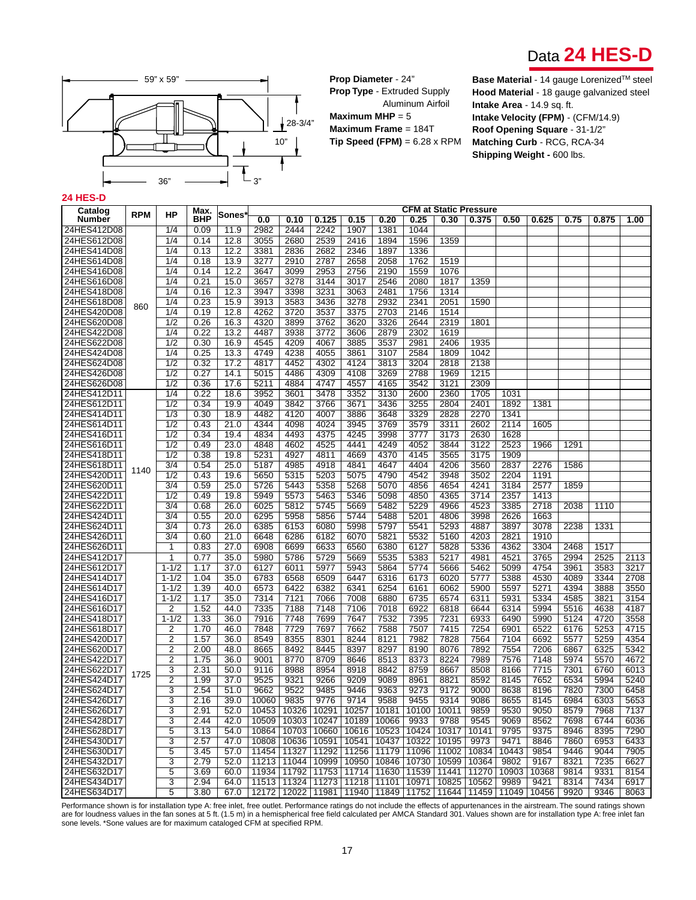# Data 24 HES-D

59" x 59"

28-3/4"

10"

36"

3"

**Prop Diameter** - 24"
**Prop Type** - Extruded Supply Aluminum Airfoil
**Maximum MHP** = 5
**Maximum Frame** = 184T
**Tip Speed (FPM)** = 6.28 x RPM

**Base Material** - 14 gauge Lorenized™ steel
**Hood Material** - 18 gauge galvanized steel
**Intake Area** - 14.9 sq. ft.
**Intake Velocity (FPM)** - (CFM/14.9)
**Roof Opening Square** - 31-1/2"
**Matching Curb** - RCG, RCA-34
**Shipping Weight -** 600 lbs.

## 24 HES-D

| Catalog Number | RPM | HP | Max. BHP | Sones* | CFM at Static Pressure | | | | | | | | | | | | | |
|---|---|---|---|---|---|---|---|---|---|---|---|---|---|---|---|---|---|---|
| | | | | | 0.0 | 0.10 | 0.125 | 0.15 | 0.20 | 0.25 | 0.30 | 0.375 | 0.50 | 0.625 | 0.75 | 0.875 | 1.00 |
| 24HES412D08 | 860 | 1/4 | 0.09 | 11.9 | 2982 | 2444 | 2242 | 1907 | 1381 | 1044 | | | | | | | |
| 24HES612D08 | | 1/4 | 0.14 | 12.8 | 3055 | 2680 | 2539 | 2416 | 1894 | 1596 | 1359 | | | | | | |
| 24HES414D08 | | 1/4 | 0.13 | 12.2 | 3381 | 2836 | 2682 | 2346 | 1897 | 1336 | | | | | | | |
| 24HES614D08 | | 1/4 | 0.18 | 13.9 | 3277 | 2910 | 2787 | 2658 | 2058 | 1762 | 1519 | | | | | | |
| 24HES416D08 | | 1/4 | 0.14 | 12.2 | 3647 | 3099 | 2953 | 2756 | 2190 | 1559 | 1076 | | | | | | |
| 24HES616D08 | | 1/4 | 0.21 | 15.0 | 3657 | 3278 | 3144 | 3017 | 2546 | 2080 | 1817 | 1359 | | | | | |
| 24HES418D08 | | 1/4 | 0.16 | 12.3 | 3947 | 3398 | 3231 | 3063 | 2481 | 1756 | 1314 | | | | | | |
| 24HES618D08 | | 1/4 | 0.23 | 15.9 | 3913 | 3583 | 3436 | 3278 | 2932 | 2341 | 2051 | 1590 | | | | | |
| 24HES420D08 | | 1/4 | 0.19 | 12.8 | 4262 | 3720 | 3537 | 3375 | 2703 | 2146 | 1514 | | | | | | |
| 24HES620D08 | | 1/2 | 0.26 | 16.3 | 4320 | 3899 | 3762 | 3620 | 3326 | 2644 | 2319 | 1801 | | | | | |
| 24HES422D08 | | 1/4 | 0.22 | 13.2 | 4487 | 3938 | 3772 | 3606 | 2879 | 2302 | 1619 | | | | | | |
| 24HES622D08 | | 1/2 | 0.30 | 16.9 | 4545 | 4209 | 4067 | 3885 | 3537 | 2981 | 2406 | 1935 | | | | | |
| 24HES424D08 | | 1/4 | 0.25 | 13.3 | 4749 | 4238 | 4055 | 3861 | 3107 | 2584 | 1809 | 1042 | | | | | |
| 24HES624D08 | | 1/2 | 0.32 | 17.2 | 4817 | 4452 | 4302 | 4124 | 3813 | 3204 | 2818 | 2138 | | | | | |
| 24HES426D08 | | 1/2 | 0.27 | 14.1 | 5015 | 4486 | 4309 | 4108 | 3269 | 2788 | 1969 | 1215 | | | | | |
| 24HES626D08 | | 1/2 | 0.36 | 17.6 | 5211 | 4884 | 4747 | 4557 | 4165 | 3542 | 3121 | 2309 | | | | | |
| 24HES412D11 | 1140 | 1/4 | 0.22 | 18.6 | 3952 | 3601 | 3478 | 3352 | 3130 | 2600 | 2360 | 1705 | 1031 | | | | |
| 24HES612D11 | | 1/2 | 0.34 | 19.9 | 4049 | 3842 | 3766 | 3671 | 3436 | 3255 | 2804 | 2401 | 1892 | 1381 | | | |
| 24HES414D11 | | 1/3 | 0.30 | 18.9 | 4482 | 4120 | 4007 | 3886 | 3648 | 3329 | 2828 | 2270 | 1341 | | | | |
| 24HES614D11 | | 1/2 | 0.43 | 21.0 | 4344 | 4098 | 4024 | 3945 | 3769 | 3579 | 3311 | 2602 | 2114 | 1605 | | | |
| 24HES416D11 | | 1/2 | 0.34 | 19.4 | 4834 | 4493 | 4375 | 4245 | 3998 | 3777 | 3173 | 2630 | 1628 | | | | |
| 24HES616D11 | | 1/2 | 0.49 | 23.0 | 4848 | 4602 | 4525 | 4441 | 4249 | 4052 | 3844 | 3122 | 2523 | 1966 | 1291 | | |
| 24HES418D11 | | 1/2 | 0.38 | 19.8 | 5231 | 4927 | 4811 | 4669 | 4370 | 4145 | 3565 | 3175 | 1909 | | | | |
| 24HES618D11 | | 3/4 | 0.54 | 25.0 | 5187 | 4985 | 4918 | 4841 | 4647 | 4404 | 4206 | 3560 | 2837 | 2276 | 1586 | | |
| 24HES420D11 | | 1/2 | 0.43 | 19.6 | 5650 | 5315 | 5203 | 5075 | 4790 | 4542 | 3948 | 3502 | 2204 | 1191 | | | |
| 24HES620D11 | | 3/4 | 0.59 | 25.0 | 5726 | 5443 | 5358 | 5268 | 5070 | 4856 | 4654 | 4241 | 3184 | 2577 | 1859 | | |
| 24HES422D11 | | 1/2 | 0.49 | 19.8 | 5949 | 5573 | 5463 | 5346 | 5098 | 4850 | 4365 | 3714 | 2357 | 1413 | | | |
| 24HES622D11 | | 3/4 | 0.68 | 26.0 | 6025 | 5812 | 5745 | 5669 | 5482 | 5229 | 4966 | 4523 | 3385 | 2718 | 2038 | 1110 | |
| 24HES424D11 | | 3/4 | 0.55 | 20.0 | 6295 | 5958 | 5856 | 5744 | 5488 | 5201 | 4806 | 3998 | 2626 | 1663 | | | |
| 24HES624D11 | | 3/4 | 0.73 | 26.0 | 6385 | 6153 | 6080 | 5998 | 5797 | 5541 | 5293 | 4887 | 3897 | 3078 | 2238 | 1331 | |
| 24HES426D11 | | 3/4 | 0.60 | 21.0 | 6648 | 6286 | 6182 | 6070 | 5821 | 5532 | 5160 | 4203 | 2821 | 1910 | | | |
| 24HES626D11 | | 1 | 0.83 | 27.0 | 6908 | 6699 | 6633 | 6560 | 6380 | 6127 | 5828 | 5336 | 4362 | 3304 | 2468 | 1517 | |
| 24HES412D17 | 1725 | 1 | 0.77 | 35.0 | 5980 | 5786 | 5729 | 5669 | 5535 | 5383 | 5217 | 4981 | 4521 | 3765 | 2994 | 2525 | 2113 |
| 24HES612D17 | | 1-1/2 | 1.17 | 37.0 | 6127 | 6011 | 5977 | 5943 | 5864 | 5774 | 5666 | 5462 | 5099 | 4754 | 3961 | 3583 | 3217 |
| 24HES414D17 | | 1-1/2 | 1.04 | 35.0 | 6783 | 6568 | 6509 | 6447 | 6316 | 6173 | 6020 | 5777 | 5388 | 4530 | 4089 | 3344 | 2708 |
| 24HES614D17 | | 1-1/2 | 1.39 | 40.0 | 6573 | 6422 | 6382 | 6341 | 6254 | 6161 | 6062 | 5900 | 5597 | 5271 | 4394 | 3888 | 3550 |
| 24HES416D17 | | 1-1/2 | 1.17 | 35.0 | 7314 | 7121 | 7066 | 7008 | 6880 | 6735 | 6574 | 6311 | 5931 | 5334 | 4585 | 3821 | 3154 |
| 24HES616D17 | | 2 | 1.52 | 44.0 | 7335 | 7188 | 7148 | 7106 | 7018 | 6922 | 6818 | 6644 | 6314 | 5994 | 5516 | 4638 | 4187 |
| 24HES418D17 | | 1-1/2 | 1.33 | 36.0 | 7916 | 7748 | 7699 | 7647 | 7532 | 7395 | 7231 | 6933 | 6490 | 5990 | 5124 | 4720 | 3558 |
| 24HES618D17 | | 2 | 1.70 | 46.0 | 7848 | 7729 | 7697 | 7662 | 7588 | 7507 | 7415 | 7254 | 6901 | 6522 | 6176 | 5253 | 4715 |
| 24HES420D17 | | 2 | 1.57 | 36.0 | 8549 | 8355 | 8301 | 8244 | 8121 | 7982 | 7828 | 7564 | 7104 | 6692 | 5577 | 5259 | 4354 |
| 24HES620D17 | | 2 | 2.00 | 48.0 | 8665 | 8492 | 8445 | 8397 | 8297 | 8190 | 8076 | 7892 | 7554 | 7206 | 6867 | 6325 | 5342 |
| 24HES422D17 | | 2 | 1.75 | 36.0 | 9001 | 8770 | 8709 | 8646 | 8513 | 8373 | 8224 | 7989 | 7576 | 7148 | 5974 | 5570 | 4672 |
| 24HES622D17 | | 3 | 2.31 | 50.0 | 9116 | 8988 | 8954 | 8918 | 8842 | 8759 | 8667 | 8508 | 8166 | 7715 | 7301 | 6760 | 6013 |
| 24HES424D17 | | 2 | 1.99 | 37.0 | 9525 | 9321 | 9266 | 9209 | 9089 | 8961 | 8821 | 8592 | 8145 | 7652 | 6534 | 5994 | 5240 |
| 24HES624D17 | | 3 | 2.54 | 51.0 | 9662 | 9522 | 9485 | 9446 | 9363 | 9273 | 9172 | 9000 | 8638 | 8196 | 7820 | 7300 | 6458 |
| 24HES426D17 | | 3 | 2.16 | 39.0 | 10060 | 9835 | 9776 | 9714 | 9588 | 9455 | 9314 | 9086 | 8655 | 8145 | 6984 | 6303 | 5653 |
| 24HES626D17 | | 3 | 2.91 | 52.0 | 10453 | 10326 | 10291 | 10257 | 10181 | 10100 | 10011 | 9859 | 9530 | 9050 | 8579 | 7968 | 7137 |
| 24HES428D17 | | 3 | 2.44 | 42.0 | 10509 | 10303 | 10247 | 10189 | 10066 | 9933 | 9788 | 9545 | 9069 | 8562 | 7698 | 6744 | 6036 |
| 24HES628D17 | | 5 | 3.13 | 54.0 | 10864 | 10703 | 10660 | 10616 | 10523 | 10424 | 10317 | 10141 | 9795 | 9375 | 8946 | 8395 | 7290 |
| 24HES430D17 | | 3 | 2.57 | 47.0 | 10808 | 10636 | 10591 | 10541 | 10437 | 10322 | 10195 | 9973 | 9471 | 8846 | 7860 | 6953 | 6433 |
| 24HES630D17 | | 5 | 3.45 | 57.0 | 11454 | 11327 | 11292 | 11256 | 11179 | 11096 | 11002 | 10834 | 10443 | 9854 | 9446 | 9044 | 7905 |
| 24HES432D17 | | 3 | 2.79 | 52.0 | 11213 | 11044 | 10999 | 10950 | 10846 | 10730 | 10599 | 10364 | 9802 | 9167 | 8321 | 7235 | 6627 |
| 24HES632D17 | | 5 | 3.69 | 60.0 | 11934 | 11792 | 11753 | 11714 | 11630 | 11539 | 11441 | 11270 | 10903 | 10368 | 9814 | 9331 | 8154 |
| 24HES434D17 | | 3 | 2.94 | 64.0 | 11513 | 11324 | 11273 | 11218 | 11101 | 10971 | 10825 | 10562 | 9989 | 9421 | 8314 | 7434 | 6917 |
| 24HES634D17 | | 5 | 3.80 | 67.0 | 12172 | 12022 | 11981 | 11940 | 11849 | 11752 | 11644 | 11459 | 11049 | 10456 | 9920 | 9346 | 8063 |

Performance shown is for installation type A: free inlet, free outlet. Performance ratings do not include the effects of appurtenances in the airstream. The sound ratings shown are for loudness values in the fan sones at 5 ft. (1.5 m) in a hemispherical free field calculated per AMCA Standard 301. Values shown are for installation type A: free inlet fan sone levels. *Sone values are for maximum cataloged CFM at specified RPM.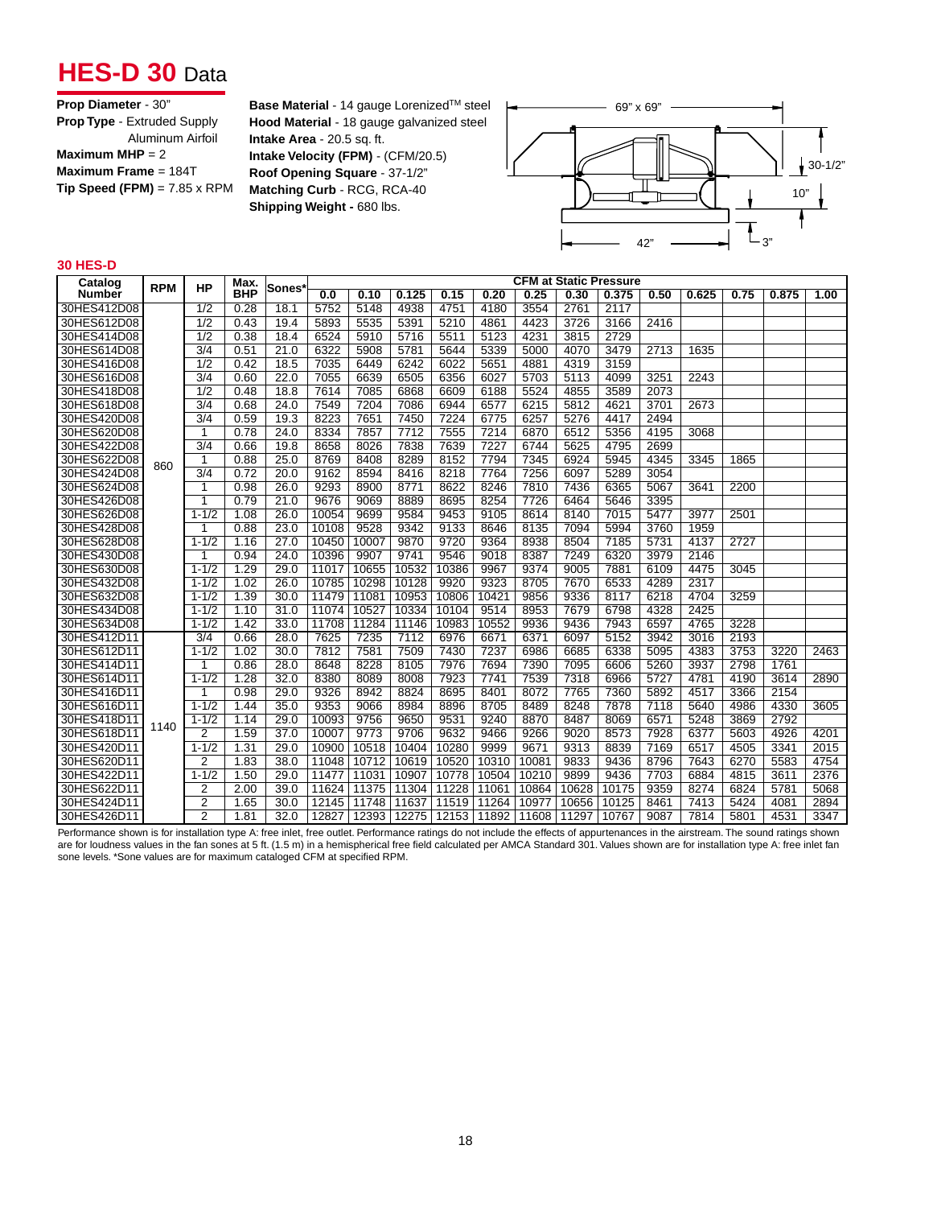# HES-D 30 Data

**Prop Diameter** - 30"
**Prop Type** - Extruded Supply Aluminum Airfoil
**Maximum MHP** = 2
**Maximum Frame** = 184T
**Tip Speed (FPM)** = 7.85 x RPM

**Base Material** - 14 gauge Lorenized™ steel
**Hood Material** - 18 gauge galvanized steel
**Intake Area** - 20.5 sq. ft.
**Intake Velocity (FPM)** - (CFM/20.5)
**Roof Opening Square** - 37-1/2"
**Matching Curb** - RCG, RCA-40
**Shipping Weight -** 680 lbs.

69" x 69"
30-1/2"
10"
42"
3"

### 30 HES-D

| Catalog Number | RPM | HP | Max. BHP | Sones* | CFM at Static Pressure | | | | | | | | | | | | |
|---|---|---|---|---|---|---|---|---|---|---|---|---|---|---|---|---|---|
| | | | | | 0.0 | 0.10 | 0.125 | 0.15 | 0.20 | 0.25 | 0.30 | 0.375 | 0.50 | 0.625 | 0.75 | 0.875 | 1.00 |
| 30HES412D08 | 860 | 1/2 | 0.28 | 18.1 | 5752 | 5148 | 4938 | 4751 | 4180 | 3554 | 2761 | 2117 | | | | | |
| 30HES612D08 | | 1/2 | 0.43 | 19.4 | 5893 | 5535 | 5391 | 5210 | 4861 | 4423 | 3726 | 3166 | 2416 | | | | |
| 30HES414D08 | | 1/2 | 0.38 | 18.4 | 6524 | 5910 | 5716 | 5511 | 5123 | 4231 | 3815 | 2729 | | | | | |
| 30HES614D08 | | 3/4 | 0.51 | 21.0 | 6322 | 5908 | 5781 | 5644 | 5339 | 5000 | 4070 | 3479 | 2713 | 1635 | | | |
| 30HES416D08 | | 1/2 | 0.42 | 18.5 | 7035 | 6449 | 6242 | 6022 | 5651 | 4881 | 4319 | 3159 | | | | | |
| 30HES616D08 | | 3/4 | 0.60 | 22.0 | 7055 | 6639 | 6505 | 6356 | 6027 | 5703 | 5113 | 4099 | 3251 | 2243 | | | |
| 30HES418D08 | | 1/2 | 0.48 | 18.8 | 7614 | 7085 | 6868 | 6609 | 6188 | 5524 | 4855 | 3589 | 2073 | | | | |
| 30HES618D08 | | 3/4 | 0.68 | 24.0 | 7549 | 7204 | 7086 | 6944 | 6577 | 6215 | 5812 | 4621 | 3701 | 2673 | | | |
| 30HES420D08 | | 3/4 | 0.59 | 19.3 | 8223 | 7651 | 7450 | 7224 | 6775 | 6257 | 5276 | 4417 | 2494 | | | | |
| 30HES620D08 | | 1 | 0.78 | 24.0 | 8334 | 7857 | 7712 | 7555 | 7214 | 6870 | 6512 | 5356 | 4195 | 3068 | | | |
| 30HES422D08 | | 3/4 | 0.66 | 19.8 | 8658 | 8026 | 7838 | 7639 | 7227 | 6744 | 5625 | 4795 | 2699 | | | | |
| 30HES622D08 | | 1 | 0.88 | 25.0 | 8769 | 8408 | 8289 | 8152 | 7794 | 7345 | 6924 | 5945 | 4345 | 3345 | 1865 | | |
| 30HES424D08 | | 3/4 | 0.72 | 20.0 | 9162 | 8594 | 8416 | 8218 | 7764 | 7256 | 6097 | 5289 | 3054 | | | | |
| 30HES624D08 | | 1 | 0.98 | 26.0 | 9293 | 8900 | 8771 | 8622 | 8246 | 7810 | 7436 | 6365 | 5067 | 3641 | 2200 | | |
| 30HES426D08 | | 1 | 0.79 | 21.0 | 9676 | 9069 | 8889 | 8695 | 8254 | 7726 | 6464 | 5646 | 3395 | | | | |
| 30HES626D08 | | 1-1/2 | 1.08 | 26.0 | 10054 | 9699 | 9584 | 9453 | 9105 | 8614 | 8140 | 7015 | 5477 | 3977 | 2501 | | |
| 30HES428D08 | | 1 | 0.88 | 23.0 | 10108 | 9528 | 9342 | 9133 | 8646 | 8135 | 7094 | 5994 | 3760 | 1959 | | | |
| 30HES628D08 | | 1-1/2 | 1.16 | 27.0 | 10450 | 10007 | 9870 | 9720 | 9364 | 8938 | 8504 | 7185 | 5731 | 4137 | 2727 | | |
| 30HES430D08 | | 1 | 0.94 | 24.0 | 10396 | 9907 | 9741 | 9546 | 9018 | 8387 | 7249 | 6320 | 3979 | 2146 | | | |
| 30HES630D08 | | 1-1/2 | 1.29 | 29.0 | 11017 | 10655 | 10532 | 10386 | 9967 | 9374 | 9005 | 7881 | 6109 | 4475 | 3045 | | |
| 30HES432D08 | | 1-1/2 | 1.02 | 26.0 | 10785 | 10298 | 10128 | 9920 | 9323 | 8705 | 7670 | 6533 | 4289 | 2317 | | | |
| 30HES632D08 | | 1-1/2 | 1.39 | 30.0 | 11479 | 11081 | 10953 | 10806 | 10421 | 9856 | 9336 | 8117 | 6218 | 4704 | 3259 | | |
| 30HES434D08 | | 1-1/2 | 1.10 | 31.0 | 11074 | 10527 | 10334 | 10104 | 9514 | 8953 | 7679 | 6798 | 4328 | 2425 | | | |
| 30HES634D08 | | 1-1/2 | 1.42 | 33.0 | 11708 | 11284 | 11146 | 10983 | 10552 | 9936 | 9436 | 7943 | 6597 | 4765 | 3228 | | |
| 30HES412D11 | 1140 | 3/4 | 0.66 | 28.0 | 7625 | 7235 | 7112 | 6976 | 6671 | 6371 | 6097 | 5152 | 3942 | 3016 | 2193 | | |
| 30HES612D11 | | 1-1/2 | 1.02 | 30.0 | 7812 | 7581 | 7509 | 7430 | 7237 | 6986 | 6685 | 6338 | 5095 | 4383 | 3753 | 3220 | 2463 |
| 30HES414D11 | | 1 | 0.86 | 28.0 | 8648 | 8228 | 8105 | 7976 | 7694 | 7390 | 7095 | 6606 | 5260 | 3937 | 2798 | 1761 | |
| 30HES614D11 | | 1-1/2 | 1.28 | 32.0 | 8380 | 8089 | 8008 | 7923 | 7741 | 7539 | 7318 | 6966 | 5727 | 4781 | 4190 | 3614 | 2890 |
| 30HES416D11 | | 1 | 0.98 | 29.0 | 9326 | 8942 | 8824 | 8695 | 8401 | 8072 | 7765 | 7360 | 5892 | 4517 | 3366 | 2154 | |
| 30HES616D11 | | 1-1/2 | 1.44 | 35.0 | 9353 | 9066 | 8984 | 8896 | 8705 | 8489 | 8248 | 7878 | 7118 | 5640 | 4986 | 4330 | 3605 |
| 30HES418D11 | | 1-1/2 | 1.14 | 29.0 | 10093 | 9756 | 9650 | 9531 | 9240 | 8870 | 8487 | 8069 | 6571 | 5248 | 3869 | 2792 | |
| 30HES618D11 | | 2 | 1.59 | 37.0 | 10007 | 9773 | 9706 | 9632 | 9466 | 9266 | 9020 | 8573 | 7928 | 6377 | 5603 | 4926 | 4201 |
| 30HES420D11 | | 1-1/2 | 1.31 | 29.0 | 10900 | 10518 | 10404 | 10280 | 9999 | 9671 | 9313 | 8839 | 7169 | 6517 | 4505 | 3341 | 2015 |
| 30HES620D11 | | 2 | 1.83 | 38.0 | 11048 | 10712 | 10619 | 10520 | 10310 | 10081 | 9833 | 9436 | 8796 | 7643 | 6270 | 5583 | 4754 |
| 30HES422D11 | | 1-1/2 | 1.50 | 29.0 | 11477 | 11031 | 10907 | 10778 | 10504 | 10210 | 9899 | 9436 | 7703 | 6884 | 4815 | 3611 | 2376 |
| 30HES622D11 | | 2 | 2.00 | 39.0 | 11624 | 11375 | 11304 | 11228 | 11061 | 10864 | 10628 | 10175 | 9359 | 8274 | 6824 | 5781 | 5068 |
| 30HES424D11 | | 2 | 1.65 | 30.0 | 12145 | 11748 | 11637 | 11519 | 11264 | 10977 | 10656 | 10125 | 8461 | 7413 | 5424 | 4081 | 2894 |
| 30HES426D11 | | 2 | 1.81 | 32.0 | 12827 | 12393 | 12275 | 12153 | 11892 | 11608 | 11297 | 10767 | 9087 | 7814 | 5801 | 4531 | 3347 |

Performance shown is for installation type A: free inlet, free outlet. Performance ratings do not include the effects of appurtenances in the airstream. The sound ratings shown are for loudness values in the fan sones at 5 ft. (1.5 m) in a hemispherical free field calculated per AMCA Standard 301. Values shown are for installation type A: free inlet fan sone levels. *Sone values are for maximum cataloged CFM at specified RPM.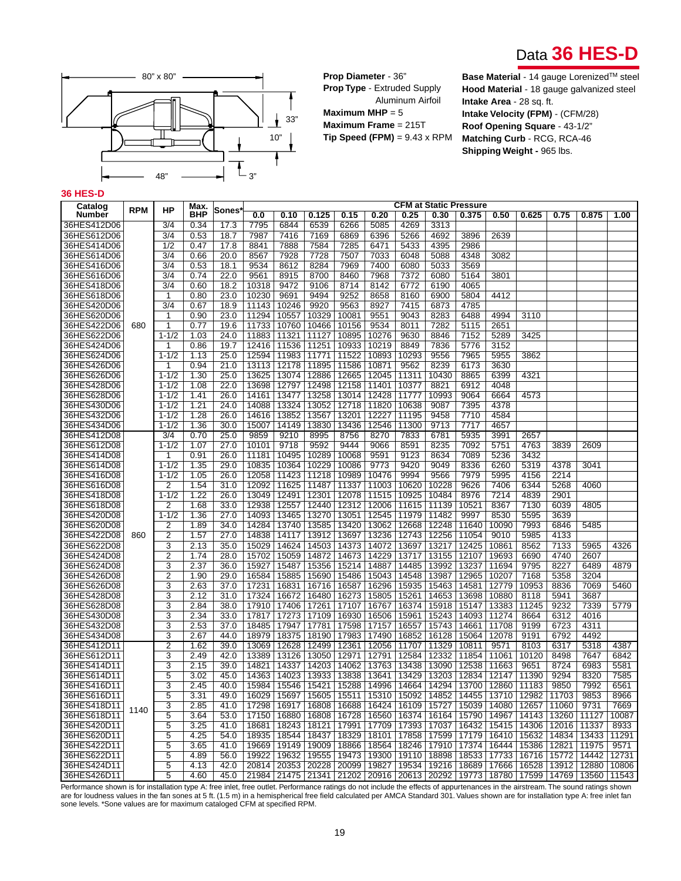# Data 36 HES-D

80" x 80"

33"

10"

48"

3"

**Prop Diameter** - 36"
**Prop Type** - Extruded Supply Aluminum Airfoil
**Maximum MHP** = 5
**Maximum Frame** = 215T
**Tip Speed (FPM)** = 9.43 x RPM

**Base Material** - 14 gauge Lorenized™ steel
**Hood Material** - 18 gauge galvanized steel
**Intake Area** - 28 sq. ft.
**Intake Velocity (FPM)** - (CFM/28)
**Roof Opening Square** - 43-1/2"
**Matching Curb** - RCG, RCA-46
**Shipping Weight -** 965 lbs.

## 36 HES-D

| Catalog Number | RPM | HP | Max. BHP | Sones* | CFM at Static Pressure | | | | | | | | | | | | | |
|---|---|---|---|---|---|---|---|---|---|---|---|---|---|---|---|---|---|---|
| | | | | | 0.0 | 0.10 | 0.125 | 0.15 | 0.20 | 0.25 | 0.30 | 0.375 | 0.50 | 0.625 | 0.75 | 0.875 | 1.00 |
| 36HES412D06 | 680 | 3/4 | 0.34 | 17.3 | 7795 | 6844 | 6539 | 6266 | 5085 | 4269 | 3313 | | | | | | |
| 36HES612D06 | | 3/4 | 0.53 | 18.7 | 7987 | 7416 | 7169 | 6869 | 6396 | 5266 | 4692 | 3896 | 2639 | | | | |
| 36HES414D06 | | 1/2 | 0.47 | 17.8 | 8841 | 7888 | 7584 | 7285 | 6471 | 5433 | 4395 | 2986 | | | | | |
| 36HES614D06 | | 3/4 | 0.66 | 20.0 | 8567 | 7928 | 7728 | 7507 | 7033 | 6048 | 5088 | 4348 | 3082 | | | | |
| 36HES416D06 | | 3/4 | 0.53 | 18.1 | 9534 | 8612 | 8284 | 7969 | 7400 | 6080 | 5033 | 3569 | | | | | |
| 36HES616D06 | | 3/4 | 0.74 | 22.0 | 9561 | 8915 | 8700 | 8460 | 7968 | 7372 | 6080 | 5164 | 3801 | | | | |
| 36HES418D06 | | 3/4 | 0.60 | 18.2 | 10318 | 9472 | 9106 | 8714 | 8142 | 6772 | 6190 | 4065 | | | | | |
| 36HES618D06 | | 1 | 0.80 | 23.0 | 10230 | 9691 | 9494 | 9252 | 8658 | 8160 | 6900 | 5804 | 4412 | | | | |
| 36HES420D06 | | 3/4 | 0.67 | 18.9 | 11143 | 10246 | 9920 | 9563 | 8927 | 7415 | 6873 | 4785 | | | | | |
| 36HES620D06 | | 1 | 0.90 | 23.0 | 11294 | 10557 | 10329 | 10081 | 9551 | 9043 | 8283 | 6488 | 4994 | 3110 | | | |
| 36HES422D06 | | 1 | 0.77 | 19.6 | 11733 | 10760 | 10466 | 10156 | 9534 | 8011 | 7282 | 5115 | 2651 | | | | |
| 36HES622D06 | | 1-1/2 | 1.03 | 24.0 | 11883 | 11321 | 11127 | 10895 | 10276 | 9630 | 8846 | 7152 | 5289 | 3425 | | | |
| 36HES424D06 | | 1 | 0.86 | 19.7 | 12416 | 11536 | 11251 | 10933 | 10219 | 8849 | 7836 | 5776 | 3152 | | | | |
| 36HES624D06 | | 1-1/2 | 1.13 | 25.0 | 12594 | 11983 | 11771 | 11522 | 10893 | 10293 | 9556 | 7965 | 5955 | 3862 | | | |
| 36HES426D06 | | 1 | 0.94 | 21.0 | 13113 | 12178 | 11895 | 11586 | 10871 | 9562 | 8239 | 6173 | 3630 | | | | |
| 36HES626D06 | | 1-1/2 | 1.30 | 25.0 | 13625 | 13074 | 12886 | 12665 | 12045 | 11311 | 10430 | 8865 | 6399 | 4321 | | | |
| 36HES428D06 | | 1-1/2 | 1.08 | 22.0 | 13698 | 12797 | 12498 | 12158 | 11401 | 10377 | 8821 | 6912 | 4048 | | | | |
| 36HES628D06 | | 1-1/2 | 1.41 | 26.0 | 14161 | 13477 | 13258 | 13014 | 12428 | 11777 | 10993 | 9064 | 6664 | 4573 | | | |
| 36HES430D06 | | 1-1/2 | 1.21 | 24.0 | 14088 | 13324 | 13052 | 12718 | 11820 | 10638 | 9087 | 7395 | 4378 | | | | |
| 36HES432D06 | | 1-1/2 | 1.28 | 26.0 | 14616 | 13852 | 13567 | 13201 | 12227 | 11195 | 9458 | 7710 | 4584 | | | | |
| 36HES434D06 | | 1-1/2 | 1.36 | 30.0 | 15007 | 14149 | 13830 | 13436 | 12546 | 11300 | 9713 | 7717 | 4657 | | | | |
| 36HES412D08 | 860 | 3/4 | 0.70 | 25.0 | 9859 | 9210 | 8995 | 8756 | 8270 | 7833 | 6781 | 5935 | 3991 | 2657 | | | |
| 36HES612D08 | | 1-1/2 | 1.07 | 27.0 | 10101 | 9718 | 9592 | 9444 | 9066 | 8591 | 8235 | 7092 | 5751 | 4763 | 3839 | 2609 | |
| 36HES414D08 | | 1 | 0.91 | 26.0 | 11181 | 10495 | 10289 | 10068 | 9591 | 9123 | 8634 | 7089 | 5236 | 3432 | | | |
| 36HES614D08 | | 1-1/2 | 1.35 | 29.0 | 10835 | 10364 | 10229 | 10086 | 9773 | 9420 | 9049 | 8336 | 6260 | 5319 | 4378 | 3041 | |
| 36HES416D08 | | 1-1/2 | 1.05 | 26.0 | 12058 | 11423 | 11218 | 10989 | 10476 | 9994 | 9566 | 7979 | 5995 | 4156 | 2214 | | |
| 36HES616D08 | | 2 | 1.54 | 31.0 | 12092 | 11625 | 11487 | 11337 | 11003 | 10620 | 10228 | 9626 | 7406 | 6344 | 5268 | 4060 | |
| 36HES418D08 | | 1-1/2 | 1.22 | 26.0 | 13049 | 12491 | 12301 | 12078 | 11515 | 10925 | 10484 | 8976 | 7214 | 4839 | 2901 | | |
| 36HES618D08 | | 2 | 1.68 | 33.0 | 12938 | 12557 | 12440 | 12312 | 12006 | 11615 | 11139 | 10521 | 8367 | 7130 | 6039 | 4805 | |
| 36HES420D08 | | 1-1/2 | 1.36 | 27.0 | 14093 | 13465 | 13270 | 13051 | 12545 | 11979 | 11482 | 9997 | 8530 | 5595 | 3639 | | |
| 36HES620D08 | | 2 | 1.89 | 34.0 | 14284 | 13740 | 13585 | 13420 | 13062 | 12668 | 12248 | 11640 | 10090 | 7993 | 6846 | 5485 | |
| 36HES422D08 | | 2 | 1.57 | 27.0 | 14838 | 14117 | 13912 | 13697 | 13236 | 12743 | 12256 | 11054 | 9010 | 5985 | 4133 | | |
| 36HES622D08 | | 3 | 2.13 | 35.0 | 15029 | 14624 | 14503 | 14373 | 14072 | 13697 | 13217 | 12425 | 10861 | 8562 | 7133 | 5965 | 4326 |
| 36HES424D08 | | 2 | 1.74 | 28.0 | 15702 | 15059 | 14872 | 14673 | 14229 | 13717 | 13155 | 12107 | 19693 | 6690 | 4740 | 2607 | |
| 36HES624D08 | | 3 | 2.37 | 36.0 | 15927 | 15487 | 15356 | 15214 | 14887 | 14485 | 13992 | 13237 | 11694 | 9795 | 8227 | 6489 | 4879 |
| 36HES426D08 | | 2 | 1.90 | 29.0 | 16584 | 15885 | 15690 | 15486 | 15043 | 14548 | 13987 | 12965 | 10207 | 7168 | 5358 | 3204 | |
| 36HES626D08 | | 3 | 2.63 | 37.0 | 17231 | 16831 | 16716 | 16587 | 16296 | 15935 | 15463 | 14581 | 12779 | 10953 | 8836 | 7069 | 5460 |
| 36HES428D08 | | 3 | 2.12 | 31.0 | 17324 | 16672 | 16480 | 16273 | 15805 | 15261 | 14653 | 13698 | 10880 | 8118 | 5941 | 3687 | |
| 36HES628D08 | | 3 | 2.84 | 38.0 | 17910 | 17406 | 17261 | 17107 | 16767 | 16374 | 15918 | 15147 | 13383 | 11245 | 9232 | 7339 | 5779 |
| 36HES430D08 | | 3 | 2.34 | 33.0 | 17817 | 17273 | 17109 | 16930 | 16506 | 15961 | 15243 | 14093 | 11274 | 8664 | 6312 | 4016 | |
| 36HES432D08 | | 3 | 2.53 | 37.0 | 18485 | 17947 | 17781 | 17598 | 17157 | 16557 | 15743 | 14661 | 11708 | 9199 | 6723 | 4311 | |
| 36HES434D08 | | 3 | 2.67 | 44.0 | 18979 | 18375 | 18190 | 17983 | 17490 | 16852 | 16128 | 15064 | 12078 | 9191 | 6792 | 4492 | |
| 36HES412D11 | 1140 | 2 | 1.62 | 39.0 | 13069 | 12628 | 12499 | 12361 | 12056 | 11707 | 11329 | 10811 | 9571 | 8103 | 6317 | 5318 | 4387 |
| 36HES612D11 | | 3 | 2.49 | 42.0 | 13389 | 13126 | 13050 | 12971 | 12791 | 12584 | 12332 | 11854 | 11061 | 10120 | 8498 | 7647 | 6842 |
| 36HES414D11 | | 3 | 2.15 | 39.0 | 14821 | 14337 | 14203 | 14062 | 13763 | 13438 | 13090 | 12538 | 11663 | 9651 | 8724 | 6983 | 5581 |
| 36HES614D11 | | 5 | 3.02 | 45.0 | 14363 | 14023 | 13933 | 13838 | 13641 | 13429 | 13203 | 12834 | 12147 | 11390 | 9294 | 8320 | 7585 |
| 36HES416D11 | | 3 | 2.45 | 40.0 | 15984 | 15546 | 15421 | 15288 | 14996 | 14664 | 14294 | 13700 | 12860 | 11183 | 9850 | 7992 | 6561 |
| 36HES616D11 | | 5 | 3.31 | 49.0 | 16029 | 15697 | 15605 | 15511 | 15310 | 15092 | 14852 | 14455 | 13710 | 12982 | 11703 | 9853 | 8966 |
| 36HES418D11 | | 3 | 2.85 | 41.0 | 17298 | 16917 | 16808 | 16688 | 16424 | 16109 | 15727 | 15039 | 14080 | 12657 | 11060 | 9731 | 7669 |
| 36HES618D11 | | 5 | 3.64 | 53.0 | 17150 | 16880 | 16808 | 16728 | 16560 | 16374 | 16164 | 15790 | 14967 | 14143 | 13260 | 11127 | 10087 |
| 36HES420D11 | | 5 | 3.25 | 41.0 | 18681 | 18243 | 18121 | 17991 | 17709 | 17393 | 17037 | 16432 | 15415 | 14306 | 12016 | 11337 | 8933 |
| 36HES620D11 | | 5 | 4.25 | 54.0 | 18935 | 18544 | 18437 | 18329 | 18101 | 17858 | 17599 | 17179 | 16410 | 15632 | 14834 | 13433 | 11291 |
| 36HES422D11 | | 5 | 3.65 | 41.0 | 19669 | 19149 | 19009 | 18866 | 18564 | 18246 | 17910 | 17374 | 16444 | 15386 | 12821 | 11975 | 9571 |
| 36HES622D11 | | 5 | 4.89 | 56.0 | 19922 | 19632 | 19555 | 19473 | 19300 | 19110 | 18898 | 18533 | 17733 | 16716 | 15772 | 14442 | 12731 |
| 36HES424D11 | | 5 | 4.13 | 42.0 | 20814 | 20353 | 20228 | 20099 | 19827 | 19534 | 19216 | 18689 | 17666 | 16528 | 13912 | 12880 | 10806 |
| 36HES426D11 | | 5 | 4.60 | 45.0 | 21984 | 21475 | 21341 | 21202 | 20916 | 20613 | 20292 | 19773 | 18780 | 17599 | 14769 | 13560 | 11543 |

Performance shown is for installation type A: free inlet, free outlet. Performance ratings do not include the effects of appurtenances in the airstream. The sound ratings shown are for loudness values in the fan sones at 5 ft. (1.5 m) in a hemispherical free field calculated per AMCA Standard 301. Values shown are for installation type A: free inlet fan sone levels. *Sone values are for maximum cataloged CFM at specified RPM.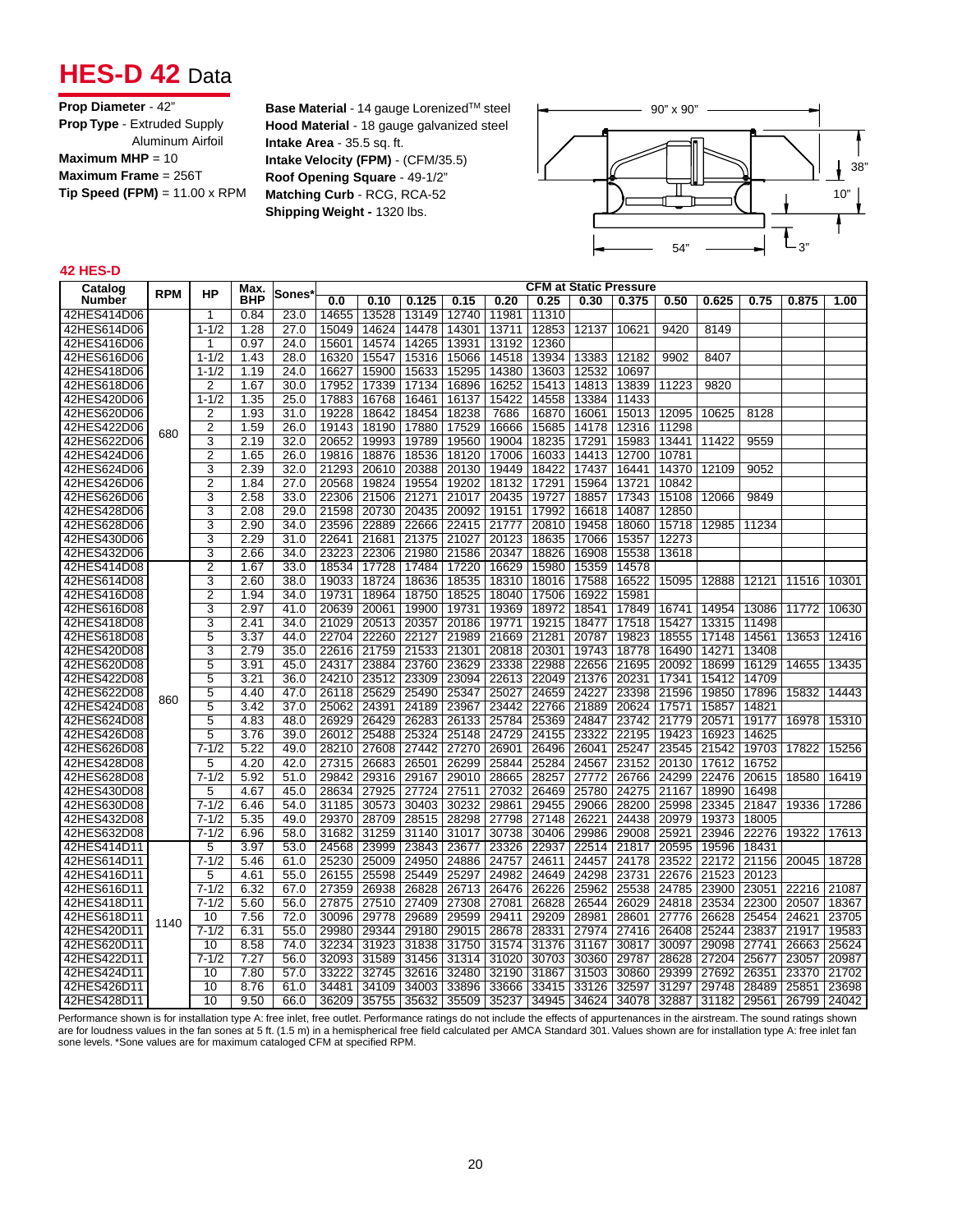# HES-D 42 Data

**Prop Diameter** - 42"
**Prop Type** - Extruded Supply Aluminum Airfoil
**Maximum MHP** = 10
**Maximum Frame** = 256T
**Tip Speed (FPM)** = 11.00 x RPM

**Base Material** - 14 gauge Lorenized™ steel
**Hood Material** - 18 gauge galvanized steel
**Intake Area** - 35.5 sq. ft.
**Intake Velocity (FPM)** - (CFM/35.5)
**Roof Opening Square** - 49-1/2"
**Matching Curb** - RCG, RCA-52
**Shipping Weight** - 1320 lbs.

90" x 90"
38"
10"
54"
3"

**42 HES-D**

| Catalog Number | RPM | HP | Max. BHP | Sones* | CFM at Static Pressure | | | | | | | | | | | | |
|---|---|---|---|---|---|---|---|---|---|---|---|---|---|---|---|---|---|
| | | | | | 0.0 | 0.10 | 0.125 | 0.15 | 0.20 | 0.25 | 0.30 | 0.375 | 0.50 | 0.625 | 0.75 | 0.875 | 1.00 |
| 42HES414D06 | 680 | 1 | 0.84 | 23.0 | 14655 | 13528 | 13149 | 12740 | 11981 | 11310 | | | | | | | |
| 42HES614D06 | | 1-1/2 | 1.28 | 27.0 | 15049 | 14624 | 14478 | 14301 | 13711 | 12853 | 12137 | 10621 | 9420 | 8149 | | | |
| 42HES416D06 | | 1 | 0.97 | 24.0 | 15601 | 14574 | 14265 | 13931 | 13192 | 12360 | | | | | | | |
| 42HES616D06 | | 1-1/2 | 1.43 | 28.0 | 16320 | 15547 | 15316 | 15066 | 14518 | 13934 | 13383 | 12182 | 9902 | 8407 | | | |
| 42HES418D06 | | 1-1/2 | 1.19 | 24.0 | 16627 | 15900 | 15633 | 15295 | 14380 | 13603 | 12532 | 10697 | | | | | |
| 42HES618D06 | | 2 | 1.67 | 30.0 | 17952 | 17339 | 17134 | 16896 | 16252 | 15413 | 14813 | 13839 | 11223 | 9820 | | | |
| 42HES420D06 | | 1-1/2 | 1.35 | 25.0 | 17883 | 16768 | 16461 | 16137 | 15422 | 14558 | 13384 | 11433 | | | | | |
| 42HES620D06 | | 2 | 1.93 | 31.0 | 19228 | 18642 | 18454 | 18238 | 7686 | 16870 | 16061 | 15013 | 12095 | 10625 | 8128 | | |
| 42HES422D06 | | 2 | 1.59 | 26.0 | 19143 | 18190 | 17880 | 17529 | 16666 | 15685 | 14178 | 12316 | 11298 | | | | |
| 42HES622D06 | | 3 | 2.19 | 32.0 | 20652 | 19993 | 19789 | 19560 | 19004 | 18235 | 17291 | 15983 | 13441 | 11422 | 9559 | | |
| 42HES424D06 | | 2 | 1.65 | 26.0 | 19816 | 18876 | 18536 | 18120 | 17006 | 16033 | 14413 | 12700 | 10781 | | | | |
| 42HES624D06 | | 3 | 2.39 | 32.0 | 21293 | 20610 | 20388 | 20130 | 19449 | 18422 | 17437 | 16441 | 14370 | 12109 | 9052 | | |
| 42HES426D06 | | 2 | 1.84 | 27.0 | 20568 | 19824 | 19554 | 19202 | 18132 | 17291 | 15964 | 13721 | 10842 | | | | |
| 42HES626D06 | | 3 | 2.58 | 33.0 | 22306 | 21506 | 21271 | 21017 | 20435 | 19727 | 18857 | 17343 | 15108 | 12066 | 9849 | | |
| 42HES428D06 | | 3 | 2.08 | 29.0 | 21598 | 20730 | 20435 | 20092 | 19151 | 17992 | 16618 | 14087 | 12850 | | | | |
| 42HES628D06 | | 3 | 2.90 | 34.0 | 23596 | 22889 | 22666 | 22415 | 21777 | 20810 | 19458 | 18060 | 15718 | 12985 | 11234 | | |
| 42HES430D06 | | 3 | 2.29 | 31.0 | 22641 | 21681 | 21375 | 21027 | 20123 | 18635 | 17066 | 15357 | 12273 | | | | |
| 42HES432D06 | | 3 | 2.66 | 34.0 | 23223 | 22306 | 21980 | 21586 | 20347 | 18826 | 16908 | 15538 | 13618 | | | | |
| 42HES414D08 | 860 | 2 | 1.67 | 33.0 | 18534 | 17728 | 17484 | 17220 | 16629 | 15980 | 15359 | 14578 | | | | | |
| 42HES614D08 | | 3 | 2.60 | 38.0 | 19033 | 18724 | 18636 | 18535 | 18310 | 18016 | 17588 | 16522 | 15095 | 12888 | 12121 | 11516 | 10301 |
| 42HES416D08 | | 2 | 1.94 | 34.0 | 19731 | 18964 | 18750 | 18525 | 18040 | 17506 | 16922 | 15981 | | | | | |
| 42HES616D08 | | 3 | 2.97 | 41.0 | 20639 | 20061 | 19900 | 19731 | 19369 | 18972 | 18541 | 17849 | 16741 | 14954 | 13086 | 11772 | 10630 |
| 42HES418D08 | | 3 | 2.41 | 34.0 | 21029 | 20513 | 20357 | 20186 | 19771 | 19215 | 18477 | 17518 | 15427 | 13315 | 11498 | | |
| 42HES618D08 | | 5 | 3.37 | 44.0 | 22704 | 22260 | 22127 | 21989 | 21669 | 21281 | 20787 | 19823 | 18555 | 17148 | 14561 | 13653 | 12416 |
| 42HES420D08 | | 3 | 2.79 | 35.0 | 22616 | 21759 | 21533 | 21301 | 20818 | 20301 | 19743 | 18778 | 16490 | 14271 | 13408 | | |
| 42HES620D08 | | 5 | 3.91 | 45.0 | 24317 | 23884 | 23760 | 23629 | 23338 | 22988 | 22656 | 21695 | 20092 | 18699 | 16129 | 14655 | 13435 |
| 42HES422D08 | | 5 | 3.21 | 36.0 | 24210 | 23512 | 23309 | 23094 | 22613 | 22049 | 21376 | 20231 | 17341 | 15412 | 14709 | | |
| 42HES622D08 | | 5 | 4.40 | 47.0 | 26118 | 25629 | 25490 | 25347 | 25027 | 24659 | 24227 | 23398 | 21596 | 19850 | 17896 | 15832 | 14443 |
| 42HES424D08 | | 5 | 3.42 | 37.0 | 25062 | 24391 | 24189 | 23967 | 23442 | 22766 | 21889 | 20624 | 17571 | 15857 | 14821 | | |
| 42HES624D08 | | 5 | 4.83 | 48.0 | 26929 | 26429 | 26283 | 26133 | 25784 | 25369 | 24847 | 23742 | 21779 | 20571 | 19177 | 16978 | 15310 |
| 42HES426D08 | | 5 | 3.76 | 39.0 | 26012 | 25488 | 25324 | 25148 | 24729 | 24155 | 23322 | 22195 | 19423 | 16923 | 14625 | | |
| 42HES626D08 | | 7-1/2 | 5.22 | 49.0 | 28210 | 27608 | 27442 | 27270 | 26901 | 26496 | 26041 | 25247 | 23545 | 21542 | 19703 | 17822 | 15256 |
| 42HES428D08 | | 5 | 4.20 | 42.0 | 27315 | 26683 | 26501 | 26299 | 25844 | 25284 | 24567 | 23152 | 20130 | 17612 | 16752 | | |
| 42HES628D08 | | 7-1/2 | 5.92 | 51.0 | 29842 | 29316 | 29167 | 29010 | 28665 | 28257 | 27772 | 26766 | 24299 | 22476 | 20615 | 18580 | 16419 |
| 42HES430D08 | | 5 | 4.67 | 45.0 | 28634 | 27925 | 27724 | 27511 | 27032 | 26469 | 25780 | 24275 | 21167 | 18990 | 16498 | | |
| 42HES630D08 | | 7-1/2 | 6.46 | 54.0 | 31185 | 30573 | 30403 | 30232 | 29861 | 29455 | 29066 | 28200 | 25998 | 23345 | 21847 | 19336 | 17286 |
| 42HES432D08 | | 7-1/2 | 5.35 | 49.0 | 29370 | 28709 | 28515 | 28298 | 27798 | 27148 | 26221 | 24438 | 20979 | 19373 | 18005 | | |
| 42HES632D08 | | 7-1/2 | 6.96 | 58.0 | 31682 | 31259 | 31140 | 31017 | 30738 | 30406 | 29986 | 29008 | 25921 | 23946 | 22276 | 19322 | 17613 |
| 42HES414D11 | 1140 | 5 | 3.97 | 53.0 | 24568 | 23999 | 23843 | 23677 | 23326 | 22937 | 22514 | 21817 | 20595 | 19596 | 18431 | | |
| 42HES614D11 | | 7-1/2 | 5.46 | 61.0 | 25230 | 25009 | 24950 | 24886 | 24757 | 24611 | 24457 | 24178 | 23522 | 22172 | 21156 | 20045 | 18728 |
| 42HES416D11 | | 5 | 4.61 | 55.0 | 26155 | 25598 | 25449 | 25297 | 24982 | 24649 | 24298 | 23731 | 22676 | 21523 | 20123 | | |
| 42HES616D11 | | 7-1/2 | 6.32 | 67.0 | 27359 | 26938 | 26828 | 26713 | 26476 | 26226 | 25962 | 25538 | 24785 | 23900 | 23051 | 22216 | 21087 |
| 42HES418D11 | | 7-1/2 | 5.60 | 56.0 | 27875 | 27510 | 27409 | 27308 | 27081 | 26828 | 26544 | 26029 | 24818 | 23534 | 22300 | 20507 | 18367 |
| 42HES618D11 | | 10 | 7.56 | 72.0 | 30096 | 29778 | 29689 | 29599 | 29411 | 29209 | 28981 | 28601 | 27776 | 26628 | 25454 | 24621 | 23705 |
| 42HES420D11 | | 7-1/2 | 6.31 | 55.0 | 29980 | 29344 | 29180 | 29015 | 28678 | 28331 | 27974 | 27416 | 26408 | 25244 | 23837 | 21917 | 19583 |
| 42HES620D11 | | 10 | 8.58 | 74.0 | 32234 | 31923 | 31838 | 31750 | 31574 | 31376 | 31167 | 30817 | 30097 | 29098 | 27741 | 26663 | 25624 |
| 42HES422D11 | | 7-1/2 | 7.27 | 56.0 | 32093 | 31589 | 31456 | 31314 | 31020 | 30703 | 30360 | 29787 | 28628 | 27204 | 25677 | 23057 | 20987 |
| 42HES424D11 | | 10 | 7.80 | 57.0 | 33222 | 32745 | 32616 | 32480 | 32190 | 31867 | 31503 | 30860 | 29399 | 27692 | 26351 | 23370 | 21702 |
| 42HES426D11 | | 10 | 8.76 | 61.0 | 34481 | 34109 | 34003 | 33896 | 33666 | 33415 | 33126 | 32597 | 31297 | 29748 | 28489 | 25851 | 23698 |
| 42HES428D11 | | 10 | 9.50 | 66.0 | 36209 | 35755 | 35632 | 35509 | 35237 | 34945 | 34624 | 34078 | 32887 | 31182 | 29561 | 26799 | 24042 |

Performance shown is for installation type A: free inlet, free outlet. Performance ratings do not include the effects of appurtenances in the airstream. The sound ratings shown are for loudness values in the fan sones at 5 ft. (1.5 m) in a hemispherical free field calculated per AMCA Standard 301. Values shown are for installation type A: free inlet fan sone levels. *Sone values are for maximum cataloged CFM at specified RPM.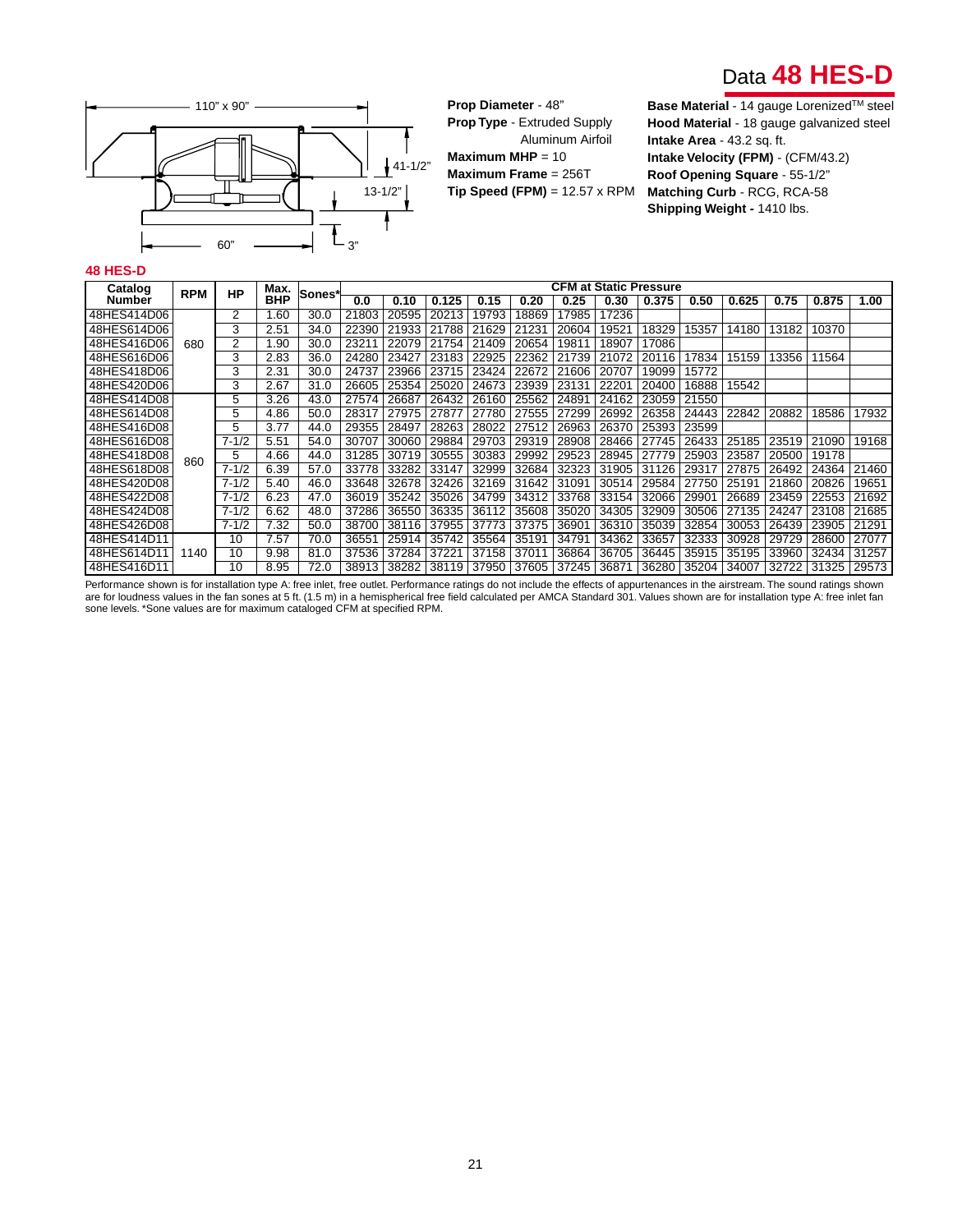# Data 48 HES-D

110" x 90"

41-1/2"

13-1/2"

60"

3"

**Prop Diameter** - 48"
**Prop Type** - Extruded Supply Aluminum Airfoil
**Maximum MHP** = 10
**Maximum Frame** = 256T
**Tip Speed (FPM)** = 12.57 x RPM

**Base Material** - 14 gauge Lorenized[TM] steel
**Hood Material** - 18 gauge galvanized steel
**Intake Area** - 43.2 sq. ft.
**Intake Velocity (FPM)** - (CFM/43.2)
**Roof Opening Square** - 55-1/2"
**Matching Curb** - RCG, RCA-58
**Shipping Weight -** 1410 lbs.

## 48 HES-D

| Catalog Number | RPM | HP | Max. BHP | Sones* | CFM at Static Pressure | | | | | | | | | | | | | |
|---|---|---|---|---|---|---|---|---|---|---|---|---|---|---|---|---|---|---|
| | | | | | 0.0 | 0.10 | 0.125 | 0.15 | 0.20 | 0.25 | 0.30 | 0.375 | 0.50 | 0.625 | 0.75 | 0.875 | 1.00 |
| 48HES414D06 | 680 | 2 | 1.60 | 30.0 | 21803 | 20595 | 20213 | 19793 | 18869 | 17985 | 17236 | | | | | | |
| 48HES614D06 | | 3 | 2.51 | 34.0 | 22390 | 21933 | 21788 | 21629 | 21231 | 20604 | 19521 | 18329 | 15357 | 14180 | 13182 | 10370 | |
| 48HES416D06 | | 2 | 1.90 | 30.0 | 23211 | 22079 | 21754 | 21409 | 20654 | 19811 | 18907 | 17086 | | | | | |
| 48HES616D06 | | 3 | 2.83 | 36.0 | 24280 | 23427 | 23183 | 22925 | 22362 | 21739 | 21072 | 20116 | 17834 | 15159 | 13356 | 11564 | |
| 48HES418D06 | | 3 | 2.31 | 30.0 | 24737 | 23966 | 23715 | 23424 | 22672 | 21606 | 20707 | 19099 | 15772 | | | | |
| 48HES420D06 | | 3 | 2.67 | 31.0 | 26605 | 25354 | 25020 | 24673 | 23939 | 23131 | 22201 | 20400 | 16888 | 15542 | | | |
| 48HES414D08 | 860 | 5 | 3.26 | 43.0 | 27574 | 26687 | 26432 | 26160 | 25562 | 24891 | 24162 | 23059 | 21550 | | | | |
| 48HES614D08 | | 5 | 4.86 | 50.0 | 28317 | 27975 | 27877 | 27780 | 27555 | 27299 | 26992 | 26358 | 24443 | 22842 | 20882 | 18586 | 17932 |
| 48HES416D08 | | 5 | 3.77 | 44.0 | 29355 | 28497 | 28263 | 28022 | 27512 | 26963 | 26370 | 25393 | 23599 | | | | |
| 48HES616D08 | | 7-1/2 | 5.51 | 54.0 | 30707 | 30060 | 29884 | 29703 | 29319 | 28908 | 28466 | 27745 | 26433 | 25185 | 23519 | 21090 | 19168 |
| 48HES418D08 | | 5 | 4.66 | 44.0 | 31285 | 30719 | 30555 | 30383 | 29992 | 29523 | 28945 | 27779 | 25903 | 23587 | 20500 | 19178 | |
| 48HES618D08 | | 7-1/2 | 6.39 | 57.0 | 33778 | 33282 | 33147 | 32999 | 32684 | 32323 | 31905 | 31126 | 29317 | 27875 | 26492 | 24364 | 21460 |
| 48HES420D08 | | 7-1/2 | 5.40 | 46.0 | 33648 | 32678 | 32426 | 32169 | 31642 | 31091 | 30514 | 29584 | 27750 | 25191 | 21860 | 20826 | 19651 |
| 48HES422D08 | | 7-1/2 | 6.23 | 47.0 | 36019 | 35242 | 35026 | 34799 | 34312 | 33768 | 33154 | 32066 | 29901 | 26689 | 23459 | 22553 | 21692 |
| 48HES424D08 | | 7-1/2 | 6.62 | 48.0 | 37286 | 36550 | 36335 | 36112 | 35608 | 35020 | 34305 | 32909 | 30506 | 27135 | 24247 | 23108 | 21685 |
| 48HES426D08 | | 7-1/2 | 7.32 | 50.0 | 38700 | 38116 | 37955 | 37773 | 37375 | 36901 | 36310 | 35039 | 32854 | 30053 | 26439 | 23905 | 21291 |
| 48HES414D11 | 1140 | 10 | 7.57 | 70.0 | 36551 | 25914 | 35742 | 35564 | 35191 | 34791 | 34362 | 33657 | 32333 | 30928 | 29729 | 28600 | 27077 |
| 48HES614D11 | | 10 | 9.98 | 81.0 | 37536 | 37284 | 37221 | 37158 | 37011 | 36864 | 36705 | 36445 | 35915 | 35195 | 33960 | 32434 | 31257 |
| 48HES416D11 | | 10 | 8.95 | 72.0 | 38913 | 38282 | 38119 | 37950 | 37605 | 37245 | 36871 | 36280 | 35204 | 34007 | 32722 | 31325 | 29573 |

Performance shown is for installation type A: free inlet, free outlet. Performance ratings do not include the effects of appurtenances in the airstream. The sound ratings shown are for loudness values in the fan sones at 5 ft. (1.5 m) in a hemispherical free field calculated per AMCA Standard 301. Values shown are for installation type A: free inlet fan sone levels. *Sone values are for maximum cataloged CFM at specified RPM.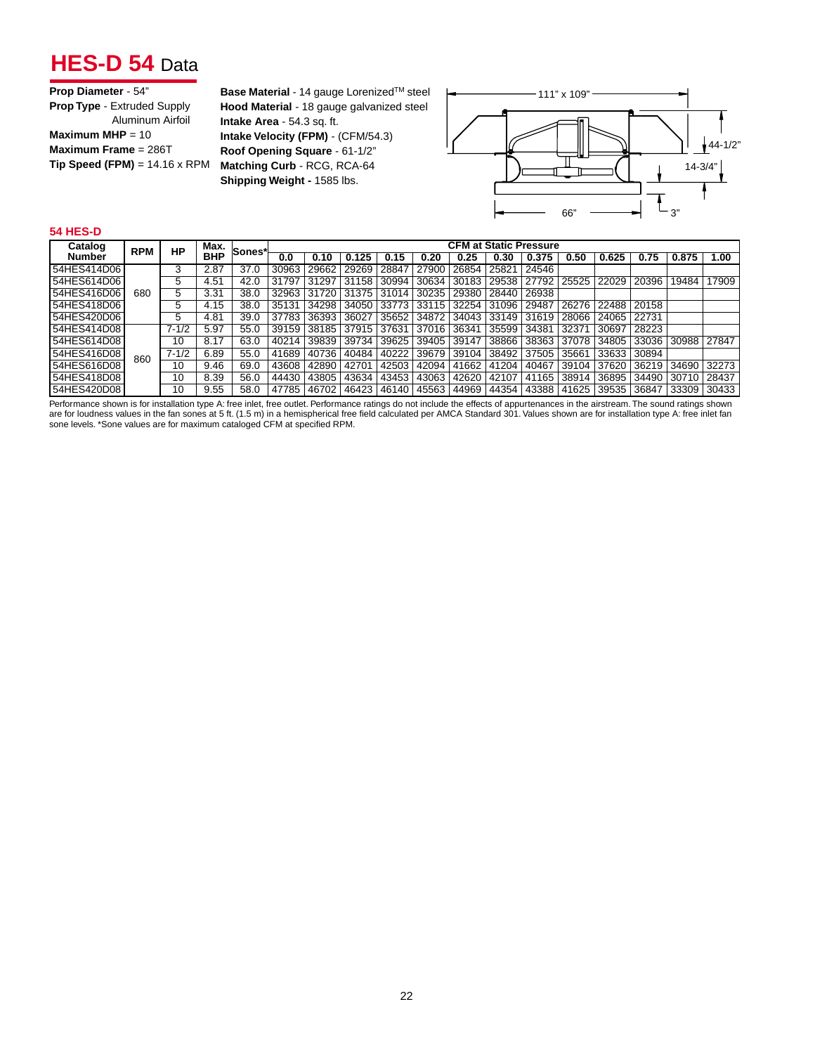# HES-D 54 Data

**Prop Diameter** - 54"
**Prop Type** - Extruded Supply Aluminum Airfoil
**Maximum MHP** = 10
**Maximum Frame** = 286T
**Tip Speed (FPM)** = 14.16 x RPM

**Base Material** - 14 gauge Lorenized™ steel
**Hood Material** - 18 gauge galvanized steel
**Intake Area** - 54.3 sq. ft.
**Intake Velocity (FPM)** - (CFM/54.3)
**Roof Opening Square** - 61-1/2"
**Matching Curb** - RCG, RCA-64
**Shipping Weight -** 1585 lbs.

111" x 109"
44-1/2"
14-3/4"
66"
3"

## 54 HES-D

| Catalog Number | RPM | HP | Max. BHP | Sones* | CFM at Static Pressure | | | | | | | | | | | | |
|---|---|---|---|---|---|---|---|---|---|---|---|---|---|---|---|---|---|
| | | | | | 0.0 | 0.10 | 0.125 | 0.15 | 0.20 | 0.25 | 0.30 | 0.375 | 0.50 | 0.625 | 0.75 | 0.875 | 1.00 |
| 54HES414D06 | 680 | 3 | 2.87 | 37.0 | 30963 | 29662 | 29269 | 28847 | 27900 | 26854 | 25821 | 24546 | | | | | |
| 54HES614D06 | | 5 | 4.51 | 42.0 | 31797 | 31297 | 31158 | 30994 | 30634 | 30183 | 29538 | 27792 | 25525 | 22029 | 20396 | 19484 | 17909 |
| 54HES416D06 | | 5 | 3.31 | 38.0 | 32963 | 31720 | 31375 | 31014 | 30235 | 29380 | 28440 | 26938 | | | | | |
| 54HES418D06 | | 5 | 4.15 | 38.0 | 35131 | 34298 | 34050 | 33773 | 33115 | 32254 | 31096 | 29487 | 26276 | 22488 | 20158 | | |
| 54HES420D06 | | 5 | 4.81 | 39.0 | 37783 | 36393 | 36027 | 35652 | 34872 | 34043 | 33149 | 31619 | 28066 | 24065 | 22731 | | |
| 54HES414D08 | 860 | 7-1/2 | 5.97 | 55.0 | 39159 | 38185 | 37915 | 37631 | 37016 | 36341 | 35599 | 34381 | 32371 | 30697 | 28223 | | |
| 54HES614D08 | | 10 | 8.17 | 63.0 | 40214 | 39839 | 39734 | 39625 | 39405 | 39147 | 38866 | 38363 | 37078 | 34805 | 33036 | 30988 | 27847 |
| 54HES416D08 | | 7-1/2 | 6.89 | 55.0 | 41689 | 40736 | 40484 | 40222 | 39679 | 39104 | 38492 | 37505 | 35661 | 33633 | 30894 | | |
| 54HES616D08 | | 10 | 9.46 | 69.0 | 43608 | 42890 | 42701 | 42503 | 42094 | 41662 | 41204 | 40467 | 39104 | 37620 | 36219 | 34690 | 32273 |
| 54HES418D08 | | 10 | 8.39 | 56.0 | 44430 | 43805 | 43634 | 43453 | 43063 | 42620 | 42107 | 41165 | 38914 | 36895 | 34490 | 30710 | 28437 |
| 54HES420D08 | | 10 | 9.55 | 58.0 | 47785 | 46702 | 46423 | 46140 | 45563 | 44969 | 44354 | 43388 | 41625 | 39535 | 36847 | 33309 | 30433 |

Performance shown is for installation type A: free inlet, free outlet. Performance ratings do not include the effects of appurtenances in the airstream. The sound ratings shown are for loudness values in the fan sones at 5 ft. (1.5 m) in a hemispherical free field calculated per AMCA Standard 301. Values shown are for installation type A: free inlet fan sone levels. *Sone values are for maximum cataloged CFM at specified RPM.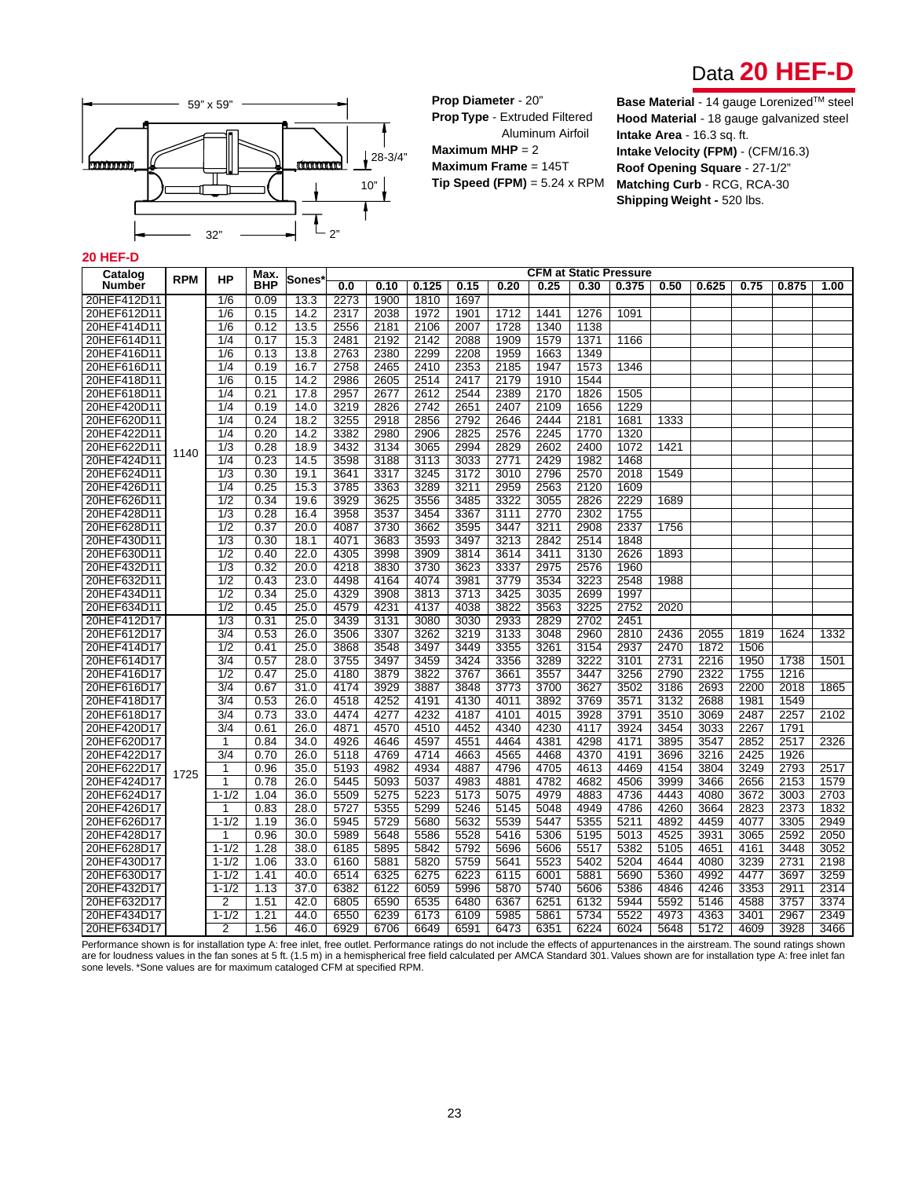# Data 20 HEF-D

59" x 59"

28-3/4"

10"

32"

2"

**Prop Diameter** - 20"
**Prop Type** - Extruded Filtered Aluminum Airfoil
**Maximum MHP** = 2
**Maximum Frame** = 145T
**Tip Speed (FPM)** = 5.24 x RPM

**Base Material** - 14 gauge Lorenized™ steel
**Hood Material** - 18 gauge galvanized steel
**Intake Area** - 16.3 sq. ft.
**Intake Velocity (FPM)** - (CFM/16.3)
**Roof Opening Square** - 27-1/2"
**Matching Curb** - RCG, RCA-30
**Shipping Weight -** 520 lbs.

## 20 HEF-D

| Catalog Number | RPM | HP | Max. BHP | Sones* | CFM at Static Pressure | | | | | | | | | | | | |
|---|---|---|---|---|---|---|---|---|---|---|---|---|---|---|---|---|---|
| | | | | | 0.0 | 0.10 | 0.125 | 0.15 | 0.20 | 0.25 | 0.30 | 0.375 | 0.50 | 0.625 | 0.75 | 0.875 | 1.00 |
| 20HEF412D11 | 1140 | 1/6 | 0.09 | 13.3 | 2273 | 1900 | 1810 | 1697 | | | | | | | | | |
| 20HEF612D11 | | 1/6 | 0.15 | 14.2 | 2317 | 2038 | 1972 | 1901 | 1712 | 1441 | 1276 | 1091 | | | | | |
| 20HEF414D11 | | 1/6 | 0.12 | 13.5 | 2556 | 2181 | 2106 | 2007 | 1728 | 1340 | 1138 | | | | | | |
| 20HEF614D11 | | 1/4 | 0.17 | 15.3 | 2481 | 2192 | 2142 | 2088 | 1909 | 1579 | 1371 | 1166 | | | | | |
| 20HEF416D11 | | 1/6 | 0.13 | 13.8 | 2763 | 2380 | 2299 | 2208 | 1959 | 1663 | 1349 | | | | | | |
| 20HEF616D11 | | 1/4 | 0.19 | 16.7 | 2758 | 2465 | 2410 | 2353 | 2185 | 1947 | 1573 | 1346 | | | | | |
| 20HEF418D11 | | 1/6 | 0.15 | 14.2 | 2986 | 2605 | 2514 | 2417 | 2179 | 1910 | 1544 | | | | | | |
| 20HEF618D11 | | 1/4 | 0.21 | 17.8 | 2957 | 2677 | 2612 | 2544 | 2389 | 2170 | 1826 | 1505 | | | | | |
| 20HEF420D11 | | 1/4 | 0.19 | 14.0 | 3219 | 2826 | 2742 | 2651 | 2407 | 2109 | 1656 | 1229 | | | | | |
| 20HEF620D11 | | 1/4 | 0.24 | 18.2 | 3255 | 2918 | 2856 | 2792 | 2646 | 2444 | 2181 | 1681 | 1333 | | | | |
| 20HEF422D11 | | 1/4 | 0.20 | 14.2 | 3382 | 2980 | 2906 | 2825 | 2576 | 2245 | 1770 | 1320 | | | | | |
| 20HEF622D11 | | 1/3 | 0.28 | 18.9 | 3432 | 3134 | 3065 | 2994 | 2829 | 2602 | 2400 | 1072 | 1421 | | | | |
| 20HEF424D11 | | 1/4 | 0.23 | 14.5 | 3598 | 3188 | 3113 | 3033 | 2771 | 2429 | 1982 | 1468 | | | | | |
| 20HEF624D11 | | 1/3 | 0.30 | 19.1 | 3641 | 3317 | 3245 | 3172 | 3010 | 2796 | 2570 | 2018 | 1549 | | | | |
| 20HEF426D11 | | 1/4 | 0.25 | 15.3 | 3785 | 3363 | 3289 | 3211 | 2959 | 2563 | 2120 | 1609 | | | | | |
| 20HEF626D11 | | 1/2 | 0.34 | 19.6 | 3929 | 3625 | 3556 | 3485 | 3322 | 3055 | 2826 | 2229 | 1689 | | | | |
| 20HEF428D11 | | 1/3 | 0.28 | 16.4 | 3958 | 3537 | 3454 | 3367 | 3111 | 2770 | 2302 | 1755 | | | | | |
| 20HEF628D11 | | 1/2 | 0.37 | 20.0 | 4087 | 3730 | 3662 | 3595 | 3447 | 3211 | 2908 | 2337 | 1756 | | | | |
| 20HEF430D11 | | 1/3 | 0.30 | 18.1 | 4071 | 3683 | 3593 | 3497 | 3213 | 2842 | 2514 | 1848 | | | | | |
| 20HEF630D11 | | 1/2 | 0.40 | 22.0 | 4305 | 3998 | 3909 | 3814 | 3614 | 3411 | 3130 | 2626 | 1893 | | | | |
| 20HEF432D11 | | 1/3 | 0.32 | 20.0 | 4218 | 3830 | 3730 | 3623 | 3337 | 2975 | 2576 | 1960 | | | | | |
| 20HEF632D11 | | 1/2 | 0.43 | 23.0 | 4498 | 4164 | 4074 | 3981 | 3779 | 3534 | 3223 | 2548 | 1988 | | | | |
| 20HEF434D11 | | 1/2 | 0.34 | 25.0 | 4329 | 3908 | 3813 | 3713 | 3425 | 3035 | 2699 | 1997 | | | | | |
| 20HEF634D11 | | 1/2 | 0.45 | 25.0 | 4579 | 4231 | 4137 | 4038 | 3822 | 3563 | 3225 | 2752 | 2020 | | | | |
| 20HEF412D17 | 1725 | 1/3 | 0.31 | 25.0 | 3439 | 3131 | 3080 | 3030 | 2933 | 2829 | 2702 | 2451 | | | | | |
| 20HEF612D17 | | 3/4 | 0.53 | 26.0 | 3506 | 3307 | 3262 | 3219 | 3133 | 3048 | 2960 | 2810 | 2436 | 2055 | 1819 | 1624 | 1332 |
| 20HEF414D17 | | 1/2 | 0.41 | 25.0 | 3868 | 3548 | 3497 | 3449 | 3355 | 3261 | 3154 | 2937 | 2470 | 1872 | 1506 | | |
| 20HEF614D17 | | 3/4 | 0.57 | 28.0 | 3755 | 3497 | 3459 | 3424 | 3356 | 3289 | 3222 | 3101 | 2731 | 2216 | 1950 | 1738 | 1501 |
| 20HEF416D17 | | 1/2 | 0.47 | 25.0 | 4180 | 3879 | 3822 | 3767 | 3661 | 3557 | 3447 | 3256 | 2790 | 2322 | 1755 | 1216 | |
| 20HEF616D17 | | 3/4 | 0.67 | 31.0 | 4174 | 3929 | 3887 | 3848 | 3773 | 3700 | 3627 | 3502 | 3186 | 2693 | 2200 | 2018 | 1865 |
| 20HEF418D17 | | 3/4 | 0.53 | 26.0 | 4518 | 4252 | 4191 | 4130 | 4011 | 3892 | 3769 | 3571 | 3132 | 2688 | 1981 | 1549 | |
| 20HEF618D17 | | 3/4 | 0.73 | 33.0 | 4474 | 4277 | 4232 | 4187 | 4101 | 4015 | 3928 | 3791 | 3510 | 3069 | 2487 | 2257 | 2102 |
| 20HEF420D17 | | 3/4 | 0.61 | 26.0 | 4871 | 4570 | 4510 | 4452 | 4340 | 4230 | 4117 | 3924 | 3454 | 3033 | 2267 | 1791 | |
| 20HEF620D17 | | 1 | 0.84 | 34.0 | 4926 | 4646 | 4597 | 4551 | 4464 | 4381 | 4298 | 4171 | 3895 | 3547 | 2852 | 2517 | 2326 |
| 20HEF422D17 | | 3/4 | 0.70 | 26.0 | 5118 | 4769 | 4714 | 4663 | 4565 | 4468 | 4370 | 4191 | 3696 | 3216 | 2425 | 1926 | |
| 20HEF622D17 | | 1 | 0.96 | 35.0 | 5193 | 4982 | 4934 | 4887 | 4796 | 4705 | 4613 | 4469 | 4154 | 3804 | 3249 | 2793 | 2517 |
| 20HEF424D17 | | 1 | 0.78 | 26.0 | 5445 | 5093 | 5037 | 4983 | 4881 | 4782 | 4682 | 4506 | 3999 | 3466 | 2656 | 2153 | 1579 |
| 20HEF624D17 | | 1-1/2 | 1.04 | 36.0 | 5509 | 5275 | 5223 | 5173 | 5075 | 4979 | 4883 | 4736 | 4443 | 4080 | 3672 | 3003 | 2703 |
| 20HEF426D17 | | 1 | 0.83 | 28.0 | 5727 | 5355 | 5299 | 5246 | 5145 | 5048 | 4949 | 4786 | 4260 | 3664 | 2823 | 2373 | 1832 |
| 20HEF626D17 | | 1-1/2 | 1.19 | 36.0 | 5945 | 5729 | 5680 | 5632 | 5539 | 5447 | 5355 | 5211 | 4892 | 4459 | 4077 | 3305 | 2949 |
| 20HEF428D17 | | 1 | 0.96 | 30.0 | 5989 | 5648 | 5586 | 5528 | 5416 | 5306 | 5195 | 5013 | 4525 | 3931 | 3065 | 2592 | 2050 |
| 20HEF628D17 | | 1-1/2 | 1.28 | 38.0 | 6185 | 5895 | 5842 | 5792 | 5696 | 5606 | 5517 | 5382 | 5105 | 4651 | 4161 | 3448 | 3052 |
| 20HEF430D17 | | 1-1/2 | 1.06 | 33.0 | 6160 | 5881 | 5820 | 5759 | 5641 | 5523 | 5402 | 5204 | 4644 | 4080 | 3239 | 2731 | 2198 |
| 20HEF630D17 | | 1-1/2 | 1.41 | 40.0 | 6514 | 6325 | 6275 | 6223 | 6115 | 6001 | 5881 | 5690 | 5360 | 4992 | 4477 | 3697 | 3259 |
| 20HEF432D17 | | 1-1/2 | 1.13 | 37.0 | 6382 | 6122 | 6059 | 5996 | 5870 | 5740 | 5606 | 5386 | 4846 | 4246 | 3353 | 2911 | 2314 |
| 20HEF632D17 | | 2 | 1.51 | 42.0 | 6805 | 6590 | 6535 | 6480 | 6367 | 6251 | 6132 | 5944 | 5592 | 5146 | 4588 | 3757 | 3374 |
| 20HEF434D17 | | 1-1/2 | 1.21 | 44.0 | 6550 | 6239 | 6173 | 6109 | 5985 | 5861 | 5734 | 5522 | 4973 | 4363 | 3401 | 2967 | 2349 |
| 20HEF634D17 | | 2 | 1.56 | 46.0 | 6929 | 6706 | 6649 | 6591 | 6473 | 6351 | 6224 | 6024 | 5648 | 5172 | 4609 | 3928 | 3466 |

Performance shown is for installation type A: free inlet, free outlet. Performance ratings do not include the effects of appurtenances in the airstream. The sound ratings shown are for loudness values in the fan sones at 5 ft. (1.5 m) in a hemispherical free field calculated per AMCA Standard 301. Values shown are for installation type A: free inlet fan sone levels. *Sone values are for maximum cataloged CFM at specified RPM.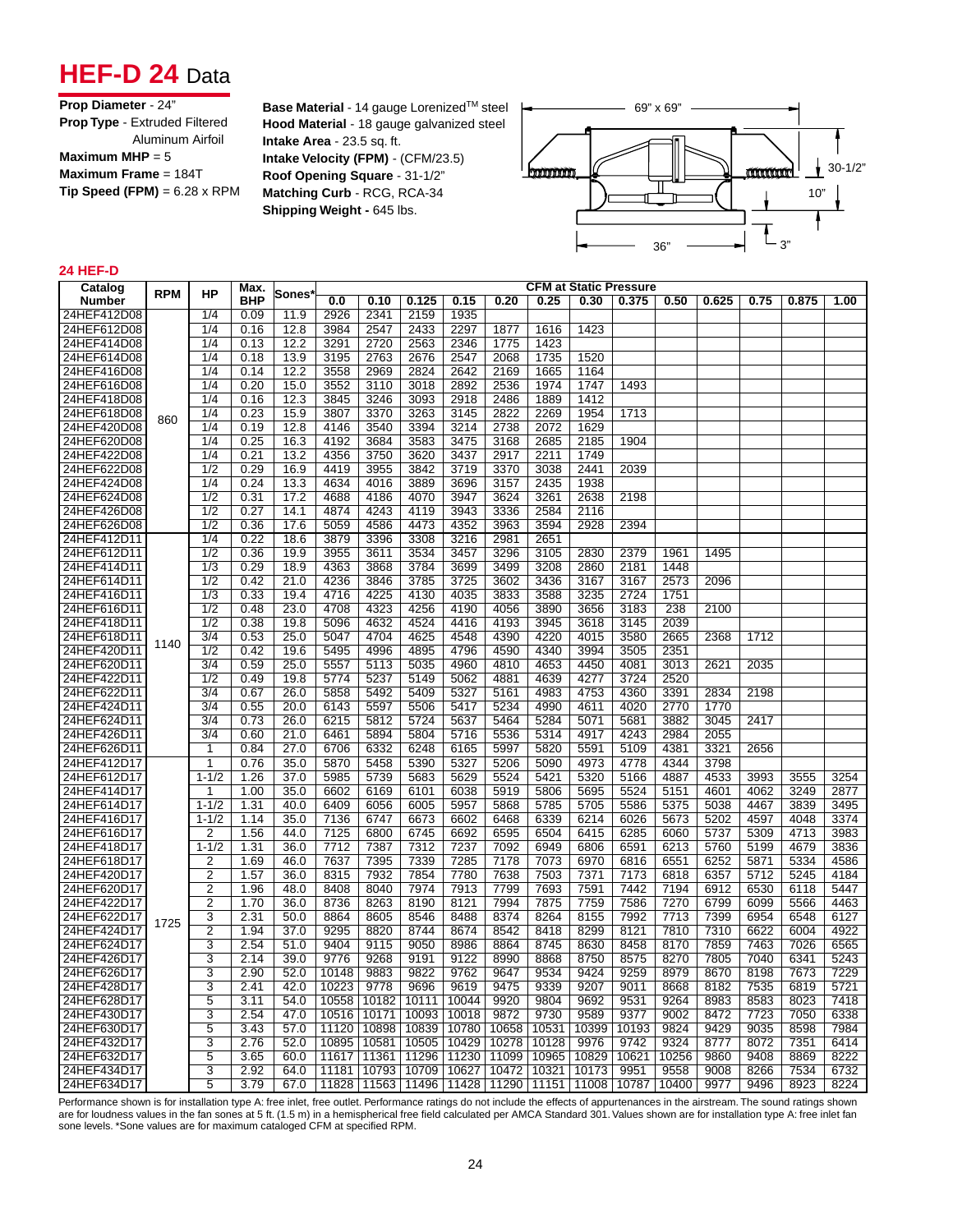# HEF-D 24 Data

**Prop Diameter** - 24"
**Prop Type** - Extruded Filtered Aluminum Airfoil
**Maximum MHP** = 5
**Maximum Frame** = 184T
**Tip Speed (FPM)** = 6.28 x RPM

**Base Material** - 14 gauge Lorenized™ steel
**Hood Material** - 18 gauge galvanized steel
**Intake Area** - 23.5 sq. ft.
**Intake Velocity (FPM)** - (CFM/23.5)
**Roof Opening Square** - 31-1/2"
**Matching Curb** - RCG, RCA-34
**Shipping Weight** - 645 lbs.

69" x 69"
30-1/2"
10"
36"
3"

### 24 HEF-D

| Catalog Number | RPM | HP | Max. BHP | Sones* | CFM at Static Pressure | | | | | | | | | | | | | |
|---|---|---|---|---|---|---|---|---|---|---|---|---|---|---|---|---|---|---|
| | | | | | 0.0 | 0.10 | 0.125 | 0.15 | 0.20 | 0.25 | 0.30 | 0.375 | 0.50 | 0.625 | 0.75 | 0.875 | 1.00 |
| 24HEF412D08 | 860 | 1/4 | 0.09 | 11.9 | 2926 | 2341 | 2159 | 1935 | | | | | | | | | |
| 24HEF612D08 | | 1/4 | 0.16 | 12.8 | 3984 | 2547 | 2433 | 2297 | 1877 | 1616 | 1423 | | | | | | |
| 24HEF414D08 | | 1/4 | 0.13 | 12.2 | 3291 | 2720 | 2563 | 2346 | 1775 | 1423 | | | | | | | |
| 24HEF614D08 | | 1/4 | 0.18 | 13.9 | 3195 | 2763 | 2676 | 2547 | 2068 | 1735 | 1520 | | | | | | |
| 24HEF416D08 | | 1/4 | 0.14 | 12.2 | 3558 | 2969 | 2824 | 2642 | 2169 | 1665 | 1164 | | | | | | |
| 24HEF616D08 | | 1/4 | 0.20 | 15.0 | 3552 | 3110 | 3018 | 2892 | 2536 | 1974 | 1747 | 1493 | | | | | |
| 24HEF418D08 | | 1/4 | 0.16 | 12.3 | 3845 | 3246 | 3093 | 2918 | 2486 | 1889 | 1412 | | | | | | |
| 24HEF618D08 | | 1/4 | 0.23 | 15.9 | 3807 | 3370 | 3263 | 3145 | 2822 | 2269 | 1954 | 1713 | | | | | |
| 24HEF420D08 | | 1/4 | 0.19 | 12.8 | 4146 | 3540 | 3394 | 3214 | 2738 | 2072 | 1629 | | | | | | |
| 24HEF620D08 | | 1/4 | 0.25 | 16.3 | 4192 | 3684 | 3583 | 3475 | 3168 | 2685 | 2185 | 1904 | | | | | |
| 24HEF422D08 | | 1/4 | 0.21 | 13.2 | 4356 | 3750 | 3620 | 3437 | 2917 | 2211 | 1749 | | | | | | |
| 24HEF622D08 | | 1/2 | 0.29 | 16.9 | 4419 | 3955 | 3842 | 3719 | 3370 | 3038 | 2441 | 2039 | | | | | |
| 24HEF424D08 | | 1/4 | 0.24 | 13.3 | 4634 | 4016 | 3889 | 3696 | 3157 | 2435 | 1938 | | | | | | |
| 24HEF624D08 | | 1/2 | 0.31 | 17.2 | 4688 | 4186 | 4070 | 3947 | 3624 | 3261 | 2638 | 2198 | | | | | |
| 24HEF426D08 | | 1/2 | 0.27 | 14.1 | 4874 | 4243 | 4119 | 3943 | 3336 | 2584 | 2116 | | | | | | |
| 24HEF626D08 | | 1/2 | 0.36 | 17.6 | 5059 | 4586 | 4473 | 4352 | 3963 | 3594 | 2928 | 2394 | | | | | |
| 24HEF412D11 | 1140 | 1/4 | 0.22 | 18.6 | 3879 | 3396 | 3308 | 3216 | 2981 | 2651 | | | | | | | |
| 24HEF612D11 | | 1/2 | 0.36 | 19.9 | 3955 | 3611 | 3534 | 3457 | 3296 | 3105 | 2830 | 2379 | 1961 | 1495 | | | |
| 24HEF414D11 | | 1/3 | 0.29 | 18.9 | 4363 | 3868 | 3784 | 3699 | 3499 | 3208 | 2860 | 2181 | 1448 | | | | |
| 24HEF614D11 | | 1/2 | 0.42 | 21.0 | 4236 | 3846 | 3785 | 3725 | 3602 | 3436 | 3167 | 3167 | 2573 | 2096 | | | |
| 24HEF416D11 | | 1/3 | 0.33 | 19.4 | 4716 | 4225 | 4130 | 4035 | 3833 | 3588 | 3235 | 2724 | 1751 | | | | |
| 24HEF616D11 | | 1/2 | 0.48 | 23.0 | 4708 | 4323 | 4256 | 4190 | 4056 | 3890 | 3656 | 3183 | 238 | 2100 | | | |
| 24HEF418D11 | | 1/2 | 0.38 | 19.8 | 5096 | 4632 | 4524 | 4416 | 4193 | 3945 | 3618 | 3145 | 2039 | | | | |
| 24HEF618D11 | | 3/4 | 0.53 | 25.0 | 5047 | 4704 | 4625 | 4548 | 4390 | 4220 | 4015 | 3580 | 2665 | 2368 | 1712 | | |
| 24HEF420D11 | | 1/2 | 0.42 | 19.6 | 5495 | 4996 | 4895 | 4796 | 4590 | 4340 | 3994 | 3505 | 2351 | | | | |
| 24HEF620D11 | | 3/4 | 0.59 | 25.0 | 5557 | 5113 | 5035 | 4960 | 4810 | 4653 | 4450 | 4081 | 3013 | 2621 | 2035 | | |
| 24HEF422D11 | | 1/2 | 0.49 | 19.8 | 5774 | 5237 | 5149 | 5062 | 4881 | 4639 | 4277 | 3724 | 2520 | | | | |
| 24HEF622D11 | | 3/4 | 0.67 | 26.0 | 5858 | 5492 | 5409 | 5327 | 5161 | 4983 | 4753 | 4360 | 3391 | 2834 | 2198 | | |
| 24HEF424D11 | | 3/4 | 0.55 | 20.0 | 6143 | 5597 | 5506 | 5417 | 5234 | 4990 | 4611 | 4020 | 2770 | 1770 | | | |
| 24HEF624D11 | | 3/4 | 0.73 | 26.0 | 6215 | 5812 | 5724 | 5637 | 5464 | 5284 | 5071 | 5681 | 3882 | 3045 | 2417 | | |
| 24HEF426D11 | | 3/4 | 0.60 | 21.0 | 6461 | 5894 | 5804 | 5716 | 5536 | 5314 | 4917 | 4243 | 2984 | 2055 | | | |
| 24HEF626D11 | | 1 | 0.84 | 27.0 | 6706 | 6332 | 6248 | 6165 | 5997 | 5820 | 5591 | 5109 | 4381 | 3321 | 2656 | | |
| 24HEF412D17 | 1725 | 1 | 0.76 | 35.0 | 5870 | 5458 | 5390 | 5327 | 5206 | 5090 | 4973 | 4778 | 4344 | 3798 | | | |
| 24HEF612D17 | | 1-1/2 | 1.26 | 37.0 | 5985 | 5739 | 5683 | 5629 | 5524 | 5421 | 5320 | 5166 | 4887 | 4533 | 3993 | 3555 | 3254 |
| 24HEF414D17 | | 1 | 1.00 | 35.0 | 6602 | 6169 | 6101 | 6038 | 5919 | 5806 | 5695 | 5524 | 5151 | 4601 | 4062 | 3249 | 2877 |
| 24HEF614D17 | | 1-1/2 | 1.31 | 40.0 | 6409 | 6056 | 6005 | 5957 | 5868 | 5785 | 5705 | 5586 | 5375 | 5038 | 4467 | 3839 | 3495 |
| 24HEF416D17 | | 1-1/2 | 1.14 | 35.0 | 7136 | 6747 | 6673 | 6602 | 6468 | 6339 | 6214 | 6026 | 5673 | 5202 | 4597 | 4048 | 3374 |
| 24HEF616D17 | | 2 | 1.56 | 44.0 | 7125 | 6800 | 6745 | 6692 | 6595 | 6504 | 6415 | 6285 | 6060 | 5737 | 5309 | 4713 | 3983 |
| 24HEF418D17 | | 1-1/2 | 1.31 | 36.0 | 7712 | 7387 | 7312 | 7237 | 7092 | 6949 | 6806 | 6591 | 6213 | 5760 | 5199 | 4679 | 3836 |
| 24HEF618D17 | | 2 | 1.69 | 46.0 | 7637 | 7395 | 7339 | 7285 | 7178 | 7073 | 6970 | 6816 | 6551 | 6252 | 5871 | 5334 | 4586 |
| 24HEF420D17 | | 2 | 1.57 | 36.0 | 8315 | 7932 | 7854 | 7780 | 7638 | 7503 | 7371 | 7173 | 6818 | 6357 | 5712 | 5245 | 4184 |
| 24HEF620D17 | | 2 | 1.96 | 48.0 | 8408 | 8040 | 7974 | 7913 | 7799 | 7693 | 7591 | 7442 | 7194 | 6912 | 6530 | 6118 | 5447 |
| 24HEF422D17 | | 2 | 1.70 | 36.0 | 8736 | 8263 | 8190 | 8121 | 7994 | 7875 | 7759 | 7586 | 7270 | 6799 | 6099 | 5566 | 4463 |
| 24HEF622D17 | | 3 | 2.31 | 50.0 | 8864 | 8605 | 8546 | 8488 | 8374 | 8264 | 8155 | 7992 | 7713 | 7399 | 6954 | 6548 | 6127 |
| 24HEF424D17 | | 2 | 1.94 | 37.0 | 9295 | 8820 | 8744 | 8674 | 8542 | 8418 | 8299 | 8121 | 7810 | 7310 | 6622 | 6004 | 4922 |
| 24HEF624D17 | | 3 | 2.54 | 51.0 | 9404 | 9115 | 9050 | 8986 | 8864 | 8745 | 8630 | 8458 | 8170 | 7859 | 7463 | 7026 | 6565 |
| 24HEF426D17 | | 3 | 2.14 | 39.0 | 9776 | 9268 | 9191 | 9122 | 8990 | 8868 | 8750 | 8575 | 8270 | 7805 | 7040 | 6341 | 5243 |
| 24HEF626D17 | | 3 | 2.90 | 52.0 | 10148 | 9883 | 9822 | 9762 | 9647 | 9534 | 9424 | 9259 | 8979 | 8670 | 8198 | 7673 | 7229 |
| 24HEF428D17 | | 3 | 2.41 | 42.0 | 10223 | 9778 | 9696 | 9619 | 9475 | 9339 | 9207 | 9011 | 8668 | 8182 | 7535 | 6819 | 5721 |
| 24HEF628D17 | | 5 | 3.11 | 54.0 | 10558 | 10182 | 10111 | 10044 | 9920 | 9804 | 9692 | 9531 | 9264 | 8983 | 8583 | 8023 | 7418 |
| 24HEF430D17 | | 3 | 2.54 | 47.0 | 10516 | 10171 | 10093 | 10018 | 9872 | 9730 | 9589 | 9377 | 9002 | 8472 | 7723 | 7050 | 6338 |
| 24HEF630D17 | | 5 | 3.43 | 57.0 | 11120 | 10898 | 10839 | 10780 | 10658 | 10531 | 10399 | 10193 | 9824 | 9429 | 9035 | 8598 | 7984 |
| 24HEF432D17 | | 3 | 2.76 | 52.0 | 10895 | 10581 | 10505 | 10429 | 10278 | 10128 | 9976 | 9742 | 9324 | 8777 | 8072 | 7351 | 6414 |
| 24HEF632D17 | | 5 | 3.65 | 60.0 | 11617 | 11361 | 11296 | 11230 | 11099 | 10965 | 10829 | 10621 | 10256 | 9860 | 9408 | 8869 | 8222 |
| 24HEF434D17 | | 3 | 2.92 | 64.0 | 11181 | 10793 | 10709 | 10627 | 10472 | 10321 | 10173 | 9951 | 9558 | 9008 | 8266 | 7534 | 6732 |
| 24HEF634D17 | | 5 | 3.79 | 67.0 | 11828 | 11563 | 11496 | 11428 | 11290 | 11151 | 11008 | 10787 | 10400 | 9977 | 9496 | 8923 | 8224 |

Performance shown is for installation type A: free inlet, free outlet. Performance ratings do not include the effects of appurtenances in the airstream. The sound ratings shown are for loudness values in the fan sones at 5 ft. (1.5 m) in a hemispherical free field calculated per AMCA Standard 301. Values shown are for installation type A: free inlet fan sone levels. *Sone values are for maximum cataloged CFM at specified RPM.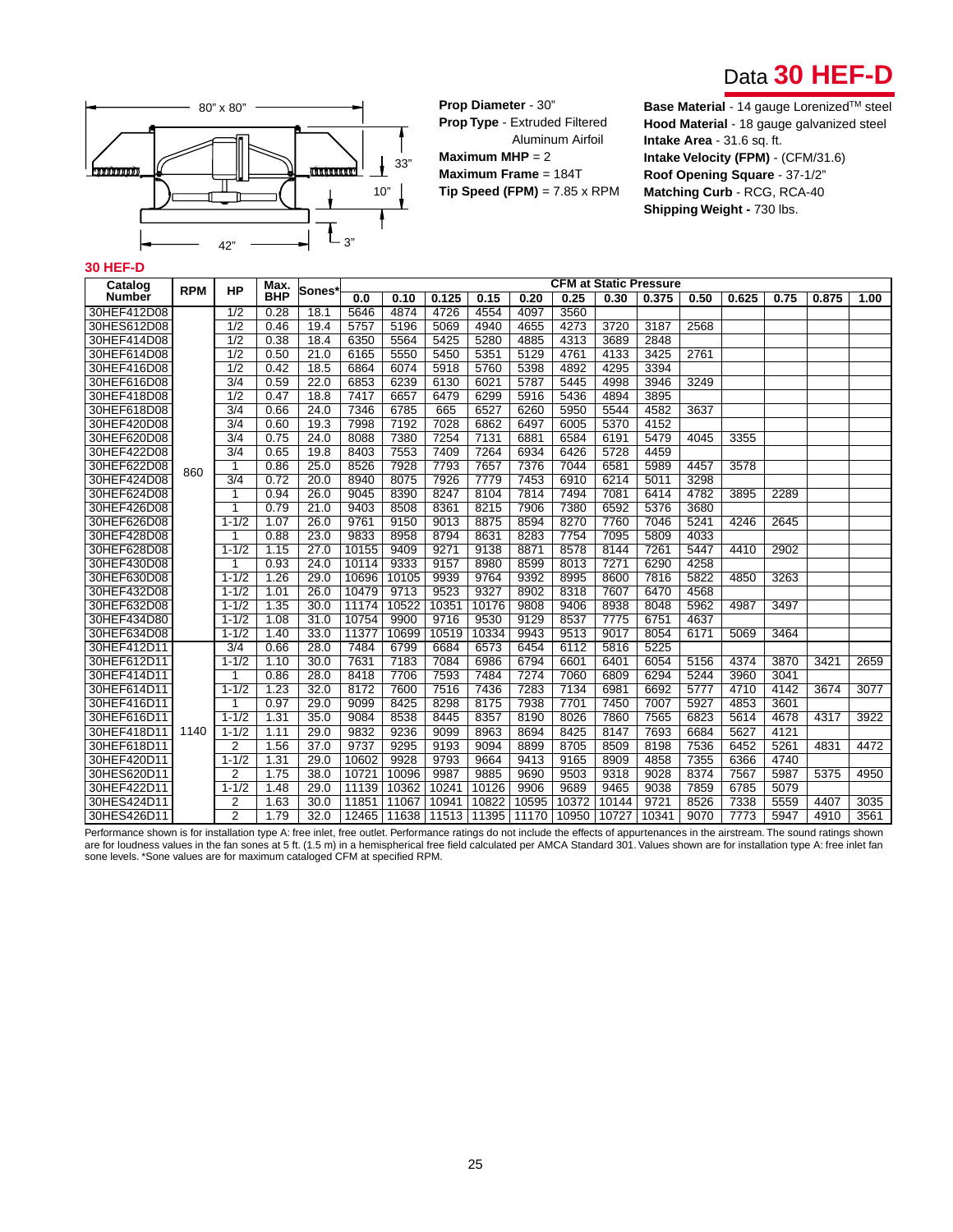# Data 30 HEF-D

80" x 80"

33"

10"

42"

3"

**Prop Diameter** - 30"
**Prop Type** - Extruded Filtered Aluminum Airfoil
**Maximum MHP** = 2
**Maximum Frame** = 184T
**Tip Speed (FPM)** = 7.85 x RPM

**Base Material** - 14 gauge Lorenized™ steel
**Hood Material** - 18 gauge galvanized steel
**Intake Area** - 31.6 sq. ft.
**Intake Velocity (FPM)** - (CFM/31.6)
**Roof Opening Square** - 37-1/2"
**Matching Curb** - RCG, RCA-40
**Shipping Weight -** 730 lbs.

## 30 HEF-D

| Catalog Number | RPM | HP | Max. BHP | Sones* | CFM at Static Pressure | | | | | | | | | | | | |
|---|---|---|---|---|---|---|---|---|---|---|---|---|---|---|---|---|---|
| | | | | | 0.0 | 0.10 | 0.125 | 0.15 | 0.20 | 0.25 | 0.30 | 0.375 | 0.50 | 0.625 | 0.75 | 0.875 | 1.00 |
| 30HEF412D08 | 860 | 1/2 | 0.28 | 18.1 | 5646 | 4874 | 4726 | 4554 | 4097 | 3560 | | | | | | | |
| 30HES612D08 | | 1/2 | 0.46 | 19.4 | 5757 | 5196 | 5069 | 4940 | 4655 | 4273 | 3720 | 3187 | 2568 | | | | |
| 30HEF414D08 | | 1/2 | 0.38 | 18.4 | 6350 | 5564 | 5425 | 5280 | 4885 | 4313 | 3689 | 2848 | | | | | |
| 30HEF614D08 | | 1/2 | 0.50 | 21.0 | 6165 | 5550 | 5450 | 5351 | 5129 | 4761 | 4133 | 3425 | 2761 | | | | |
| 30HEF416D08 | | 1/2 | 0.42 | 18.5 | 6864 | 6074 | 5918 | 5760 | 5398 | 4892 | 4295 | 3394 | | | | | |
| 30HEF616D08 | | 3/4 | 0.59 | 22.0 | 6853 | 6239 | 6130 | 6021 | 5787 | 5445 | 4998 | 3946 | 3249 | | | | |
| 30HEF418D08 | | 1/2 | 0.47 | 18.8 | 7417 | 6657 | 6479 | 6299 | 5916 | 5436 | 4894 | 3895 | | | | | |
| 30HEF618D08 | | 3/4 | 0.66 | 24.0 | 7346 | 6785 | 665 | 6527 | 6260 | 5950 | 5544 | 4582 | 3637 | | | | |
| 30HEF420D08 | | 3/4 | 0.60 | 19.3 | 7998 | 7192 | 7028 | 6862 | 6497 | 6005 | 5370 | 4152 | | | | | |
| 30HEF620D08 | | 3/4 | 0.75 | 24.0 | 8088 | 7380 | 7254 | 7131 | 6881 | 6584 | 6191 | 5479 | 4045 | 3355 | | | |
| 30HEF422D08 | | 3/4 | 0.65 | 19.8 | 8403 | 7553 | 7409 | 7264 | 6934 | 6426 | 5728 | 4459 | | | | | |
| 30HEF622D08 | | 1 | 0.86 | 25.0 | 8526 | 7928 | 7793 | 7657 | 7376 | 7044 | 6581 | 5989 | 4457 | 3578 | | | |
| 30HEF424D08 | | 3/4 | 0.72 | 20.0 | 8940 | 8075 | 7926 | 7779 | 7453 | 6910 | 6214 | 5011 | 3298 | | | | |
| 30HEF624D08 | | 1 | 0.94 | 26.0 | 9045 | 8390 | 8247 | 8104 | 7814 | 7494 | 7081 | 6414 | 4782 | 3895 | 2289 | | |
| 30HEF426D08 | | 1 | 0.79 | 21.0 | 9403 | 8508 | 8361 | 8215 | 7906 | 7380 | 6592 | 5376 | 3680 | | | | |
| 30HEF626D08 | | 1-1/2 | 1.07 | 26.0 | 9761 | 9150 | 9013 | 8875 | 8594 | 8270 | 7760 | 7046 | 5241 | 4246 | 2645 | | |
| 30HEF428D08 | | 1 | 0.88 | 23.0 | 9833 | 8958 | 8794 | 8631 | 8283 | 7754 | 7095 | 5809 | 4033 | | | | |
| 30HEF628D08 | | 1-1/2 | 1.15 | 27.0 | 10155 | 9409 | 9271 | 9138 | 8871 | 8578 | 8144 | 7261 | 5447 | 4410 | 2902 | | |
| 30HEF430D08 | | 1 | 0.93 | 24.0 | 10114 | 9333 | 9157 | 8980 | 8599 | 8013 | 7271 | 6290 | 4258 | | | | |
| 30HEF630D08 | | 1-1/2 | 1.26 | 29.0 | 10696 | 10105 | 9939 | 9764 | 9392 | 8995 | 8600 | 7816 | 5822 | 4850 | 3263 | | |
| 30HEF432D08 | | 1-1/2 | 1.01 | 26.0 | 10479 | 9713 | 9523 | 9327 | 8902 | 8318 | 7607 | 6470 | 4568 | | | | |
| 30HEF632D08 | | 1-1/2 | 1.35 | 30.0 | 11174 | 10522 | 10351 | 10176 | 9808 | 9406 | 8938 | 8048 | 5962 | 4987 | 3497 | | |
| 30HEF434D80 | | 1-1/2 | 1.08 | 31.0 | 10754 | 9900 | 9716 | 9530 | 9129 | 8537 | 7775 | 6751 | 4637 | | | | |
| 30HEF634D08 | | 1-1/2 | 1.40 | 33.0 | 11377 | 10699 | 10519 | 10334 | 9943 | 9513 | 9017 | 8054 | 6171 | 5069 | 3464 | | |
| 30HEF412D11 | 1140 | 3/4 | 0.66 | 28.0 | 7484 | 6799 | 6684 | 6573 | 6454 | 6112 | 5816 | 5225 | | | | | |
| 30HEF612D11 | | 1-1/2 | 1.10 | 30.0 | 7631 | 7183 | 7084 | 6986 | 6794 | 6601 | 6401 | 6054 | 5156 | 4374 | 3870 | 3421 | 2659 |
| 30HEF414D11 | | 1 | 0.86 | 28.0 | 8418 | 7706 | 7593 | 7484 | 7274 | 7060 | 6809 | 6294 | 5244 | 3960 | 3041 | | |
| 30HEF614D11 | | 1-1/2 | 1.23 | 32.0 | 8172 | 7600 | 7516 | 7436 | 7283 | 7134 | 6981 | 6692 | 5777 | 4710 | 4142 | 3674 | 3077 |
| 30HEF416D11 | | 1 | 0.97 | 29.0 | 9099 | 8425 | 8298 | 8175 | 7938 | 7701 | 7450 | 7007 | 5927 | 4853 | 3601 | | |
| 30HEF616D11 | | 1-1/2 | 1.31 | 35.0 | 9084 | 8538 | 8445 | 8357 | 8190 | 8026 | 7860 | 7565 | 6823 | 5614 | 4678 | 4317 | 3922 |
| 30HEF418D11 | | 1-1/2 | 1.11 | 29.0 | 9832 | 9236 | 9099 | 8963 | 8694 | 8425 | 8147 | 7693 | 6684 | 5627 | 4121 | | |
| 30HEF618D11 | | 2 | 1.56 | 37.0 | 9737 | 9295 | 9193 | 9094 | 8899 | 8705 | 8509 | 8198 | 7536 | 6452 | 5261 | 4831 | 4472 |
| 30HEF420D11 | | 1-1/2 | 1.31 | 29.0 | 10602 | 9928 | 9793 | 9664 | 9413 | 9165 | 8909 | 4858 | 7355 | 6366 | 4740 | | |
| 30HES620D11 | | 2 | 1.75 | 38.0 | 10721 | 10096 | 9987 | 9885 | 9690 | 9503 | 9318 | 9028 | 8374 | 7567 | 5987 | 5375 | 4950 |
| 30HEF422D11 | | 1-1/2 | 1.48 | 29.0 | 11139 | 10362 | 10241 | 10126 | 9906 | 9689 | 9465 | 9038 | 7859 | 6785 | 5079 | | |
| 30HES424D11 | | 2 | 1.63 | 30.0 | 11851 | 11067 | 10941 | 10822 | 10595 | 10372 | 10144 | 9721 | 8526 | 7338 | 5559 | 4407 | 3035 |
| 30HES426D11 | | 2 | 1.79 | 32.0 | 12465 | 11638 | 11513 | 11395 | 11170 | 10950 | 10727 | 10341 | 9070 | 7773 | 5947 | 4910 | 3561 |

Performance shown is for installation type A: free inlet, free outlet. Performance ratings do not include the effects of appurtenances in the airstream. The sound ratings shown are for loudness values in the fan sones at 5 ft. (1.5 m) in a hemispherical free field calculated per AMCA Standard 301. Values shown are for installation type A: free inlet fan sone levels. *Sone values are for maximum cataloged CFM at specified RPM.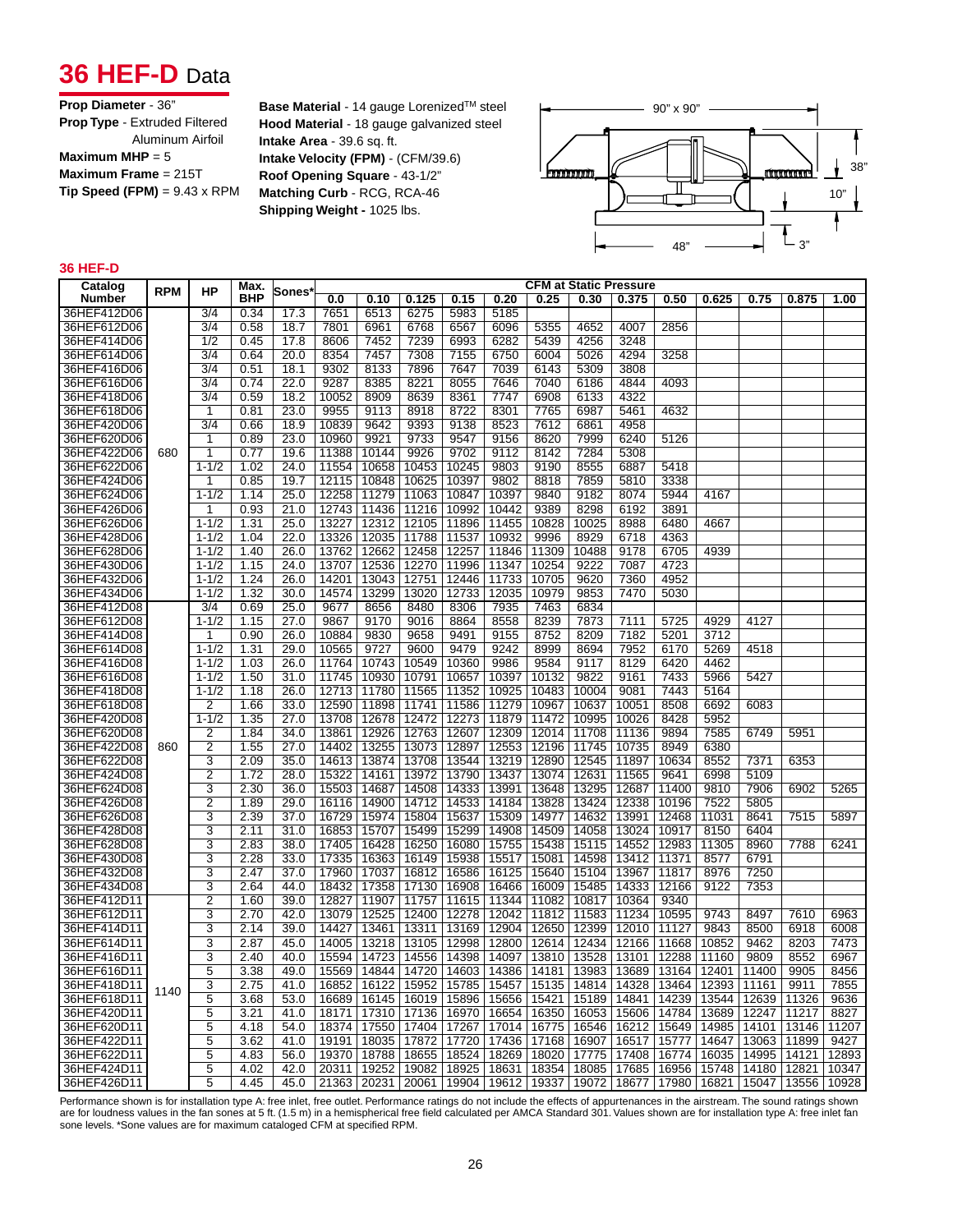# 36 HEF-D Data

**Prop Diameter** - 36"
**Prop Type** - Extruded Filtered Aluminum Airfoil
**Maximum MHP** = 5
**Maximum Frame** = 215T
**Tip Speed (FPM)** = 9.43 x RPM

**Base Material** - 14 gauge Lorenized™ steel
**Hood Material** - 18 gauge galvanized steel
**Intake Area** - 39.6 sq. ft.
**Intake Velocity (FPM)** - (CFM/39.6)
**Roof Opening Square** - 43-1/2"
**Matching Curb** - RCG, RCA-46
**Shipping Weight -** 1025 lbs.

90" x 90"

38"

10"

48"

3"

### 36 HEF-D

| Catalog Number | RPM | HP | Max. BHP | Sones* | CFM at Static Pressure | | | | | | | | | | | | |
|---|---|---|---|---|---|---|---|---|---|---|---|---|---|---|---|---|---|
| | | | | | 0.0 | 0.10 | 0.125 | 0.15 | 0.20 | 0.25 | 0.30 | 0.375 | 0.50 | 0.625 | 0.75 | 0.875 | 1.00 |
| 36HEF412D06 | | 3/4 | 0.34 | 17.3 | 7651 | 6513 | 6275 | 5983 | 5185 | | | | | | | | |
| 36HEF612D06 | | 3/4 | 0.58 | 18.7 | 7801 | 6961 | 6768 | 6567 | 6096 | 5355 | 4652 | 4007 | 2856 | | | | |
| 36HEF414D06 | | 1/2 | 0.45 | 17.8 | 8606 | 7452 | 7239 | 6993 | 6282 | 5439 | 4256 | 3248 | | | | | |
| 36HEF614D06 | | 3/4 | 0.64 | 20.0 | 8354 | 7457 | 7308 | 7155 | 6750 | 6004 | 5026 | 4294 | 3258 | | | | |
| 36HEF416D06 | | 3/4 | 0.51 | 18.1 | 9302 | 8133 | 7896 | 7647 | 7039 | 6143 | 5309 | 3808 | | | | | |
| 36HEF616D06 | | 3/4 | 0.74 | 22.0 | 9287 | 8385 | 8221 | 8055 | 7646 | 7040 | 6186 | 4844 | 4093 | | | | |
| 36HEF418D06 | | 3/4 | 0.59 | 18.2 | 10052 | 8909 | 8639 | 8361 | 7747 | 6908 | 6133 | 4322 | | | | | |
| 36HEF618D06 | | 1 | 0.81 | 23.0 | 9955 | 9113 | 8918 | 8722 | 8301 | 7765 | 6987 | 5461 | 4632 | | | | |
| 36HEF420D06 | | 3/4 | 0.66 | 18.9 | 10839 | 9642 | 9393 | 9138 | 8523 | 7612 | 6861 | 4958 | | | | | |
| 36HEF620D06 | | 1 | 0.89 | 23.0 | 10960 | 9921 | 9733 | 9547 | 9156 | 8620 | 7999 | 6240 | 5126 | | | | |
| 36HEF422D06 | 680 | 1 | 0.77 | 19.6 | 11388 | 10144 | 9926 | 9702 | 9112 | 8142 | 7284 | 5308 | | | | | |
| 36HEF622D06 | | 1-1/2 | 1.02 | 24.0 | 11554 | 10658 | 10453 | 10245 | 9803 | 9190 | 8555 | 6887 | 5418 | | | | |
| 36HEF424D06 | | 1 | 0.85 | 19.7 | 12115 | 10848 | 10625 | 10397 | 9802 | 8818 | 7859 | 5810 | 3338 | | | | |
| 36HEF624D06 | | 1-1/2 | 1.14 | 25.0 | 12258 | 11279 | 11063 | 10847 | 10397 | 9840 | 9182 | 8074 | 5944 | 4167 | | | |
| 36HEF426D06 | | 1 | 0.93 | 21.0 | 12743 | 11436 | 11216 | 10992 | 10442 | 9389 | 8298 | 6192 | 3891 | | | | |
| 36HEF626D06 | | 1-1/2 | 1.31 | 25.0 | 13227 | 12312 | 12105 | 11896 | 11455 | 10828 | 10025 | 8988 | 6480 | 4667 | | | |
| 36HEF428D06 | | 1-1/2 | 1.04 | 22.0 | 13326 | 12035 | 11788 | 11537 | 10932 | 9996 | 8929 | 6718 | 4363 | | | | |
| 36HEF628D06 | | 1-1/2 | 1.40 | 26.0 | 13762 | 12662 | 12458 | 12257 | 11846 | 11309 | 10488 | 9178 | 6705 | 4939 | | | |
| 36HEF430D06 | | 1-1/2 | 1.15 | 24.0 | 13707 | 12536 | 12270 | 11996 | 11347 | 10254 | 9222 | 7087 | 4723 | | | | |
| 36HEF432D06 | | 1-1/2 | 1.24 | 26.0 | 14201 | 13043 | 12751 | 12446 | 11733 | 10705 | 9620 | 7360 | 4952 | | | | |
| 36HEF434D06 | | 1-1/2 | 1.32 | 30.0 | 14574 | 13299 | 13020 | 12733 | 12035 | 10979 | 9853 | 7470 | 5030 | | | | |
| 36HEF412D08 | | 3/4 | 0.69 | 25.0 | 9677 | 8656 | 8480 | 8306 | 7935 | 7463 | 6834 | | | | | | |
| 36HEF612D08 | | 1-1/2 | 1.15 | 27.0 | 9867 | 9170 | 9016 | 8864 | 8558 | 8239 | 7873 | 7111 | 5725 | 4929 | 4127 | | |
| 36HEF414D08 | | 1 | 0.90 | 26.0 | 10884 | 9830 | 9658 | 9491 | 9155 | 8752 | 8209 | 7182 | 5201 | 3712 | | | |
| 36HEF614D08 | | 1-1/2 | 1.31 | 29.0 | 10565 | 9727 | 9600 | 9479 | 9242 | 8999 | 8694 | 7952 | 6170 | 5269 | 4518 | | |
| 36HEF416D08 | | 1-1/2 | 1.03 | 26.0 | 11764 | 10743 | 10549 | 10360 | 9986 | 9584 | 9117 | 8129 | 6420 | 4462 | | | |
| 36HEF616D08 | | 1-1/2 | 1.50 | 31.0 | 11745 | 10930 | 10791 | 10657 | 10397 | 10132 | 9822 | 9161 | 7433 | 5966 | 5427 | | |
| 36HEF418D08 | | 1-1/2 | 1.18 | 26.0 | 12713 | 11780 | 11565 | 11352 | 10925 | 10483 | 10004 | 9081 | 7443 | 5164 | | | |
| 36HEF618D08 | | 2 | 1.66 | 33.0 | 12590 | 11898 | 11741 | 11586 | 11279 | 10967 | 10637 | 10051 | 8508 | 6692 | 6083 | | |
| 36HEF420D08 | | 1-1/2 | 1.35 | 27.0 | 13708 | 12678 | 12472 | 12273 | 11879 | 11472 | 10995 | 10026 | 8428 | 5952 | | | |
| 36HEF620D08 | | 2 | 1.84 | 34.0 | 13861 | 12926 | 12763 | 12607 | 12309 | 12014 | 11708 | 11136 | 9894 | 7585 | 6749 | 5951 | |
| 36HEF422D08 | 860 | 2 | 1.55 | 27.0 | 14402 | 13255 | 13073 | 12897 | 12553 | 12196 | 11745 | 10735 | 8949 | 6380 | | | |
| 36HEF622D08 | | 3 | 2.09 | 35.0 | 14613 | 13874 | 13708 | 13544 | 13219 | 12890 | 12545 | 11897 | 10634 | 8552 | 7371 | 6353 | |
| 36HEF424D08 | | 2 | 1.72 | 28.0 | 15322 | 14161 | 13972 | 13790 | 13437 | 13074 | 12631 | 11565 | 9641 | 6998 | 5109 | | |
| 36HEF624D08 | | 3 | 2.30 | 36.0 | 15503 | 14687 | 14508 | 14333 | 13991 | 13648 | 13295 | 12687 | 11400 | 9810 | 7906 | 6902 | 5265 |
| 36HEF426D08 | | 2 | 1.89 | 29.0 | 16116 | 14900 | 14712 | 14533 | 14184 | 13828 | 13424 | 12338 | 10196 | 7522 | 5805 | | |
| 36HEF626D08 | | 3 | 2.39 | 37.0 | 16729 | 15974 | 15804 | 15637 | 15309 | 14977 | 14632 | 13991 | 12468 | 11031 | 8641 | 7515 | 5897 |
| 36HEF428D08 | | 3 | 2.11 | 31.0 | 16853 | 15707 | 15499 | 15299 | 14908 | 14509 | 14058 | 13024 | 10917 | 8150 | 6404 | | |
| 36HEF628D08 | | 3 | 2.83 | 38.0 | 17405 | 16428 | 16250 | 16080 | 15755 | 15438 | 15115 | 14552 | 12983 | 11305 | 8960 | 7788 | 6241 |
| 36HEF430D08 | | 3 | 2.28 | 33.0 | 17335 | 16363 | 16149 | 15938 | 15517 | 15081 | 14598 | 13412 | 11371 | 8577 | 6791 | | |
| 36HEF432D08 | | 3 | 2.47 | 37.0 | 17960 | 17037 | 16812 | 16586 | 16125 | 15640 | 15104 | 13967 | 11817 | 8976 | 7250 | | |
| 36HEF434D08 | | 3 | 2.64 | 44.0 | 18432 | 17358 | 17130 | 16908 | 16466 | 16009 | 15485 | 14333 | 12166 | 9122 | 7353 | | |
| 36HEF412D11 | | 2 | 1.60 | 39.0 | 12827 | 11907 | 11757 | 11615 | 11344 | 11082 | 10817 | 10364 | 9340 | | | | |
| 36HEF612D11 | | 3 | 2.70 | 42.0 | 13079 | 12525 | 12400 | 12278 | 12042 | 11812 | 11583 | 11234 | 10595 | 9743 | 8497 | 7610 | 6963 |
| 36HEF414D11 | | 3 | 2.14 | 39.0 | 14427 | 13461 | 13311 | 13169 | 12904 | 12650 | 12399 | 12010 | 11127 | 9843 | 8500 | 6918 | 6008 |
| 36HEF614D11 | | 3 | 2.87 | 45.0 | 14005 | 13218 | 13105 | 12998 | 12800 | 12614 | 12434 | 12166 | 11668 | 10852 | 9462 | 8203 | 7473 |
| 36HEF416D11 | | 3 | 2.40 | 40.0 | 15594 | 14723 | 14556 | 14398 | 14097 | 13810 | 13528 | 13101 | 12288 | 11160 | 9809 | 8552 | 6967 |
| 36HEF616D11 | | 5 | 3.38 | 49.0 | 15569 | 14844 | 14720 | 14603 | 14386 | 14181 | 13983 | 13689 | 13164 | 12401 | 11400 | 9905 | 8456 |
| 36HEF418D11 | 1140 | 3 | 2.75 | 41.0 | 16852 | 16122 | 15952 | 15785 | 15457 | 15135 | 14814 | 14328 | 13464 | 12393 | 11161 | 9911 | 7855 |
| 36HEF618D11 | | 5 | 3.68 | 53.0 | 16689 | 16145 | 16019 | 15896 | 15656 | 15421 | 15189 | 14841 | 14239 | 13544 | 12639 | 11326 | 9636 |
| 36HEF420D11 | | 5 | 3.21 | 41.0 | 18171 | 17310 | 17136 | 16970 | 16654 | 16350 | 16053 | 15606 | 14784 | 13689 | 12247 | 11217 | 8827 |
| 36HEF620D11 | | 5 | 4.18 | 54.0 | 18374 | 17550 | 17404 | 17267 | 17014 | 16775 | 16546 | 16212 | 15649 | 14985 | 14101 | 13146 | 11207 |
| 36HEF422D11 | | 5 | 3.62 | 41.0 | 19191 | 18035 | 17872 | 17720 | 17436 | 17168 | 16907 | 16517 | 15777 | 14647 | 13063 | 11899 | 9427 |
| 36HEF622D11 | | 5 | 4.83 | 56.0 | 19370 | 18788 | 18655 | 18524 | 18269 | 18020 | 17775 | 17408 | 16774 | 16035 | 14995 | 14121 | 12893 |
| 36HEF424D11 | | 5 | 4.02 | 42.0 | 20311 | 19252 | 19082 | 18925 | 18631 | 18354 | 18085 | 17685 | 16956 | 15748 | 14180 | 12821 | 10347 |
| 36HEF426D11 | | 5 | 4.45 | 45.0 | 21363 | 20231 | 20061 | 19904 | 19612 | 19337 | 19072 | 18677 | 17980 | 16821 | 15047 | 13556 | 10928 |

Performance shown is for installation type A: free inlet, free outlet. Performance ratings do not include the effects of appurtenances in the airstream. The sound ratings shown are for loudness values in the fan sones at 5 ft. (1.5 m) in a hemispherical free field calculated per AMCA Standard 301. Values shown are for installation type A: free inlet fan sone levels. *Sone values are for maximum cataloged CFM at specified RPM.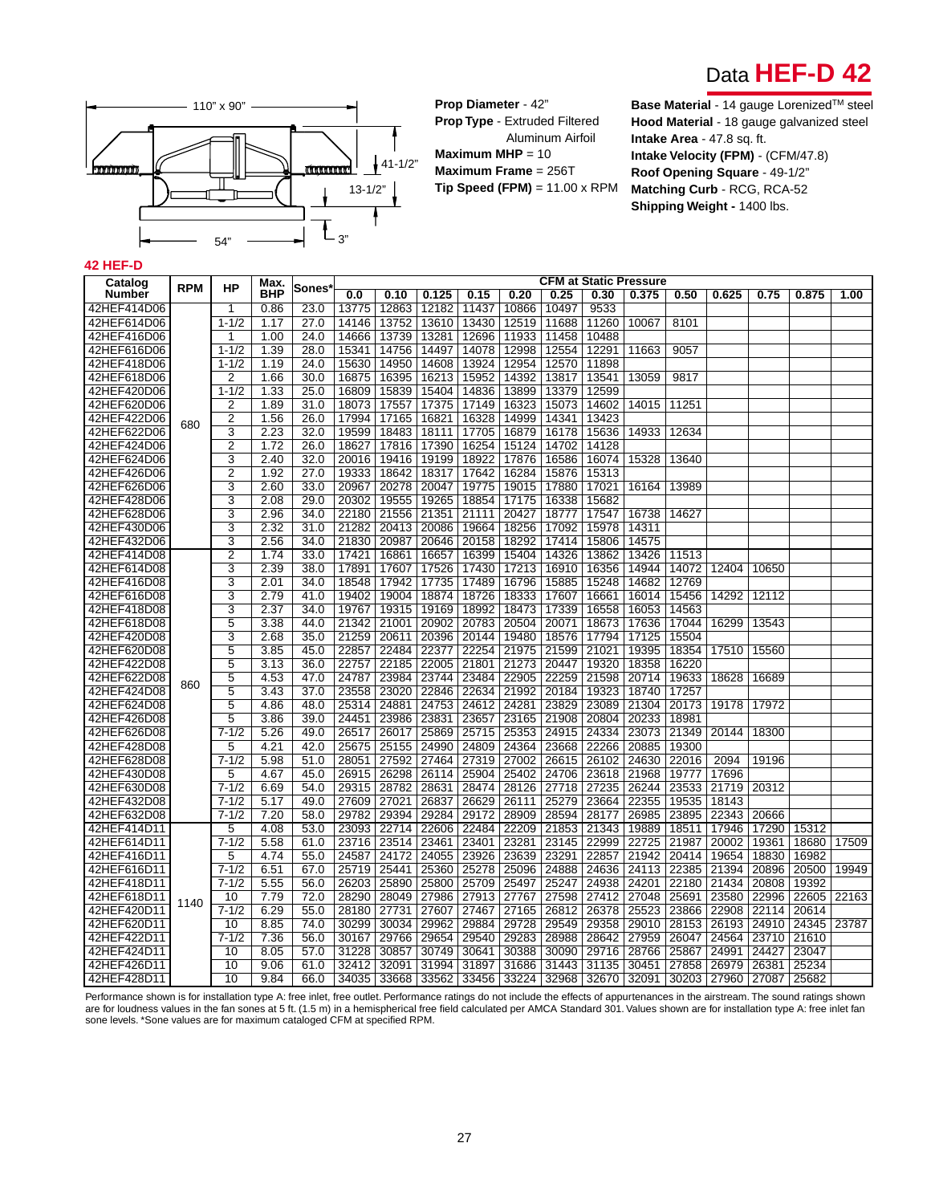# Data **HEF-D 42**

110" x 90"

41-1/2"

13-1/2"

54"

3"

**Prop Diameter** - 42"
**Prop Type** - Extruded Filtered Aluminum Airfoil
**Maximum MHP** = 10
**Maximum Frame** = 256T
**Tip Speed (FPM)** = 11.00 x RPM

**Base Material** - 14 gauge Lorenized™ steel
**Hood Material** - 18 gauge galvanized steel
**Intake Area** - 47.8 sq. ft.
**Intake Velocity (FPM)** - (CFM/47.8)
**Roof Opening Square** - 49-1/2"
**Matching Curb** - RCG, RCA-52
**Shipping Weight -** 1400 lbs.

## 42 HEF-D

| Catalog Number | RPM | HP | Max. BHP | Sones* | CFM at Static Pressure | | | | | | | | | | | | |
|---|---|---|---|---|---|---|---|---|---|---|---|---|---|---|---|---|---|
| | | | | | 0.0 | 0.10 | 0.125 | 0.15 | 0.20 | 0.25 | 0.30 | 0.375 | 0.50 | 0.625 | 0.75 | 0.875 | 1.00 |
| 42HEF414D06 | 680 | 1 | 0.86 | 23.0 | 13775 | 12863 | 12182 | 11437 | 10866 | 10497 | 9533 | | | | | | |
| 42HEF614D06 | | 1-1/2 | 1.17 | 27.0 | 14146 | 13752 | 13610 | 13430 | 12519 | 11688 | 11260 | 10067 | 8101 | | | | |
| 42HEF416D06 | | 1 | 1.00 | 24.0 | 14666 | 13739 | 13281 | 12696 | 11933 | 11458 | 10488 | | | | | | |
| 42HEF616D06 | | 1-1/2 | 1.39 | 28.0 | 15341 | 14756 | 14497 | 14078 | 12998 | 12554 | 12291 | 11663 | 9057 | | | | |
| 42HEF418D06 | | 1-1/2 | 1.19 | 24.0 | 15630 | 14950 | 14608 | 13924 | 12954 | 12570 | 11898 | | | | | | |
| 42HEF618D06 | | 2 | 1.66 | 30.0 | 16875 | 16395 | 16213 | 15952 | 14392 | 13817 | 13541 | 13059 | 9817 | | | | |
| 42HEF420D06 | | 1-1/2 | 1.33 | 25.0 | 16809 | 15839 | 15404 | 14836 | 13899 | 13379 | 12599 | | | | | | |
| 42HEF620D06 | | 2 | 1.89 | 31.0 | 18073 | 17557 | 17375 | 17149 | 16323 | 15073 | 14602 | 14015 | 11251 | | | | |
| 42HEF422D06 | | 2 | 1.56 | 26.0 | 17994 | 17165 | 16821 | 16328 | 14999 | 14341 | 13423 | | | | | | |
| 42HEF622D06 | | 3 | 2.23 | 32.0 | 19599 | 18483 | 18111 | 17705 | 16879 | 16178 | 15636 | 14933 | 12634 | | | | |
| 42HEF424D06 | | 2 | 1.72 | 26.0 | 18627 | 17816 | 17390 | 16254 | 15124 | 14702 | 14128 | | | | | | |
| 42HEF624D06 | | 3 | 2.40 | 32.0 | 20016 | 19416 | 19199 | 18922 | 17876 | 16586 | 16074 | 15328 | 13640 | | | | |
| 42HEF426D06 | | 2 | 1.92 | 27.0 | 19333 | 18642 | 18317 | 17642 | 16284 | 15876 | 15313 | | | | | | |
| 42HEF626D06 | | 3 | 2.60 | 33.0 | 20967 | 20278 | 20047 | 19775 | 19015 | 17880 | 17021 | 16164 | 13989 | | | | |
| 42HEF428D06 | | 3 | 2.08 | 29.0 | 20302 | 19555 | 19265 | 18854 | 17175 | 16338 | 15682 | | | | | | |
| 42HEF628D06 | | 3 | 2.96 | 34.0 | 22180 | 21556 | 21351 | 21111 | 20427 | 18777 | 17547 | 16738 | 14627 | | | | |
| 42HEF430D06 | | 3 | 2.32 | 31.0 | 21282 | 20413 | 20086 | 19664 | 18256 | 17092 | 15978 | 14311 | | | | | |
| 42HEF432D06 | | 3 | 2.56 | 34.0 | 21830 | 20987 | 20646 | 20158 | 18292 | 17414 | 15806 | 14575 | | | | | |
| 42HEF414D08 | 860 | 2 | 1.74 | 33.0 | 17421 | 16861 | 16657 | 16399 | 15404 | 14326 | 13862 | 13426 | 11513 | | | | |
| 42HEF614D08 | | 3 | 2.39 | 38.0 | 17891 | 17607 | 17526 | 17430 | 17213 | 16910 | 16356 | 14944 | 14072 | 12404 | 10650 | | |
| 42HEF416D08 | | 3 | 2.01 | 34.0 | 18548 | 17942 | 17735 | 17489 | 16796 | 15885 | 15248 | 14682 | 12769 | | | | |
| 42HEF616D08 | | 3 | 2.79 | 41.0 | 19402 | 19004 | 18874 | 18726 | 18333 | 17607 | 16661 | 16014 | 15456 | 14292 | 12112 | | |
| 42HEF418D08 | | 3 | 2.37 | 34.0 | 19767 | 19315 | 19169 | 18992 | 18473 | 17339 | 16558 | 16053 | 14563 | | | | |
| 42HEF618D08 | | 5 | 3.38 | 44.0 | 21342 | 21001 | 20902 | 20783 | 20504 | 20071 | 18673 | 17636 | 17044 | 16299 | 13543 | | |
| 42HEF420D08 | | 3 | 2.68 | 35.0 | 21259 | 20611 | 20396 | 20144 | 19480 | 18576 | 17794 | 17125 | 15504 | | | | |
| 42HEF620D08 | | 5 | 3.85 | 45.0 | 22857 | 22484 | 22377 | 22254 | 21975 | 21599 | 21021 | 19395 | 18354 | 17510 | 15560 | | |
| 42HEF422D08 | | 5 | 3.13 | 36.0 | 22757 | 22185 | 22005 | 21801 | 21273 | 20447 | 19320 | 18358 | 16220 | | | | |
| 42HEF622D08 | | 5 | 4.53 | 47.0 | 24787 | 23984 | 23744 | 23484 | 22905 | 22259 | 21598 | 20714 | 19633 | 18628 | 16689 | | |
| 42HEF424D08 | | 5 | 3.43 | 37.0 | 23558 | 23020 | 22846 | 22634 | 21992 | 20184 | 19323 | 18740 | 17257 | | | | |
| 42HEF624D08 | | 5 | 4.86 | 48.0 | 25314 | 24881 | 24753 | 24612 | 24281 | 23829 | 23089 | 21304 | 20173 | 19178 | 17972 | | |
| 42HEF426D08 | | 5 | 3.86 | 39.0 | 24451 | 23986 | 23831 | 23657 | 23165 | 21908 | 20804 | 20233 | 18981 | | | | |
| 42HEF626D08 | | 7-1/2 | 5.26 | 49.0 | 26517 | 26017 | 25869 | 25715 | 25353 | 24915 | 24334 | 23073 | 21349 | 20144 | 18300 | | |
| 42HEF428D08 | | 5 | 4.21 | 42.0 | 25675 | 25155 | 24990 | 24809 | 24364 | 23668 | 22266 | 20885 | 19300 | | | | |
| 42HEF628D08 | | 7-1/2 | 5.98 | 51.0 | 28051 | 27592 | 27464 | 27319 | 27002 | 26615 | 26102 | 24630 | 22016 | 2094 | 19196 | | |
| 42HEF430D08 | | 5 | 4.67 | 45.0 | 26915 | 26298 | 26114 | 25904 | 25402 | 24706 | 23618 | 21968 | 19777 | 17696 | | | |
| 42HEF630D08 | | 7-1/2 | 6.69 | 54.0 | 29315 | 28782 | 28631 | 28474 | 28126 | 27718 | 27235 | 26244 | 23533 | 21719 | 20312 | | |
| 42HEF432D08 | | 7-1/2 | 5.17 | 49.0 | 27609 | 27021 | 26837 | 26629 | 26111 | 25279 | 23664 | 22355 | 19535 | 18143 | | | |
| 42HEF632D08 | | 7-1/2 | 7.20 | 58.0 | 29782 | 29394 | 29284 | 29172 | 28909 | 28594 | 28177 | 26985 | 23895 | 22343 | 20666 | | |
| 42HEF414D11 | 1140 | 5 | 4.08 | 53.0 | 23093 | 22714 | 22606 | 22484 | 22209 | 21853 | 21343 | 19889 | 18511 | 17946 | 17290 | 15312 | |
| 42HEF614D11 | | 7-1/2 | 5.58 | 61.0 | 23716 | 23514 | 23461 | 23401 | 23281 | 23145 | 22999 | 22725 | 21987 | 20002 | 19361 | 18680 | 17509 |
| 42HEF416D11 | | 5 | 4.74 | 55.0 | 24587 | 24172 | 24055 | 23926 | 23639 | 23291 | 22857 | 21942 | 20414 | 19654 | 18830 | 16982 | |
| 42HEF616D11 | | 7-1/2 | 6.51 | 67.0 | 25719 | 25441 | 25360 | 25278 | 25096 | 24888 | 24636 | 24113 | 22385 | 21394 | 20896 | 20500 | 19949 |
| 42HEF418D11 | | 7-1/2 | 5.55 | 56.0 | 26203 | 25890 | 25800 | 25709 | 25497 | 25247 | 24938 | 24201 | 22180 | 21434 | 20808 | 19392 | |
| 42HEF618D11 | | 10 | 7.79 | 72.0 | 28290 | 28049 | 27986 | 27913 | 27767 | 27598 | 27412 | 27048 | 25691 | 23580 | 22996 | 22605 | 22163 |
| 42HEF420D11 | | 7-1/2 | 6.29 | 55.0 | 28180 | 27731 | 27607 | 27467 | 27165 | 26812 | 26378 | 25523 | 23866 | 22908 | 22114 | 20614 | |
| 42HEF620D11 | | 10 | 8.85 | 74.0 | 30299 | 30034 | 29962 | 29884 | 29728 | 29549 | 29358 | 29010 | 28153 | 26193 | 24910 | 24345 | 23787 |
| 42HEF422D11 | | 7-1/2 | 7.36 | 56.0 | 30167 | 29766 | 29654 | 29540 | 29283 | 28988 | 28642 | 27959 | 26047 | 24564 | 23710 | 21610 | |
| 42HEF424D11 | | 10 | 8.05 | 57.0 | 31228 | 30857 | 30749 | 30641 | 30388 | 30090 | 29716 | 28766 | 25867 | 24991 | 24427 | 23047 | |
| 42HEF426D11 | | 10 | 9.06 | 61.0 | 32412 | 32091 | 31994 | 31897 | 31686 | 31443 | 31135 | 30451 | 27858 | 26979 | 26381 | 25234 | |
| 42HEF428D11 | | 10 | 9.84 | 66.0 | 34035 | 33668 | 33562 | 33456 | 33224 | 32968 | 32670 | 32091 | 30203 | 27960 | 27087 | 25682 | |

Performance shown is for installation type A: free inlet, free outlet. Performance ratings do not include the effects of appurtenances in the airstream. The sound ratings shown are for loudness values in the fan sones at 5 ft. (1.5 m) in a hemispherical free field calculated per AMCA Standard 301. Values shown are for installation type A: free inlet fan sone levels. *Sone values are for maximum cataloged CFM at specified RPM.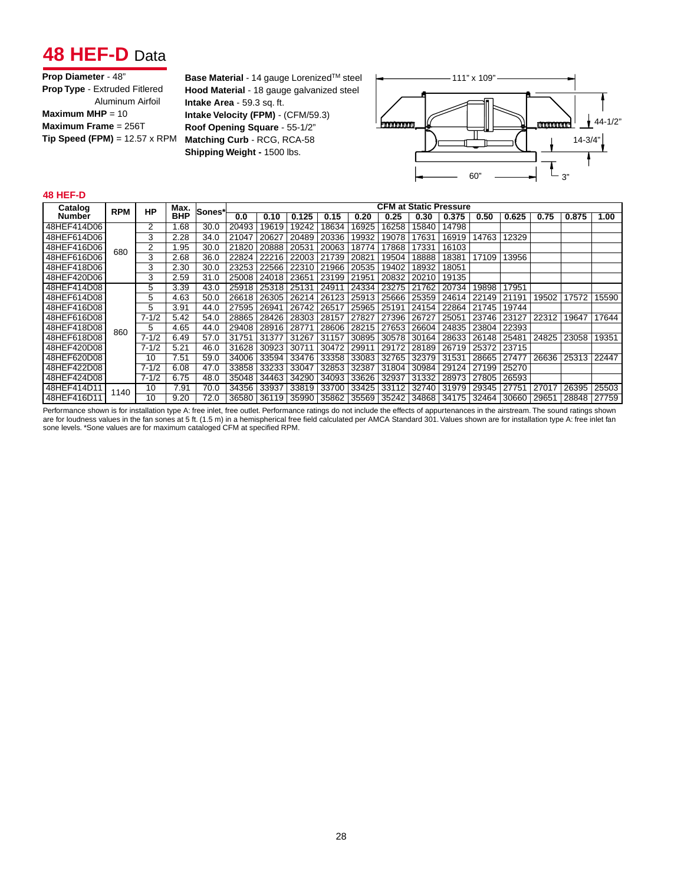# 48 HEF-D Data

**Prop Diameter** - 48"
**Prop Type** - Extruded Fitlered Aluminum Airfoil
**Maximum MHP** = 10
**Maximum Frame** = 256T
**Tip Speed (FPM)** = 12.57 x RPM

**Base Material** - 14 gauge Lorenized™ steel
**Hood Material** - 18 gauge galvanized steel
**Intake Area** - 59.3 sq. ft.
**Intake Velocity (FPM)** - (CFM/59.3)
**Roof Opening Square** - 55-1/2"
**Matching Curb** - RCG, RCA-58
**Shipping Weight -** 1500 lbs.

111" x 109"
44-1/2"
14-3/4"
60"
3"

**48 HEF-D**

| Catalog Number | RPM | HP | Max. BHP | Sones* | CFM at Static Pressure | | | | | | | | | | | | | |
|---|---|---|---|---|---|---|---|---|---|---|---|---|---|---|---|---|---|---|
| | | | | | 0.0 | 0.10 | 0.125 | 0.15 | 0.20 | 0.25 | 0.30 | 0.375 | 0.50 | 0.625 | 0.75 | 0.875 | 1.00 |
| 48HEF414D06 | 680 | 2 | 1.68 | 30.0 | 20493 | 19619 | 19242 | 18634 | 16925 | 16258 | 15840 | 14798 | | | | | |
| 48HEF614D06 | | 3 | 2.28 | 34.0 | 21047 | 20627 | 20489 | 20336 | 19932 | 19078 | 17631 | 16919 | 14763 | 12329 | | | |
| 48HEF416D06 | | 2 | 1.95 | 30.0 | 21820 | 20888 | 20531 | 20063 | 18774 | 17868 | 17331 | 16103 | | | | | |
| 48HEF616D06 | | 3 | 2.68 | 36.0 | 22824 | 22216 | 22003 | 21739 | 20821 | 19504 | 18888 | 18381 | 17109 | 13956 | | | |
| 48HEF418D06 | | 3 | 2.30 | 30.0 | 23253 | 22566 | 22310 | 21966 | 20535 | 19402 | 18932 | 18051 | | | | | |
| 48HEF420D06 | | 3 | 2.59 | 31.0 | 25008 | 24018 | 23651 | 23199 | 21951 | 20832 | 20210 | 19135 | | | | | |
| 48HEF414D08 | 860 | 5 | 3.39 | 43.0 | 25918 | 25318 | 25131 | 24911 | 24334 | 23275 | 21762 | 20734 | 19898 | 17951 | | | |
| 48HEF614D08 | | 5 | 4.63 | 50.0 | 26618 | 26305 | 26214 | 26123 | 25913 | 25666 | 25359 | 24614 | 22149 | 21191 | 19502 | 17572 | 15590 |
| 48HEF416D08 | | 5 | 3.91 | 44.0 | 27595 | 26941 | 26742 | 26517 | 25965 | 25191 | 24154 | 22864 | 21745 | 19744 | | | |
| 48HEF616D08 | | 7-1/2 | 5.42 | 54.0 | 28865 | 28426 | 28303 | 28157 | 27827 | 27396 | 26727 | 25051 | 23746 | 23127 | 22312 | 19647 | 17644 |
| 48HEF418D08 | | 5 | 4.65 | 44.0 | 29408 | 28916 | 28771 | 28606 | 28215 | 27653 | 26604 | 24835 | 23804 | 22393 | | | |
| 48HEF618D08 | | 7-1/2 | 6.49 | 57.0 | 31751 | 31377 | 31267 | 31157 | 30895 | 30578 | 30164 | 28633 | 26148 | 25481 | 24825 | 23058 | 19351 |
| 48HEF420D08 | | 7-1/2 | 5.21 | 46.0 | 31628 | 30923 | 30711 | 30472 | 29911 | 29172 | 28189 | 26719 | 25372 | 23715 | | | |
| 48HEF620D08 | | 10 | 7.51 | 59.0 | 34006 | 33594 | 33476 | 33358 | 33083 | 32765 | 32379 | 31531 | 28665 | 27477 | 26636 | 25313 | 22447 |
| 48HEF422D08 | | 7-1/2 | 6.08 | 47.0 | 33858 | 33233 | 33047 | 32853 | 32387 | 31804 | 30984 | 29124 | 27199 | 25270 | | | |
| 48HEF424D08 | | 7-1/2 | 6.75 | 48.0 | 35048 | 34463 | 34290 | 34093 | 33626 | 32937 | 31332 | 28973 | 27805 | 26593 | | | |
| 48HEF414D11 | 1140 | 10 | 7.91 | 70.0 | 34356 | 33937 | 33819 | 33700 | 33425 | 33112 | 32740 | 31979 | 29345 | 27751 | 27017 | 26395 | 25503 |
| 48HEF416D11 | | 10 | 9.20 | 72.0 | 36580 | 36119 | 35990 | 35862 | 35569 | 35242 | 34868 | 34175 | 32464 | 30660 | 29651 | 28848 | 27759 |

Performance shown is for installation type A: free inlet, free outlet. Performance ratings do not include the effects of appurtenances in the airstream. The sound ratings shown are for loudness values in the fan sones at 5 ft. (1.5 m) in a hemispherical free field calculated per AMCA Standard 301. Values shown are for installation type A: free inlet fan sone levels. *Sone values are for maximum cataloged CFM at specified RPM.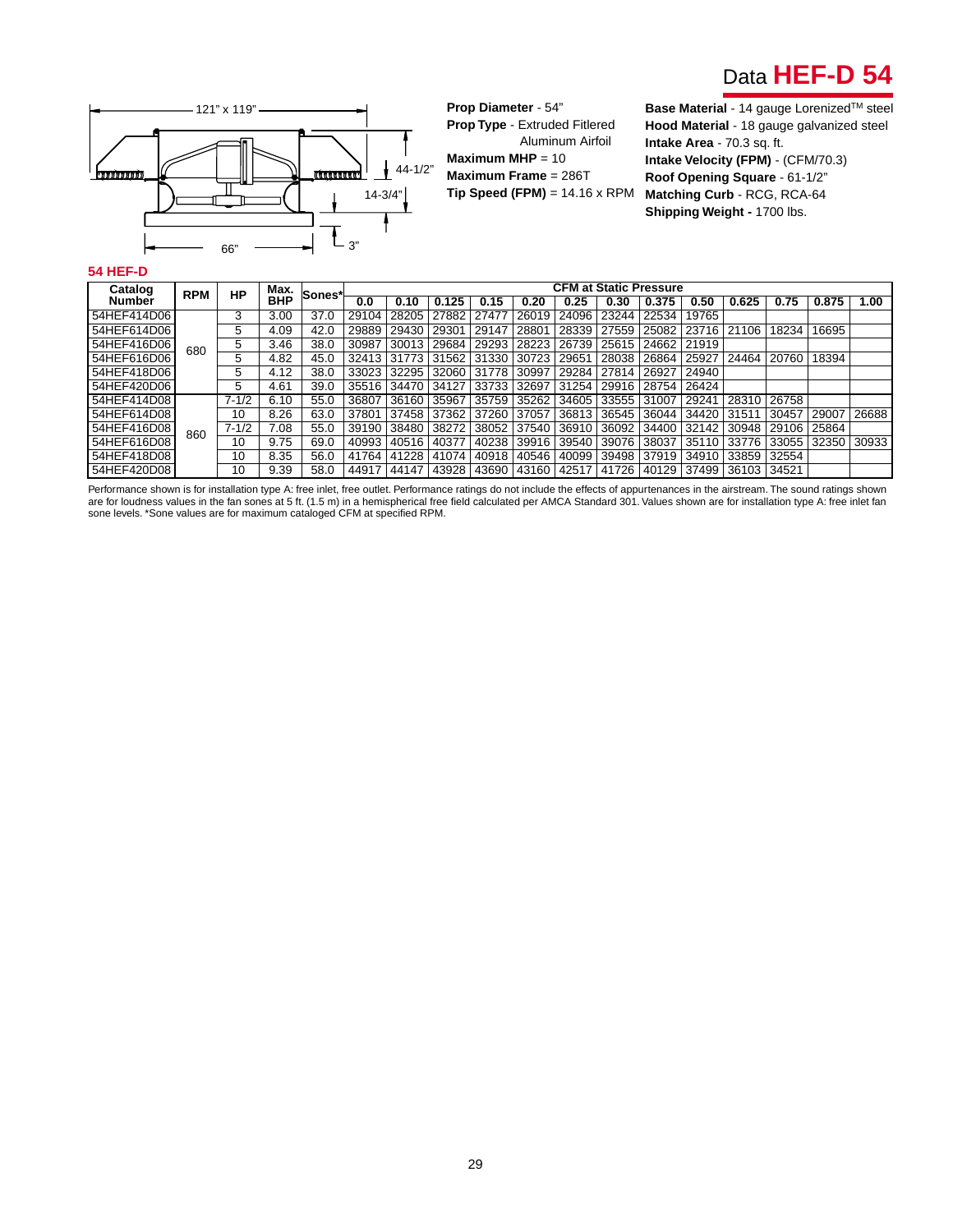# Data HEF-D 54

121" x 119"

44-1/2"

14-3/4"

66"

3"

**Prop Diameter** - 54"
**Prop Type** - Extruded Fitlered Aluminum Airfoil
**Maximum MHP** = 10
**Maximum Frame** = 286T
**Tip Speed (FPM)** = 14.16 x RPM

**Base Material** - 14 gauge Lorenized™ steel
**Hood Material** - 18 gauge galvanized steel
**Intake Area** - 70.3 sq. ft.
**Intake Velocity (FPM)** - (CFM/70.3)
**Roof Opening Square** - 61-1/2"
**Matching Curb** - RCG, RCA-64
**Shipping Weight -** 1700 lbs.

## 54 HEF-D

| Catalog Number | RPM | HP | Max. BHP | Sones* | CFM at Static Pressure | | | | | | | | | | | | | |
|---|---|---|---|---|---|---|---|---|---|---|---|---|---|---|---|---|---|---|
| | | | | | 0.0 | 0.10 | 0.125 | 0.15 | 0.20 | 0.25 | 0.30 | 0.375 | 0.50 | 0.625 | 0.75 | 0.875 | 1.00 |
| 54HEF414D06 | 680 | 3 | 3.00 | 37.0 | 29104 | 28205 | 27882 | 27477 | 26019 | 24096 | 23244 | 22534 | 19765 | | | | |
| 54HEF614D06 | | 5 | 4.09 | 42.0 | 29889 | 29430 | 29301 | 29147 | 28801 | 28339 | 27559 | 25082 | 23716 | 21106 | 18234 | 16695 | |
| 54HEF416D06 | | 5 | 3.46 | 38.0 | 30987 | 30013 | 29684 | 29293 | 28223 | 26739 | 25615 | 24662 | 21919 | | | | |
| 54HEF616D06 | | 5 | 4.82 | 45.0 | 32413 | 31773 | 31562 | 31330 | 30723 | 29651 | 28038 | 26864 | 25927 | 24464 | 20760 | 18394 | |
| 54HEF418D06 | | 5 | 4.12 | 38.0 | 33023 | 32295 | 32060 | 31778 | 30997 | 29284 | 27814 | 26927 | 24940 | | | | |
| 54HEF420D06 | | 5 | 4.61 | 39.0 | 35516 | 34470 | 34127 | 33733 | 32697 | 31254 | 29916 | 28754 | 26424 | | | | |
| 54HEF414D08 | 860 | 7-1/2 | 6.10 | 55.0 | 36807 | 36160 | 35967 | 35759 | 35262 | 34605 | 33555 | 31007 | 29241 | 28310 | 26758 | | |
| 54HEF614D08 | | 10 | 8.26 | 63.0 | 37801 | 37458 | 37362 | 37260 | 37057 | 36813 | 36545 | 36044 | 34420 | 31511 | 30457 | 29007 | 26688 |
| 54HEF416D08 | | 7-1/2 | 7.08 | 55.0 | 39190 | 38480 | 38272 | 38052 | 37540 | 36910 | 36092 | 34400 | 32142 | 30948 | 29106 | 25864 | |
| 54HEF616D08 | | 10 | 9.75 | 69.0 | 40993 | 40516 | 40377 | 40238 | 39916 | 39540 | 39076 | 38037 | 35110 | 33776 | 33055 | 32350 | 30933 |
| 54HEF418D08 | | 10 | 8.35 | 56.0 | 41764 | 41228 | 41074 | 40918 | 40546 | 40099 | 39498 | 37919 | 34910 | 33859 | 32554 | | |
| 54HEF420D08 | | 10 | 9.39 | 58.0 | 44917 | 44147 | 43928 | 43690 | 43160 | 42517 | 41726 | 40129 | 37499 | 36103 | 34521 | | |

Performance shown is for installation type A: free inlet, free outlet. Performance ratings do not include the effects of appurtenances in the airstream. The sound ratings shown are for loudness values in the fan sones at 5 ft. (1.5 m) in a hemispherical free field calculated per AMCA Standard 301. Values shown are for installation type A: free inlet fan sone levels. *Sone values are for maximum cataloged CFM at specified RPM.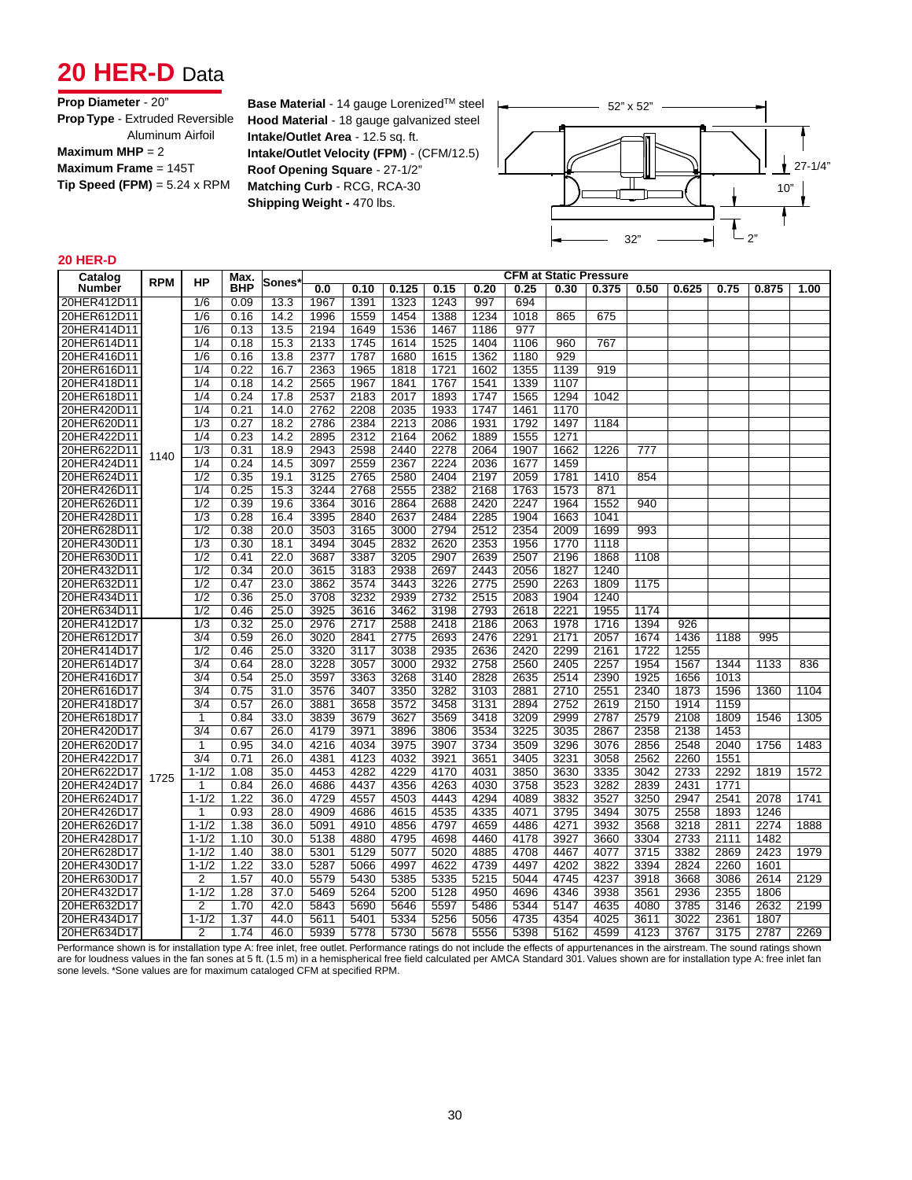# 20 HER-D Data

**Prop Diameter** - 20"
**Prop Type** - Extruded Reversible Aluminum Airfoil
**Maximum MHP** = 2
**Maximum Frame** = 145T
**Tip Speed (FPM)** = 5.24 x RPM

**Base Material** - 14 gauge Lorenized™ steel
**Hood Material** - 18 gauge galvanized steel
**Intake/Outlet Area** - 12.5 sq. ft.
**Intake/Outlet Velocity (FPM)** - (CFM/12.5)
**Roof Opening Square** - 27-1/2"
**Matching Curb** - RCG, RCA-30
**Shipping Weight -** 470 lbs.

52" x 52"
27-1/4"
10"
32"
2"

**20 HER-D**

| Catalog Number | RPM | HP | Max. BHP | Sones* | CFM at Static Pressure | | | | | | | | | | | | | |
|---|---|---|---|---|---|---|---|---|---|---|---|---|---|---|---|---|---|---|
| | | | | | 0.0 | 0.10 | 0.125 | 0.15 | 0.20 | 0.25 | 0.30 | 0.375 | 0.50 | 0.625 | 0.75 | 0.875 | 1.00 |
| 20HER412D11 | 1140 | 1/6 | 0.09 | 13.3 | 1967 | 1391 | 1323 | 1243 | 997 | 694 | | | | | | | |
| 20HER612D11 | | 1/6 | 0.16 | 14.2 | 1996 | 1559 | 1454 | 1388 | 1234 | 1018 | 865 | 675 | | | | | |
| 20HER414D11 | | 1/6 | 0.13 | 13.5 | 2194 | 1649 | 1536 | 1467 | 1186 | 977 | | | | | | | |
| 20HER614D11 | | 1/4 | 0.18 | 15.3 | 2133 | 1745 | 1614 | 1525 | 1404 | 1106 | 960 | 767 | | | | | |
| 20HER416D11 | | 1/6 | 0.16 | 13.8 | 2377 | 1787 | 1680 | 1615 | 1362 | 1180 | 929 | | | | | | |
| 20HER616D11 | | 1/4 | 0.22 | 16.7 | 2363 | 1965 | 1818 | 1721 | 1602 | 1355 | 1139 | 919 | | | | | |
| 20HER418D11 | | 1/4 | 0.18 | 14.2 | 2565 | 1967 | 1841 | 1767 | 1541 | 1339 | 1107 | | | | | | |
| 20HER618D11 | | 1/4 | 0.24 | 17.8 | 2537 | 2183 | 2017 | 1893 | 1747 | 1565 | 1294 | 1042 | | | | | |
| 20HER420D11 | | 1/4 | 0.21 | 14.0 | 2762 | 2208 | 2035 | 1933 | 1747 | 1461 | 1170 | | | | | | |
| 20HER620D11 | | 1/3 | 0.27 | 18.2 | 2786 | 2384 | 2213 | 2086 | 1931 | 1792 | 1497 | 1184 | | | | | |
| 20HER422D11 | | 1/4 | 0.23 | 14.2 | 2895 | 2312 | 2164 | 2062 | 1889 | 1555 | 1271 | | | | | | |
| 20HER622D11 | | 1/3 | 0.31 | 18.9 | 2943 | 2598 | 2440 | 2278 | 2064 | 1907 | 1662 | 1226 | 777 | | | | |
| 20HER424D11 | | 1/4 | 0.24 | 14.5 | 3097 | 2559 | 2367 | 2224 | 2036 | 1677 | 1459 | | | | | | |
| 20HER624D11 | | 1/2 | 0.35 | 19.1 | 3125 | 2765 | 2580 | 2404 | 2197 | 2059 | 1781 | 1410 | 854 | | | | |
| 20HER426D11 | | 1/4 | 0.25 | 15.3 | 3244 | 2768 | 2555 | 2382 | 2168 | 1763 | 1573 | 871 | | | | | |
| 20HER626D11 | | 1/2 | 0.39 | 19.6 | 3364 | 3016 | 2864 | 2688 | 2420 | 2247 | 1964 | 1552 | 940 | | | | |
| 20HER428D11 | | 1/3 | 0.28 | 16.4 | 3395 | 2840 | 2637 | 2484 | 2285 | 1904 | 1663 | 1041 | | | | | |
| 20HER628D11 | | 1/2 | 0.38 | 20.0 | 3503 | 3165 | 3000 | 2794 | 2512 | 2354 | 2009 | 1699 | 993 | | | | |
| 20HER430D11 | | 1/3 | 0.30 | 18.1 | 3494 | 3045 | 2832 | 2620 | 2353 | 1956 | 1770 | 1118 | | | | | |
| 20HER630D11 | | 1/2 | 0.41 | 22.0 | 3687 | 3387 | 3205 | 2907 | 2639 | 2507 | 2196 | 1868 | 1108 | | | | |
| 20HER432D11 | | 1/2 | 0.34 | 20.0 | 3615 | 3183 | 2938 | 2697 | 2443 | 2056 | 1827 | 1240 | | | | | |
| 20HER632D11 | | 1/2 | 0.47 | 23.0 | 3862 | 3574 | 3443 | 3226 | 2775 | 2590 | 2263 | 1809 | 1175 | | | | |
| 20HER434D11 | | 1/2 | 0.36 | 25.0 | 3708 | 3232 | 2939 | 2732 | 2515 | 2083 | 1904 | 1240 | | | | | |
| 20HER634D11 | | 1/2 | 0.46 | 25.0 | 3925 | 3616 | 3462 | 3198 | 2793 | 2618 | 2221 | 1955 | 1174 | | | | |
| 20HER412D17 | 1725 | 1/3 | 0.32 | 25.0 | 2976 | 2717 | 2588 | 2418 | 2186 | 2063 | 1978 | 1716 | 1394 | 926 | | | |
| 20HER612D17 | | 3/4 | 0.59 | 26.0 | 3020 | 2841 | 2775 | 2693 | 2476 | 2291 | 2171 | 2057 | 1674 | 1436 | 1188 | 995 | |
| 20HER414D17 | | 1/2 | 0.46 | 25.0 | 3320 | 3117 | 3038 | 2935 | 2636 | 2420 | 2299 | 2161 | 1722 | 1255 | | | |
| 20HER614D17 | | 3/4 | 0.64 | 28.0 | 3228 | 3057 | 3000 | 2932 | 2758 | 2560 | 2405 | 2257 | 1954 | 1567 | 1344 | 1133 | 836 |
| 20HER416D17 | | 3/4 | 0.54 | 25.0 | 3597 | 3363 | 3268 | 3140 | 2828 | 2635 | 2514 | 2390 | 1925 | 1656 | 1013 | | |
| 20HER616D17 | | 3/4 | 0.75 | 31.0 | 3576 | 3407 | 3350 | 3282 | 3103 | 2881 | 2710 | 2551 | 2340 | 1873 | 1596 | 1360 | 1104 |
| 20HER418D17 | | 3/4 | 0.57 | 26.0 | 3881 | 3658 | 3572 | 3458 | 3131 | 2894 | 2752 | 2619 | 2150 | 1914 | 1159 | | |
| 20HER618D17 | | 1 | 0.84 | 33.0 | 3839 | 3679 | 3627 | 3569 | 3418 | 3209 | 2999 | 2787 | 2579 | 2108 | 1809 | 1546 | 1305 |
| 20HER420D17 | | 3/4 | 0.67 | 26.0 | 4179 | 3971 | 3896 | 3806 | 3534 | 3225 | 3035 | 2867 | 2358 | 2138 | 1453 | | |
| 20HER620D17 | | 1 | 0.95 | 34.0 | 4216 | 4034 | 3975 | 3907 | 3734 | 3509 | 3296 | 3076 | 2856 | 2548 | 2040 | 1756 | 1483 |
| 20HER422D17 | | 3/4 | 0.71 | 26.0 | 4381 | 4123 | 4032 | 3921 | 3651 | 3405 | 3231 | 3058 | 2562 | 2260 | 1551 | | |
| 20HER622D17 | | 1-1/2 | 1.08 | 35.0 | 4453 | 4282 | 4229 | 4170 | 4031 | 3850 | 3630 | 3335 | 3042 | 2733 | 2292 | 1819 | 1572 |
| 20HER424D17 | | 1 | 0.84 | 26.0 | 4686 | 4437 | 4356 | 4263 | 4030 | 3758 | 3523 | 3282 | 2839 | 2431 | 1771 | | |
| 20HER624D17 | | 1-1/2 | 1.22 | 36.0 | 4729 | 4557 | 4503 | 4443 | 4294 | 4089 | 3832 | 3527 | 3250 | 2947 | 2541 | 2078 | 1741 |
| 20HER426D17 | | 1 | 0.93 | 28.0 | 4909 | 4686 | 4615 | 4535 | 4335 | 4071 | 3795 | 3494 | 3075 | 2558 | 1893 | 1246 | |
| 20HER626D17 | | 1-1/2 | 1.38 | 36.0 | 5091 | 4910 | 4856 | 4797 | 4659 | 4486 | 4271 | 3932 | 3568 | 3218 | 2811 | 2274 | 1888 |
| 20HER428D17 | | 1-1/2 | 1.10 | 30.0 | 5138 | 4880 | 4795 | 4698 | 4460 | 4178 | 3927 | 3660 | 3304 | 2733 | 2111 | 1482 | |
| 20HER628D17 | | 1-1/2 | 1.40 | 38.0 | 5301 | 5129 | 5077 | 5020 | 4885 | 4708 | 4467 | 4077 | 3715 | 3382 | 2869 | 2423 | 1979 |
| 20HER430D17 | | 1-1/2 | 1.22 | 33.0 | 5287 | 5066 | 4997 | 4622 | 4739 | 4497 | 4202 | 3822 | 3394 | 2824 | 2260 | 1601 | |
| 20HER630D17 | | 2 | 1.57 | 40.0 | 5579 | 5430 | 5385 | 5335 | 5215 | 5044 | 4745 | 4237 | 3918 | 3668 | 3086 | 2614 | 2129 |
| 20HER432D17 | | 1-1/2 | 1.28 | 37.0 | 5469 | 5264 | 5200 | 5128 | 4950 | 4696 | 4346 | 3938 | 3561 | 2936 | 2355 | 1806 | |
| 20HER632D17 | | 2 | 1.70 | 42.0 | 5843 | 5690 | 5646 | 5597 | 5486 | 5344 | 5147 | 4635 | 4080 | 3785 | 3146 | 2632 | 2199 |
| 20HER434D17 | | 1-1/2 | 1.37 | 44.0 | 5611 | 5401 | 5334 | 5256 | 5056 | 4735 | 4354 | 4025 | 3611 | 3022 | 2361 | 1807 | |
| 20HER634D17 | | 2 | 1.74 | 46.0 | 5939 | 5778 | 5730 | 5678 | 5556 | 5398 | 5162 | 4599 | 4123 | 3767 | 3175 | 2787 | 2269 |

Performance shown is for installation type A: free inlet, free outlet. Performance ratings do not include the effects of appurtenances in the airstream. The sound ratings shown are for loudness values in the fan sones at 5 ft. (1.5 m) in a hemispherical free field calculated per AMCA Standard 301. Values shown are for installation type A: free inlet fan sone levels. *Sone values are for maximum cataloged CFM at specified RPM.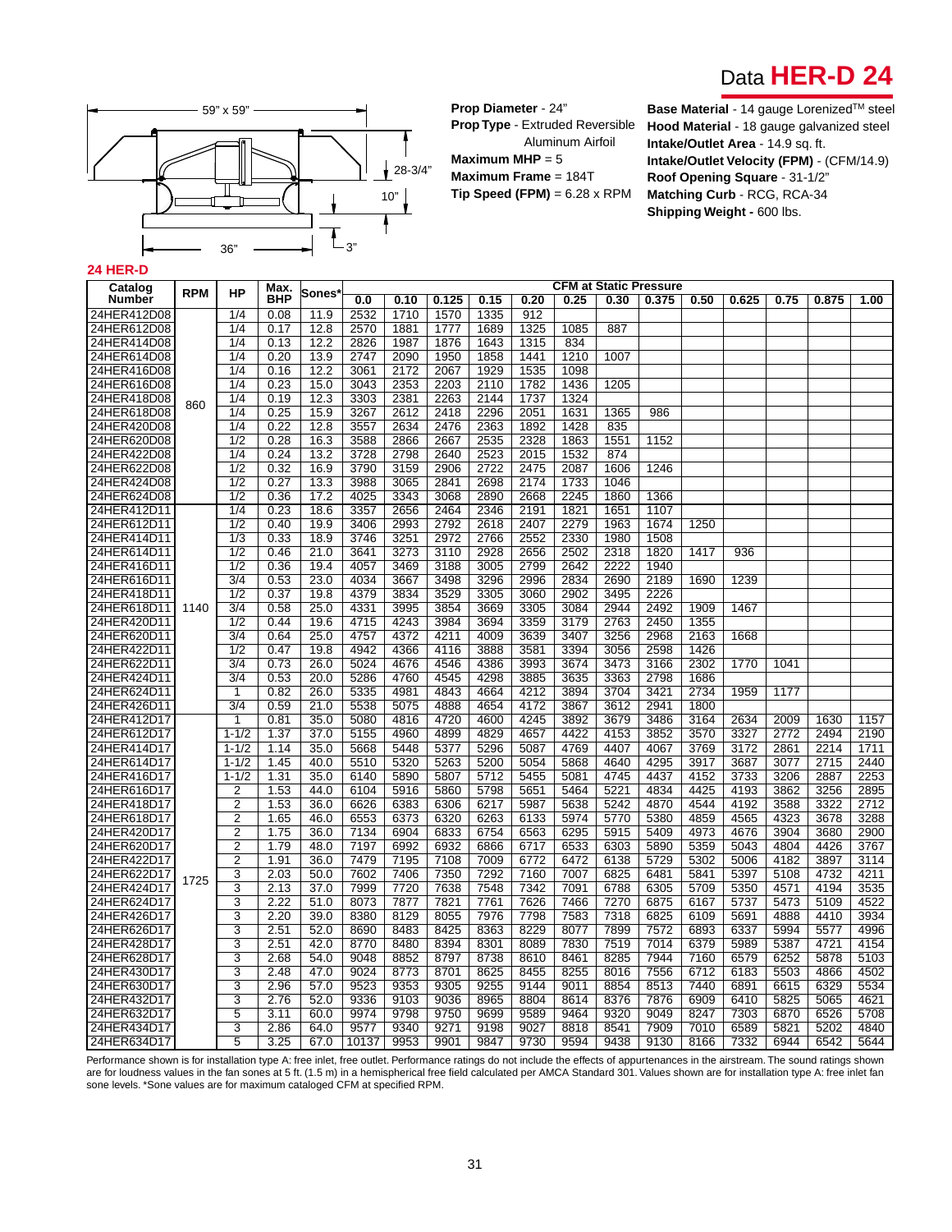# Data **HER-D 24**

59" x 59"

28-3/4"

10"

36"

3"

**Prop Diameter** - 24"
**Prop Type** - Extruded Reversible Aluminum Airfoil
**Maximum MHP** = 5
**Maximum Frame** = 184T
**Tip Speed (FPM)** = 6.28 x RPM

**Base Material** - 14 gauge Lorenized[TM] steel
**Hood Material** - 18 gauge galvanized steel
**Intake/Outlet Area** - 14.9 sq. ft.
**Intake/Outlet Velocity (FPM)** - (CFM/14.9)
**Roof Opening Square** - 31-1/2"
**Matching Curb** - RCG, RCA-34
**Shipping Weight -** 600 lbs.

**24 HER-D**

| Catalog Number | RPM | HP | Max. BHP | Sones* | CFM at Static Pressure | | | | | | | | | | | | |
|---|---|---|---|---|---|---|---|---|---|---|---|---|---|---|---|---|---|
| | | | | | 0.0 | 0.10 | 0.125 | 0.15 | 0.20 | 0.25 | 0.30 | 0.375 | 0.50 | 0.625 | 0.75 | 0.875 | 1.00 |
| 24HER412D08 | 860 | 1/4 | 0.08 | 11.9 | 2532 | 1710 | 1570 | 1335 | 912 | | | | | | | | |
| 24HER612D08 | | 1/4 | 0.17 | 12.8 | 2570 | 1881 | 1777 | 1689 | 1325 | 1085 | 887 | | | | | | |
| 24HER414D08 | | 1/4 | 0.13 | 12.2 | 2826 | 1987 | 1876 | 1643 | 1315 | 834 | | | | | | | |
| 24HER614D08 | | 1/4 | 0.20 | 13.9 | 2747 | 2090 | 1950 | 1858 | 1441 | 1210 | 1007 | | | | | | |
| 24HER416D08 | | 1/4 | 0.16 | 12.2 | 3061 | 2172 | 2067 | 1929 | 1535 | 1098 | | | | | | | |
| 24HER616D08 | | 1/4 | 0.23 | 15.0 | 3043 | 2353 | 2203 | 2110 | 1782 | 1436 | 1205 | | | | | | |
| 24HER418D08 | | 1/4 | 0.19 | 12.3 | 3303 | 2381 | 2263 | 2144 | 1737 | 1324 | | | | | | | |
| 24HER618D08 | | 1/4 | 0.25 | 15.9 | 3267 | 2612 | 2418 | 2296 | 2051 | 1631 | 1365 | 986 | | | | | |
| 24HER420D08 | | 1/4 | 0.22 | 12.8 | 3557 | 2634 | 2476 | 2363 | 1892 | 1428 | 835 | | | | | | |
| 24HER620D08 | | 1/2 | 0.28 | 16.3 | 3588 | 2866 | 2667 | 2535 | 2328 | 1863 | 1551 | 1152 | | | | | |
| 24HER422D08 | | 1/4 | 0.24 | 13.2 | 3728 | 2798 | 2640 | 2523 | 2015 | 1532 | 874 | | | | | | |
| 24HER622D08 | | 1/2 | 0.32 | 16.9 | 3790 | 3159 | 2906 | 2722 | 2475 | 2087 | 1606 | 1246 | | | | | |
| 24HER424D08 | | 1/2 | 0.27 | 13.3 | 3988 | 3065 | 2841 | 2698 | 2174 | 1733 | 1046 | | | | | | |
| 24HER624D08 | | 1/2 | 0.36 | 17.2 | 4025 | 3343 | 3068 | 2890 | 2668 | 2245 | 1860 | 1366 | | | | | |
| 24HER412D11 | 1140 | 1/4 | 0.23 | 18.6 | 3357 | 2656 | 2464 | 2346 | 2191 | 1821 | 1651 | 1107 | | | | | |
| 24HER612D11 | | 1/2 | 0.40 | 19.9 | 3406 | 2993 | 2792 | 2618 | 2407 | 2279 | 1963 | 1674 | 1250 | | | | |
| 24HER414D11 | | 1/3 | 0.33 | 18.9 | 3746 | 3251 | 2972 | 2766 | 2552 | 2330 | 1980 | 1508 | | | | | |
| 24HER614D11 | | 1/2 | 0.46 | 21.0 | 3641 | 3273 | 3110 | 2928 | 2656 | 2502 | 2318 | 1820 | 1417 | 936 | | | |
| 24HER416D11 | | 1/2 | 0.36 | 19.4 | 4057 | 3469 | 3188 | 3005 | 2799 | 2642 | 2222 | 1940 | | | | | |
| 24HER616D11 | | 3/4 | 0.53 | 23.0 | 4034 | 3667 | 3498 | 3296 | 2996 | 2834 | 2690 | 2189 | 1690 | 1239 | | | |
| 24HER418D11 | | 1/2 | 0.37 | 19.8 | 4379 | 3834 | 3529 | 3305 | 3060 | 2902 | 3495 | 2226 | | | | | |
| 24HER618D11 | | 3/4 | 0.58 | 25.0 | 4331 | 3995 | 3854 | 3669 | 3305 | 3084 | 2944 | 2492 | 1909 | 1467 | | | |
| 24HER420D11 | | 1/2 | 0.44 | 19.6 | 4715 | 4243 | 3984 | 3694 | 3359 | 3179 | 2763 | 2450 | 1355 | | | | |
| 24HER620D11 | | 3/4 | 0.64 | 25.0 | 4757 | 4372 | 4211 | 4009 | 3639 | 3407 | 3256 | 2968 | 2163 | 1668 | | | |
| 24HER422D11 | | 1/2 | 0.47 | 19.8 | 4942 | 4366 | 4116 | 3888 | 3581 | 3394 | 3056 | 2598 | 1426 | | | | |
| 24HER622D11 | | 3/4 | 0.73 | 26.0 | 5024 | 4676 | 4546 | 4386 | 3993 | 3674 | 3473 | 3166 | 2302 | 1770 | 1041 | | |
| 24HER424D11 | | 3/4 | 0.53 | 20.0 | 5286 | 4760 | 4545 | 4298 | 3885 | 3635 | 3363 | 2798 | 1686 | | | | |
| 24HER624D11 | | 1 | 0.82 | 26.0 | 5335 | 4981 | 4843 | 4664 | 4212 | 3894 | 3704 | 3421 | 2734 | 1959 | 1177 | | |
| 24HER426D11 | | 3/4 | 0.59 | 21.0 | 5538 | 5075 | 4888 | 4654 | 4172 | 3867 | 3612 | 2941 | 1800 | | | | |
| 24HER412D17 | 1725 | 1 | 0.81 | 35.0 | 5080 | 4816 | 4720 | 4600 | 4245 | 3892 | 3679 | 3486 | 3164 | 2634 | 2009 | 1630 | 1157 |
| 24HER612D17 | | 1-1/2 | 1.37 | 37.0 | 5155 | 4960 | 4899 | 4829 | 4657 | 4422 | 4153 | 3852 | 3570 | 3327 | 2772 | 2494 | 2190 |
| 24HER414D17 | | 1-1/2 | 1.14 | 35.0 | 5668 | 5448 | 5377 | 5296 | 5087 | 4769 | 4407 | 4067 | 3769 | 3172 | 2861 | 2214 | 1711 |
| 24HER614D17 | | 1-1/2 | 1.45 | 40.0 | 5510 | 5320 | 5263 | 5200 | 5054 | 5868 | 4640 | 4295 | 3917 | 3687 | 3077 | 2715 | 2440 |
| 24HER416D17 | | 1-1/2 | 1.31 | 35.0 | 6140 | 5890 | 5807 | 5712 | 5455 | 5081 | 4745 | 4437 | 4152 | 3733 | 3206 | 2887 | 2253 |
| 24HER616D17 | | 2 | 1.53 | 44.0 | 6104 | 5916 | 5860 | 5798 | 5651 | 5464 | 5221 | 4834 | 4425 | 4193 | 3862 | 3256 | 2895 |
| 24HER418D17 | | 2 | 1.53 | 36.0 | 6626 | 6383 | 6306 | 6217 | 5987 | 5638 | 5242 | 4870 | 4544 | 4192 | 3588 | 3322 | 2712 |
| 24HER618D17 | | 2 | 1.65 | 46.0 | 6553 | 6373 | 6320 | 6263 | 6133 | 5974 | 5770 | 5380 | 4859 | 4565 | 4323 | 3678 | 3288 |
| 24HER420D17 | | 2 | 1.75 | 36.0 | 7134 | 6904 | 6833 | 6754 | 6563 | 6295 | 5915 | 5409 | 4973 | 4676 | 3904 | 3680 | 2900 |
| 24HER620D17 | | 2 | 1.79 | 48.0 | 7197 | 6992 | 6932 | 6866 | 6717 | 6533 | 6303 | 5890 | 5359 | 5043 | 4804 | 4426 | 3767 |
| 24HER422D17 | | 2 | 1.91 | 36.0 | 7479 | 7195 | 7108 | 7009 | 6772 | 6472 | 6138 | 5729 | 5302 | 5006 | 4182 | 3897 | 3114 |
| 24HER622D17 | | 3 | 2.03 | 50.0 | 7602 | 7406 | 7350 | 7292 | 7160 | 7007 | 6825 | 6481 | 5841 | 5397 | 5108 | 4732 | 4211 |
| 24HER424D17 | | 3 | 2.13 | 37.0 | 7999 | 7720 | 7638 | 7548 | 7342 | 7091 | 6788 | 6305 | 5709 | 5350 | 4571 | 4194 | 3535 |
| 24HER624D17 | | 3 | 2.22 | 51.0 | 8073 | 7877 | 7821 | 7761 | 7626 | 7466 | 7270 | 6875 | 6167 | 5737 | 5473 | 5109 | 4522 |
| 24HER426D17 | | 3 | 2.20 | 39.0 | 8380 | 8129 | 8055 | 7976 | 7798 | 7583 | 7318 | 6825 | 6109 | 5691 | 4888 | 4410 | 3934 |
| 24HER626D17 | | 3 | 2.51 | 52.0 | 8690 | 8483 | 8425 | 8363 | 8229 | 8077 | 7899 | 7572 | 6893 | 6337 | 5994 | 5577 | 4996 |
| 24HER428D17 | | 3 | 2.51 | 42.0 | 8770 | 8480 | 8394 | 8301 | 8089 | 7830 | 7519 | 7014 | 6379 | 5989 | 5387 | 4721 | 4154 |
| 24HER628D17 | | 3 | 2.68 | 54.0 | 9048 | 8852 | 8797 | 8738 | 8610 | 8461 | 8285 | 7944 | 7160 | 6579 | 6252 | 5878 | 5103 |
| 24HER430D17 | | 3 | 2.48 | 47.0 | 9024 | 8773 | 8701 | 8625 | 8455 | 8255 | 8016 | 7556 | 6712 | 6183 | 5503 | 4866 | 4502 |
| 24HER630D17 | | 3 | 2.96 | 57.0 | 9523 | 9353 | 9305 | 9255 | 9144 | 9011 | 8854 | 8513 | 7440 | 6891 | 6615 | 6329 | 5534 |
| 24HER432D17 | | 3 | 2.76 | 52.0 | 9336 | 9103 | 9036 | 8965 | 8804 | 8614 | 8376 | 7876 | 6909 | 6410 | 5825 | 5065 | 4621 |
| 24HER632D17 | | 5 | 3.11 | 60.0 | 9974 | 9798 | 9750 | 9699 | 9589 | 9464 | 9320 | 9049 | 8247 | 7303 | 6870 | 6526 | 5708 |
| 24HER434D17 | | 3 | 2.86 | 64.0 | 9577 | 9340 | 9271 | 9198 | 9027 | 8818 | 8541 | 7909 | 7010 | 6589 | 5821 | 5202 | 4840 |
| 24HER634D17 | | 5 | 3.25 | 67.0 | 10137 | 9953 | 9901 | 9847 | 9730 | 9594 | 9438 | 9130 | 8166 | 7332 | 6944 | 6542 | 5644 |

Performance shown is for installation type A: free inlet, free outlet. Performance ratings do not include the effects of appurtenances in the airstream. The sound ratings shown are for loudness values in the fan sones at 5 ft. (1.5 m) in a hemispherical free field calculated per AMCA Standard 301. Values shown are for installation type A: free inlet fan sone levels. *Sone values are for maximum cataloged CFM at specified RPM.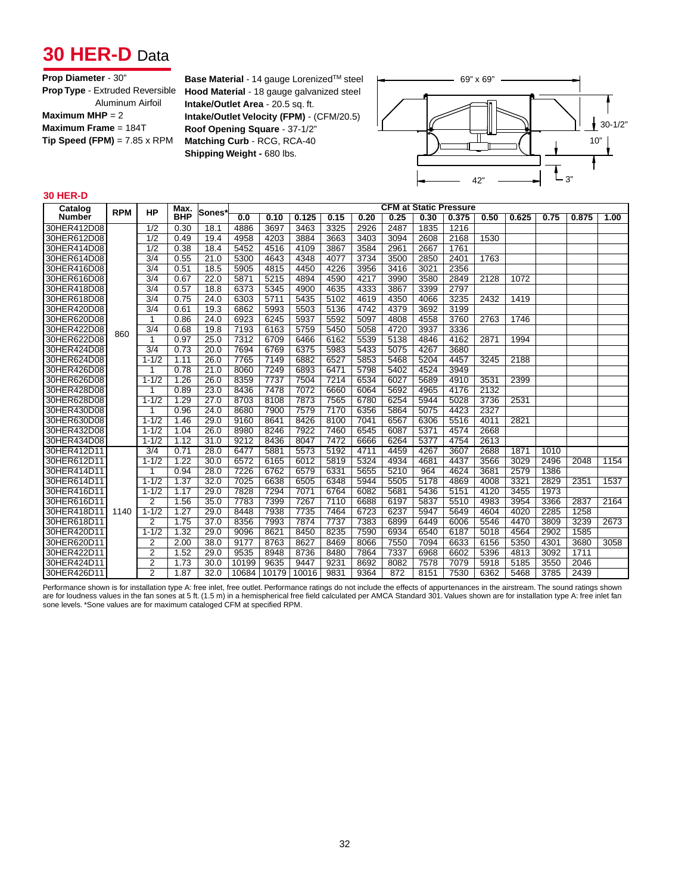# 30 HER-D Data

**Prop Diameter** - 30"
**Prop Type** - Extruded Reversible Aluminum Airfoil
**Maximum MHP** = 2
**Maximum Frame** = 184T
**Tip Speed (FPM)** = 7.85 x RPM

**Base Material** - 14 gauge Lorenized™ steel
**Hood Material** - 18 gauge galvanized steel
**Intake/Outlet Area** - 20.5 sq. ft.
**Intake/Outlet Velocity (FPM)** - (CFM/20.5)
**Roof Opening Square** - 37-1/2"
**Matching Curb** - RCG, RCA-40
**Shipping Weight -** 680 lbs.

69" x 69"
30-1/2"
10"
42"
3"

### 30 HER-D

| Catalog Number | RPM | HP | Max. BHP | Sones* | CFM at Static Pressure | | | | | | | | | | | | | |
|---|---|---|---|---|---|---|---|---|---|---|---|---|---|---|---|---|---|---|
| | | | | | 0.0 | 0.10 | 0.125 | 0.15 | 0.20 | 0.25 | 0.30 | 0.375 | 0.50 | 0.625 | 0.75 | 0.875 | 1.00 |
| 30HER412D08 | 860 | 1/2 | 0.30 | 18.1 | 4886 | 3697 | 3463 | 3325 | 2926 | 2487 | 1835 | 1216 | | | | | |
| 30HER612D08 | | 1/2 | 0.49 | 19.4 | 4958 | 4203 | 3884 | 3663 | 3403 | 3094 | 2608 | 2168 | 1530 | | | | |
| 30HER414D08 | | 1/2 | 0.38 | 18.4 | 5452 | 4516 | 4109 | 3867 | 3584 | 2961 | 2667 | 1761 | | | | | |
| 30HER614D08 | | 3/4 | 0.55 | 21.0 | 5300 | 4643 | 4348 | 4077 | 3734 | 3500 | 2850 | 2401 | 1763 | | | | |
| 30HER416D08 | | 3/4 | 0.51 | 18.5 | 5905 | 4815 | 4450 | 4226 | 3956 | 3416 | 3021 | 2356 | | | | | |
| 30HER616D08 | | 3/4 | 0.67 | 22.0 | 5871 | 5215 | 4894 | 4590 | 4217 | 3990 | 3580 | 2849 | 2128 | 1072 | | | |
| 30HER418D08 | | 3/4 | 0.57 | 18.8 | 6373 | 5345 | 4900 | 4635 | 4333 | 3867 | 3399 | 2797 | | | | | |
| 30HER618D08 | | 3/4 | 0.75 | 24.0 | 6303 | 5711 | 5435 | 5102 | 4619 | 4350 | 4066 | 3235 | 2432 | 1419 | | | |
| 30HER420D08 | | 3/4 | 0.61 | 19.3 | 6862 | 5993 | 5503 | 5136 | 4742 | 4379 | 3692 | 3199 | | | | | |
| 30HER620D08 | | 1 | 0.86 | 24.0 | 6923 | 6245 | 5937 | 5592 | 5097 | 4808 | 4558 | 3760 | 2763 | 1746 | | | |
| 30HER422D08 | | 3/4 | 0.68 | 19.8 | 7193 | 6163 | 5759 | 5450 | 5058 | 4720 | 3937 | 3336 | | | | | |
| 30HER622D08 | | 1 | 0.97 | 25.0 | 7312 | 6709 | 6466 | 6162 | 5539 | 5138 | 4846 | 4162 | 2871 | 1994 | | | |
| 30HER424D08 | | 3/4 | 0.73 | 20.0 | 7694 | 6769 | 6375 | 5983 | 5433 | 5075 | 4267 | 3680 | | | | | |
| 30HER624D08 | | 1-1/2 | 1.11 | 26.0 | 7765 | 7149 | 6882 | 6527 | 5853 | 5468 | 5204 | 4457 | 3245 | 2188 | | | |
| 30HER426D08 | | 1 | 0.78 | 21.0 | 8060 | 7249 | 6893 | 6471 | 5798 | 5402 | 4524 | 3949 | | | | | |
| 30HER626D08 | | 1-1/2 | 1.26 | 26.0 | 8359 | 7737 | 7504 | 7214 | 6534 | 6027 | 5689 | 4910 | 3531 | 2399 | | | |
| 30HER428D08 | | 1 | 0.89 | 23.0 | 8436 | 7478 | 7072 | 6660 | 6064 | 5692 | 4965 | 4176 | 2132 | | | | |
| 30HER628D08 | | 1-1/2 | 1.29 | 27.0 | 8703 | 8108 | 7873 | 7565 | 6780 | 6254 | 5944 | 5028 | 3736 | 2531 | | | |
| 30HER430D08 | | 1 | 0.96 | 24.0 | 8680 | 7900 | 7579 | 7170 | 6356 | 5864 | 5075 | 4423 | 2327 | | | | |
| 30HER630D08 | | 1-1/2 | 1.46 | 29.0 | 9160 | 8641 | 8426 | 8100 | 7041 | 6567 | 6306 | 5516 | 4011 | 2821 | | | |
| 30HER432D08 | | 1-1/2 | 1.04 | 26.0 | 8980 | 8246 | 7922 | 7460 | 6545 | 6087 | 5371 | 4574 | 2668 | | | | |
| 30HER434D08 | | 1-1/2 | 1.12 | 31.0 | 9212 | 8436 | 8047 | 7472 | 6666 | 6264 | 5377 | 4754 | 2613 | | | | |
| 30HER412D11 | 1140 | 3/4 | 0.71 | 28.0 | 6477 | 5881 | 5573 | 5192 | 4711 | 4459 | 4267 | 3607 | 2688 | 1871 | 1010 | | |
| 30HER612D11 | | 1-1/2 | 1.22 | 30.0 | 6572 | 6165 | 6012 | 5819 | 5324 | 4934 | 4681 | 4437 | 3566 | 3029 | 2496 | 2048 | 1154 |
| 30HER414D11 | | 1 | 0.94 | 28.0 | 7226 | 6762 | 6579 | 6331 | 5655 | 5210 | 964 | 4624 | 3681 | 2579 | 1386 | | |
| 30HER614D11 | | 1-1/2 | 1.37 | 32.0 | 7025 | 6638 | 6505 | 6348 | 5944 | 5505 | 5178 | 4869 | 4008 | 3321 | 2829 | 2351 | 1537 |
| 30HER416D11 | | 1-1/2 | 1.17 | 29.0 | 7828 | 7294 | 7071 | 6764 | 6082 | 5681 | 5436 | 5151 | 4120 | 3455 | 1973 | | |
| 30HER616D11 | | 2 | 1.56 | 35.0 | 7783 | 7399 | 7267 | 7110 | 6688 | 6197 | 5837 | 5510 | 4983 | 3954 | 3366 | 2837 | 2164 |
| 30HER418D11 | | 1-1/2 | 1.27 | 29.0 | 8448 | 7938 | 7735 | 7464 | 6723 | 6237 | 5947 | 5649 | 4604 | 4020 | 2285 | 1258 | |
| 30HER618D11 | | 2 | 1.75 | 37.0 | 8356 | 7993 | 7874 | 7737 | 7383 | 6899 | 6449 | 6006 | 5546 | 4470 | 3809 | 3239 | 2673 |
| 30HER420D11 | | 1-1/2 | 1.32 | 29.0 | 9096 | 8621 | 8450 | 8235 | 7590 | 6934 | 6540 | 6187 | 5018 | 4564 | 2902 | 1585 | |
| 30HER620D11 | | 2 | 2.00 | 38.0 | 9177 | 8763 | 8627 | 8469 | 8066 | 7550 | 7094 | 6633 | 6156 | 5350 | 4301 | 3680 | 3058 |
| 30HER422D11 | | 2 | 1.52 | 29.0 | 9535 | 8948 | 8736 | 8480 | 7864 | 7337 | 6968 | 6602 | 5396 | 4813 | 3092 | 1711 | |
| 30HER424D11 | | 2 | 1.73 | 30.0 | 10199 | 9635 | 9447 | 9231 | 8692 | 8082 | 7578 | 7079 | 5918 | 5185 | 3550 | 2046 | |
| 30HER426D11 | | 2 | 1.87 | 32.0 | 10684 | 10179 | 10016 | 9831 | 9364 | 872 | 8151 | 7530 | 6362 | 5468 | 3785 | 2439 | |

Performance shown is for installation type A: free inlet, free outlet. Performance ratings do not include the effects of appurtenances in the airstream. The sound ratings shown are for loudness values in the fan sones at 5 ft. (1.5 m) in a hemispherical free field calculated per AMCA Standard 301. Values shown are for installation type A: free inlet fan sone levels. *Sone values are for maximum cataloged CFM at specified RPM.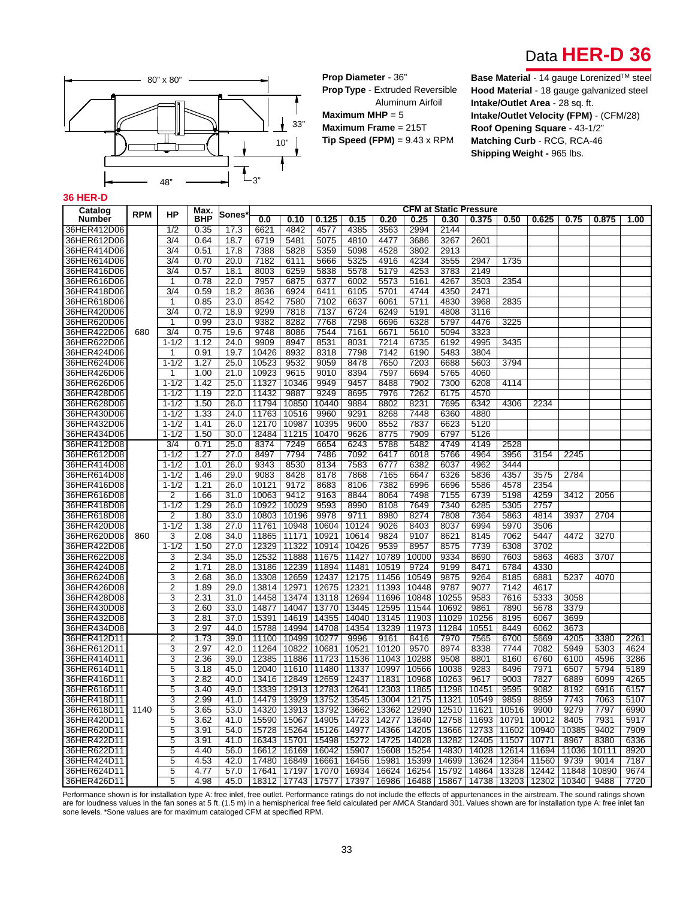# Data **HER-D 36**

80" x 80"

33"

10"

48"

3"

**Prop Diameter** - 36"
**Prop Type** - Extruded Reversible Aluminum Airfoil
**Maximum MHP** = 5
**Maximum Frame** = 215T
**Tip Speed (FPM)** = 9.43 x RPM

**Base Material** - 14 gauge Lorenized™ steel
**Hood Material** - 18 gauge galvanized steel
**Intake/Outlet Area** - 28 sq. ft.
**Intake/Outlet Velocity (FPM)** - (CFM/28)
**Roof Opening Square** - 43-1/2"
**Matching Curb** - RCG, RCA-46
**Shipping Weight -** 965 lbs.

### 36 HER-D

| Catalog Number | RPM | HP | Max. BHP | Sones* | CFM at Static Pressure | | | | | | | | | | | | | |
|---|---|---|---|---|---|---|---|---|---|---|---|---|---|---|---|---|---|---|
| | | | | | 0.0 | 0.10 | 0.125 | 0.15 | 0.20 | 0.25 | 0.30 | 0.375 | 0.50 | 0.625 | 0.75 | 0.875 | 1.00 |
| 36HER412D06 | 680 | 1/2 | 0.35 | 17.3 | 6621 | 4842 | 4577 | 4385 | 3563 | 2994 | 2144 | | | | | | |
| 36HER612D06 | | 3/4 | 0.64 | 18.7 | 6719 | 5481 | 5075 | 4810 | 4477 | 3686 | 3267 | 2601 | | | | | |
| 36HER414D06 | | 3/4 | 0.51 | 17.8 | 7388 | 5828 | 5359 | 5098 | 4528 | 3802 | 2913 | | | | | | |
| 36HER614D06 | | 3/4 | 0.70 | 20.0 | 7182 | 6111 | 5666 | 5325 | 4916 | 4234 | 3555 | 2947 | 1735 | | | | |
| 36HER416D06 | | 3/4 | 0.57 | 18.1 | 8003 | 6259 | 5838 | 5578 | 5179 | 4253 | 3783 | 2149 | | | | | |
| 36HER616D06 | | 1 | 0.78 | 22.0 | 7957 | 6875 | 6377 | 6002 | 5573 | 5161 | 4267 | 3503 | 2354 | | | | |
| 36HER418D06 | | 3/4 | 0.59 | 18.2 | 8636 | 6924 | 6411 | 6105 | 5701 | 4744 | 4350 | 2471 | | | | | |
| 36HER618D06 | | 1 | 0.85 | 23.0 | 8542 | 7580 | 7102 | 6637 | 6061 | 5711 | 4830 | 3968 | 2835 | | | | |
| 36HER420D06 | | 3/4 | 0.72 | 18.9 | 9299 | 7818 | 7137 | 6724 | 6249 | 5191 | 4808 | 3116 | | | | | |
| 36HER620D06 | | 1 | 0.99 | 23.0 | 9382 | 8282 | 7768 | 7298 | 6696 | 6328 | 5797 | 4476 | 3225 | | | | |
| 36HER422D06 | | 3/4 | 0.75 | 19.6 | 9748 | 8086 | 7544 | 7161 | 6671 | 5610 | 5094 | 3323 | | | | | |
| 36HER622D06 | | 1-1/2 | 1.12 | 24.0 | 9909 | 8947 | 8531 | 8031 | 7214 | 6735 | 6192 | 4995 | 3435 | | | | |
| 36HER424D06 | | 1 | 0.91 | 19.7 | 10426 | 8932 | 8318 | 7798 | 7142 | 6190 | 5483 | 3804 | | | | | |
| 36HER624D06 | | 1-1/2 | 1.27 | 25.0 | 10523 | 9532 | 9059 | 8478 | 7650 | 7203 | 6688 | 5603 | 3794 | | | | |
| 36HER426D06 | | 1 | 1.00 | 21.0 | 10923 | 9615 | 9010 | 8394 | 7597 | 6694 | 5765 | 4060 | | | | | |
| 36HER626D06 | | 1-1/2 | 1.42 | 25.0 | 11327 | 10346 | 9949 | 9457 | 8488 | 7902 | 7300 | 6208 | 4114 | | | | |
| 36HER428D06 | | 1-1/2 | 1.19 | 22.0 | 11432 | 9887 | 9249 | 8695 | 7976 | 7262 | 6175 | 4570 | | | | | |
| 36HER628D06 | | 1-1/2 | 1.50 | 26.0 | 11794 | 10850 | 10440 | 9884 | 8802 | 8231 | 7695 | 6342 | 4306 | 2234 | | | |
| 36HER430D06 | | 1-1/2 | 1.33 | 24.0 | 11763 | 10516 | 9960 | 9291 | 8268 | 7448 | 6360 | 4880 | | | | | |
| 36HER432D06 | | 1-1/2 | 1.41 | 26.0 | 12170 | 10987 | 10395 | 9600 | 8552 | 7837 | 6623 | 5120 | | | | | |
| 36HER434D06 | | 1-1/2 | 1.50 | 30.0 | 12484 | 11215 | 10470 | 9626 | 8775 | 7909 | 6797 | 5126 | | | | | |
| 36HER412D08 | 860 | 3/4 | 0.71 | 25.0 | 8374 | 7249 | 6654 | 6243 | 5788 | 5482 | 4749 | 4149 | 2528 | | | | |
| 36HER612D08 | | 1-1/2 | 1.27 | 27.0 | 8497 | 7794 | 7486 | 7092 | 6417 | 6018 | 5766 | 4964 | 3956 | 3154 | 2245 | | |
| 36HER414D08 | | 1-1/2 | 1.01 | 26.0 | 9343 | 8530 | 8134 | 7583 | 6777 | 6382 | 6037 | 4962 | 3444 | | | | |
| 36HER614D08 | | 1-1/2 | 1.46 | 29.0 | 9083 | 8428 | 8178 | 7868 | 7165 | 6647 | 6326 | 5836 | 4357 | 3575 | 2784 | | |
| 36HER416D08 | | 1-1/2 | 1.21 | 26.0 | 10121 | 9172 | 8683 | 8106 | 7382 | 6996 | 6696 | 5586 | 4578 | 2354 | | | |
| 36HER616D08 | | 2 | 1.66 | 31.0 | 10063 | 9412 | 9163 | 8844 | 8064 | 7498 | 7155 | 6739 | 5198 | 4259 | 3412 | 2056 | |
| 36HER418D08 | | 1-1/2 | 1.29 | 26.0 | 10922 | 10029 | 9593 | 8990 | 8108 | 7649 | 7340 | 6285 | 5305 | 2757 | | | |
| 36HER618D08 | | 2 | 1.80 | 33.0 | 10803 | 10196 | 9978 | 9711 | 8980 | 8274 | 7808 | 7364 | 5863 | 4814 | 3937 | 2704 | |
| 36HER420D08 | | 1-1/2 | 1.38 | 27.0 | 11761 | 10948 | 10604 | 10124 | 9026 | 8403 | 8037 | 6994 | 5970 | 3506 | | | |
| 36HER620D08 | | 3 | 2.08 | 34.0 | 11865 | 11171 | 10921 | 10614 | 9824 | 9107 | 8621 | 8145 | 7062 | 5447 | 4472 | 3270 | |
| 36HER422D08 | | 1-1/2 | 1.50 | 27.0 | 12329 | 11322 | 10914 | 10426 | 9539 | 8957 | 8575 | 7739 | 6308 | 3702 | | | |
| 36HER622D08 | | 3 | 2.34 | 35.0 | 12532 | 11888 | 11675 | 11427 | 10789 | 10000 | 9334 | 8690 | 7603 | 5863 | 4683 | 3707 | |
| 36HER424D08 | | 2 | 1.71 | 28.0 | 13186 | 12239 | 11894 | 11481 | 10519 | 9724 | 9199 | 8471 | 6784 | 4330 | | | |
| 36HER624D08 | | 3 | 2.68 | 36.0 | 13308 | 12659 | 12437 | 12175 | 11456 | 10549 | 9875 | 9264 | 8185 | 6881 | 5237 | 4070 | |
| 36HER426D08 | | 2 | 1.89 | 29.0 | 13814 | 12971 | 12675 | 12321 | 11393 | 10448 | 9787 | 9077 | 7142 | 4617 | | | |
| 36HER428D08 | | 3 | 2.31 | 31.0 | 14458 | 13474 | 13118 | 12694 | 11696 | 10848 | 10255 | 9583 | 7616 | 5333 | 3058 | | |
| 36HER430D08 | | 3 | 2.60 | 33.0 | 14877 | 14047 | 13770 | 13445 | 12595 | 11544 | 10692 | 9861 | 7890 | 5678 | 3379 | | |
| 36HER432D08 | | 3 | 2.81 | 37.0 | 15391 | 14619 | 14355 | 14040 | 13145 | 11903 | 11029 | 10256 | 8195 | 6067 | 3699 | | |
| 36HER434D08 | | 3 | 2.97 | 44.0 | 15788 | 14994 | 14708 | 14354 | 13239 | 11973 | 11284 | 10551 | 8449 | 6062 | 3673 | | |
| 36HER412D11 | 1140 | 2 | 1.73 | 39.0 | 11100 | 10499 | 10277 | 9996 | 9161 | 8416 | 7970 | 7565 | 6700 | 5669 | 4205 | 3380 | 2261 |
| 36HER612D11 | | 3 | 2.97 | 42.0 | 11264 | 10822 | 10681 | 10521 | 10120 | 9570 | 8974 | 8338 | 7744 | 7082 | 5949 | 5303 | 4624 |
| 36HER414D11 | | 3 | 2.36 | 39.0 | 12385 | 11886 | 11723 | 11536 | 11043 | 10288 | 9508 | 8801 | 8160 | 6760 | 6100 | 4596 | 3286 |
| 36HER614D11 | | 5 | 3.18 | 45.0 | 12040 | 11610 | 11480 | 11337 | 10997 | 10566 | 10038 | 9283 | 8496 | 7971 | 6507 | 5794 | 5189 |
| 36HER416D11 | | 3 | 2.82 | 40.0 | 13416 | 12849 | 12659 | 12437 | 11831 | 10968 | 10263 | 9617 | 9003 | 7827 | 6889 | 6099 | 4265 |
| 36HER616D11 | | 5 | 3.40 | 49.0 | 13339 | 12913 | 12783 | 12641 | 12303 | 11865 | 11298 | 10451 | 9595 | 9082 | 8192 | 6916 | 6157 |
| 36HER418D11 | | 3 | 2.99 | 41.0 | 14479 | 13929 | 13752 | 13545 | 13004 | 12175 | 11321 | 10549 | 9859 | 8859 | 7743 | 7063 | 5107 |
| 36HER618D11 | | 5 | 3.65 | 53.0 | 14320 | 13913 | 13792 | 13662 | 13362 | 12990 | 12510 | 11621 | 10516 | 9900 | 9279 | 7797 | 6990 |
| 36HER420D11 | | 5 | 3.62 | 41.0 | 15590 | 15067 | 14905 | 14723 | 14277 | 13640 | 12758 | 11693 | 10791 | 10012 | 8405 | 7931 | 5917 |
| 36HER620D11 | | 5 | 3.91 | 54.0 | 15728 | 15264 | 15126 | 14977 | 14366 | 14205 | 13666 | 12733 | 11602 | 10940 | 10385 | 9402 | 7909 |
| 36HER422D11 | | 5 | 3.91 | 41.0 | 16343 | 15701 | 15498 | 15272 | 14725 | 14028 | 13282 | 12405 | 11507 | 10771 | 8967 | 8380 | 6336 |
| 36HER622D11 | | 5 | 4.40 | 56.0 | 16612 | 16169 | 16042 | 15907 | 15608 | 15254 | 14830 | 14028 | 12614 | 11694 | 11036 | 10111 | 8920 |
| 36HER424D11 | | 5 | 4.53 | 42.0 | 17480 | 16849 | 16661 | 16456 | 15981 | 15399 | 14699 | 13624 | 12364 | 11560 | 9739 | 9014 | 7187 |
| 36HER624D11 | | 5 | 4.77 | 57.0 | 17641 | 17197 | 17070 | 16934 | 16624 | 16254 | 15792 | 14864 | 13328 | 12442 | 11848 | 10890 | 9674 |
| 36HER426D11 | | 5 | 4.98 | 45.0 | 18312 | 17743 | 17577 | 17397 | 16986 | 16488 | 15867 | 14738 | 13203 | 12302 | 10340 | 9488 | 7720 |

Performance shown is for installation type A: free inlet, free outlet. Performance ratings do not include the effects of appurtenances in the airstream. The sound ratings shown are for loudness values in the fan sones at 5 ft. (1.5 m) in a hemispherical free field calculated per AMCA Standard 301. Values shown are for installation type A: free inlet fan sone levels. *Sone values are for maximum cataloged CFM at specified RPM.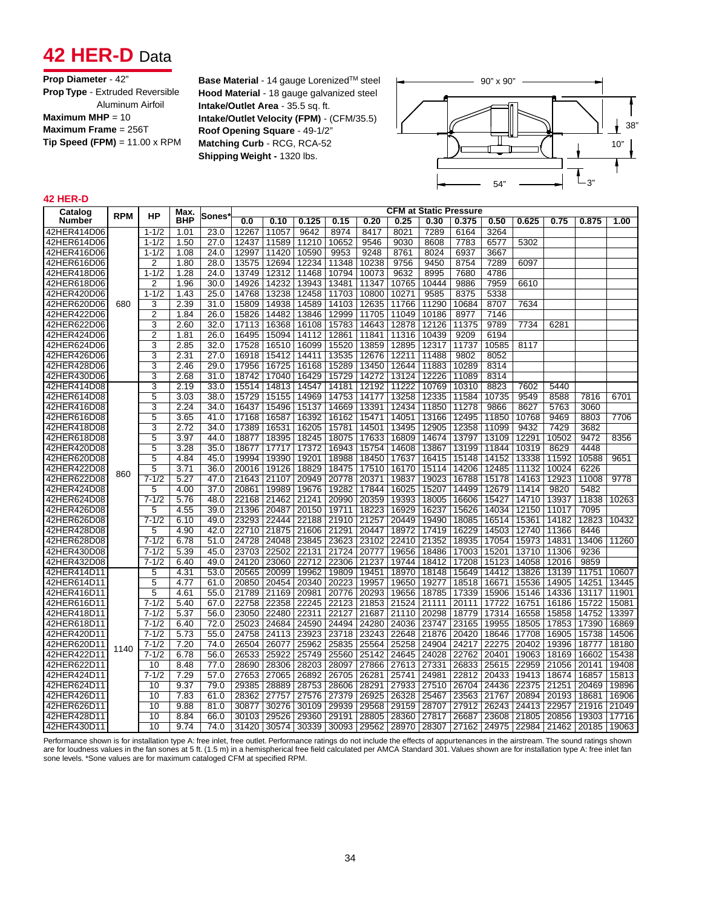# 42 HER-D Data

**Prop Diameter** - 42"
**Prop Type** - Extruded Reversible Aluminum Airfoil
**Maximum MHP** = 10
**Maximum Frame** = 256T
**Tip Speed (FPM)** = 11.00 x RPM

**Base Material** - 14 gauge Lorenized™ steel
**Hood Material** - 18 gauge galvanized steel
**Intake/Outlet Area** - 35.5 sq. ft.
**Intake/Outlet Velocity (FPM)** - (CFM/35.5)
**Roof Opening Square** - 49-1/2"
**Matching Curb** - RCG, RCA-52
**Shipping Weight -** 1320 lbs.

90" x 90" — 38" — 10" — 54" — 3"

## 42 HER-D

| Catalog Number | RPM | HP | Max. BHP | Sones* | CFM at Static Pressure | | | | | | | | | | | | | |
|---|---|---|---|---|---|---|---|---|---|---|---|---|---|---|---|---|---|---|
| | | | | | 0.0 | 0.10 | 0.125 | 0.15 | 0.20 | 0.25 | 0.30 | 0.375 | 0.50 | 0.625 | 0.75 | 0.875 | 1.00 |
| 42HER414D06 | 680 | 1-1/2 | 1.01 | 23.0 | 12267 | 11057 | 9642 | 8974 | 8417 | 8021 | 7289 | 6164 | 3264 | | | | |
| 42HER614D06 | | 1-1/2 | 1.50 | 27.0 | 12437 | 11589 | 11210 | 10652 | 9546 | 9030 | 8608 | 7783 | 6577 | 5302 | | | |
| 42HER416D06 | | 1-1/2 | 1.08 | 24.0 | 12997 | 11420 | 10590 | 9953 | 9248 | 8761 | 8024 | 6937 | 3667 | | | | |
| 42HER616D06 | | 2 | 1.80 | 28.0 | 13575 | 12694 | 12234 | 11348 | 10238 | 9756 | 9450 | 8754 | 7289 | 6097 | | | |
| 42HER418D06 | | 1-1/2 | 1.28 | 24.0 | 13749 | 12312 | 11468 | 10794 | 10073 | 9632 | 8995 | 7680 | 4786 | | | | |
| 42HER618D06 | | 2 | 1.96 | 30.0 | 14926 | 14232 | 13943 | 13481 | 11347 | 10765 | 10444 | 9886 | 7959 | 6610 | | | |
| 42HER420D06 | | 1-1/2 | 1.43 | 25.0 | 14768 | 13238 | 12458 | 11703 | 10800 | 10271 | 9585 | 8375 | 5338 | | | | |
| 42HER620D06 | | 3 | 2.39 | 31.0 | 15809 | 14938 | 14589 | 14103 | 12635 | 11766 | 11290 | 10684 | 8707 | 7634 | | | |
| 42HER422D06 | | 2 | 1.84 | 26.0 | 15826 | 14482 | 13846 | 12999 | 11705 | 11049 | 10186 | 8977 | 7146 | | | | |
| 42HER622D06 | | 3 | 2.60 | 32.0 | 17113 | 16368 | 16108 | 15783 | 14643 | 12878 | 12126 | 11375 | 9789 | 7734 | 6281 | | |
| 42HER424D06 | | 2 | 1.81 | 26.0 | 16495 | 15094 | 14112 | 12861 | 11841 | 11316 | 10439 | 9209 | 6194 | | | | |
| 42HER624D06 | | 3 | 2.85 | 32.0 | 17528 | 16510 | 16099 | 15520 | 13859 | 12895 | 12317 | 11737 | 10585 | 8117 | | | |
| 42HER426D06 | | 3 | 2.31 | 27.0 | 16918 | 15412 | 14411 | 13535 | 12676 | 12211 | 11488 | 9802 | 8052 | | | | |
| 42HER428D06 | | 3 | 2.46 | 29.0 | 17956 | 16725 | 16168 | 15289 | 13450 | 12644 | 11883 | 10289 | 8314 | | | | |
| 42HER430D06 | | 3 | 2.68 | 31.0 | 18742 | 17040 | 16429 | 15729 | 14272 | 13124 | 12226 | 11089 | 8314 | | | | |
| 42HER414D08 | 860 | 3 | 2.19 | 33.0 | 15514 | 14813 | 14547 | 14181 | 12192 | 11222 | 10769 | 10310 | 8823 | 7602 | 5440 | | |
| 42HER614D08 | | 5 | 3.03 | 38.0 | 15729 | 15155 | 14969 | 14753 | 14177 | 13258 | 12335 | 11584 | 10735 | 9549 | 8588 | 7816 | 6701 |
| 42HER416D08 | | 3 | 2.24 | 34.0 | 16437 | 15496 | 15137 | 14669 | 13391 | 12434 | 11850 | 11278 | 9866 | 8627 | 5763 | 3060 | |
| 42HER616D08 | | 5 | 3.65 | 41.0 | 17168 | 16587 | 16392 | 16162 | 15471 | 14051 | 13166 | 12495 | 11850 | 10768 | 9469 | 8803 | 7706 |
| 42HER418D08 | | 3 | 2.72 | 34.0 | 17389 | 16531 | 16205 | 15781 | 14501 | 13495 | 12905 | 12358 | 11099 | 9432 | 7429 | 3682 | |
| 42HER618D08 | | 5 | 3.97 | 44.0 | 18877 | 18395 | 18245 | 18075 | 17633 | 16809 | 14674 | 13797 | 13109 | 12291 | 10502 | 9472 | 8356 |
| 42HER420D08 | | 5 | 3.28 | 35.0 | 18677 | 17717 | 17372 | 16943 | 15754 | 14608 | 13867 | 13199 | 11844 | 10319 | 8629 | 4448 | |
| 42HER620D08 | | 5 | 4.84 | 45.0 | 19994 | 19390 | 19201 | 18988 | 18450 | 17637 | 16415 | 15148 | 14152 | 13338 | 11592 | 10588 | 9651 |
| 42HER422D08 | | 5 | 3.71 | 36.0 | 20016 | 19126 | 18829 | 18475 | 17510 | 16170 | 15114 | 14206 | 12485 | 11132 | 10024 | 6226 | |
| 42HER622D08 | | 7-1/2 | 5.27 | 47.0 | 21643 | 21107 | 20949 | 20778 | 20371 | 19837 | 19023 | 16788 | 15178 | 14163 | 12923 | 11008 | 9778 |
| 42HER424D08 | | 5 | 4.00 | 37.0 | 20861 | 19989 | 19676 | 19282 | 17844 | 16025 | 15207 | 14499 | 12679 | 11414 | 9820 | 5482 | |
| 42HER624D08 | | 7-1/2 | 5.76 | 48.0 | 22168 | 21462 | 21241 | 20990 | 20359 | 19393 | 18005 | 16606 | 15427 | 14710 | 13937 | 11838 | 10263 |
| 42HER426D08 | | 5 | 4.55 | 39.0 | 21396 | 20487 | 20150 | 19711 | 18223 | 16929 | 16237 | 15626 | 14034 | 12150 | 11017 | 7095 | |
| 42HER626D08 | | 7-1/2 | 6.10 | 49.0 | 23293 | 22444 | 22188 | 21910 | 21257 | 20449 | 19490 | 18085 | 16514 | 15361 | 14182 | 12823 | 10432 |
| 42HER428D08 | | 5 | 4.90 | 42.0 | 22710 | 21875 | 21606 | 21291 | 20447 | 18972 | 17419 | 16229 | 14503 | 12740 | 11366 | 8446 | |
| 42HER628D08 | | 7-1/2 | 6.78 | 51.0 | 24728 | 24048 | 23845 | 23623 | 23102 | 22410 | 21352 | 18935 | 17054 | 15973 | 14831 | 13406 | 11260 |
| 42HER430D08 | | 7-1/2 | 5.39 | 45.0 | 23703 | 22502 | 22131 | 21724 | 20777 | 19656 | 18486 | 17003 | 15201 | 13710 | 11306 | 9236 | |
| 42HER432D08 | | 7-1/2 | 6.40 | 49.0 | 24120 | 23060 | 22712 | 22306 | 21237 | 19744 | 18412 | 17208 | 15123 | 14058 | 12016 | 9859 | |
| 42HER414D11 | 1140 | 5 | 4.31 | 53.0 | 20565 | 20099 | 19962 | 19809 | 19451 | 18970 | 18148 | 15649 | 14412 | 13826 | 13139 | 11751 | 10607 |
| 42HER614D11 | | 5 | 4.77 | 61.0 | 20850 | 20454 | 20340 | 20223 | 19957 | 19650 | 19277 | 18518 | 16671 | 15536 | 14905 | 14251 | 13445 |
| 42HER416D11 | | 5 | 4.61 | 55.0 | 21789 | 21169 | 20981 | 20776 | 20293 | 19656 | 18785 | 17339 | 15906 | 15146 | 14336 | 13117 | 11901 |
| 42HER616D11 | | 7-1/2 | 5.40 | 67.0 | 22758 | 22358 | 22245 | 22123 | 21853 | 21524 | 21111 | 20111 | 17722 | 16751 | 16186 | 15722 | 15081 |
| 42HER418D11 | | 7-1/2 | 5.37 | 56.0 | 23050 | 22480 | 22311 | 22127 | 21687 | 21110 | 20298 | 18779 | 17314 | 16558 | 15858 | 14752 | 13397 |
| 42HER618D11 | | 7-1/2 | 6.40 | 72.0 | 25023 | 24684 | 24590 | 24494 | 24280 | 24036 | 23747 | 23165 | 19955 | 18505 | 17853 | 17390 | 16869 |
| 42HER420D11 | | 7-1/2 | 5.73 | 55.0 | 24758 | 24113 | 23923 | 23718 | 23243 | 22648 | 21876 | 20420 | 18646 | 17708 | 16905 | 15738 | 14506 |
| 42HER620D11 | | 7-1/2 | 7.20 | 74.0 | 26504 | 26077 | 25962 | 25835 | 25564 | 25258 | 24904 | 24217 | 22275 | 20402 | 19396 | 18777 | 18180 |
| 42HER422D11 | | 7-1/2 | 6.78 | 56.0 | 26533 | 25922 | 25749 | 25560 | 25142 | 24645 | 24028 | 22762 | 20401 | 19063 | 18169 | 16602 | 15438 |
| 42HER622D11 | | 10 | 8.48 | 77.0 | 28690 | 28306 | 28203 | 28097 | 27866 | 27613 | 27331 | 26833 | 25615 | 22959 | 21056 | 20141 | 19408 |
| 42HER424D11 | | 7-1/2 | 7.29 | 57.0 | 27653 | 27065 | 26892 | 26705 | 26281 | 25741 | 24981 | 22812 | 20433 | 19413 | 18674 | 16857 | 15813 |
| 42HER624D11 | | 10 | 9.37 | 79.0 | 29385 | 28889 | 28753 | 28606 | 28291 | 27933 | 27510 | 26704 | 24436 | 22375 | 21251 | 20469 | 19896 |
| 42HER426D11 | | 10 | 7.83 | 61.0 | 28362 | 27757 | 27576 | 27379 | 26925 | 26328 | 25467 | 23563 | 21767 | 20894 | 20193 | 18681 | 16906 |
| 42HER626D11 | | 10 | 9.88 | 81.0 | 30877 | 30276 | 30109 | 29939 | 29568 | 29159 | 28707 | 27912 | 26243 | 24413 | 22957 | 21916 | 21049 |
| 42HER428D11 | | 10 | 8.84 | 66.0 | 30103 | 29526 | 29360 | 29191 | 28805 | 28360 | 27817 | 26687 | 23608 | 21805 | 20856 | 19303 | 17716 |
| 42HER430D11 | | 10 | 9.74 | 74.0 | 31420 | 30574 | 30339 | 30093 | 29562 | 28970 | 28307 | 27162 | 24975 | 22984 | 21462 | 20185 | 19063 |

Performance shown is for installation type A: free inlet, free outlet. Performance ratings do not include the effects of appurtenances in the airstream. The sound ratings shown are for loudness values in the fan sones at 5 ft. (1.5 m) in a hemispherical free field calculated per AMCA Standard 301. Values shown are for installation type A: free inlet fan sone levels. *Sone values are for maximum cataloged CFM at specified RPM.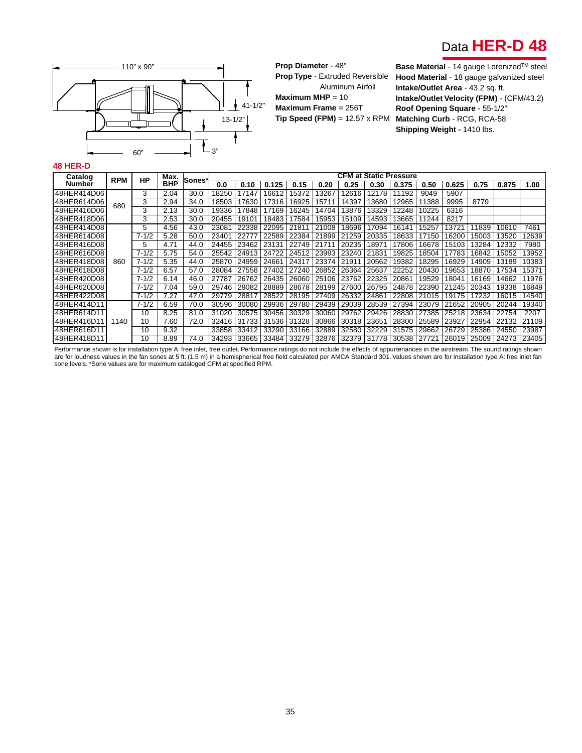# Data HER-D 48

110" x 90"

41-1/2"

13-1/2"

60"

3"

**Prop Diameter** - 48"
**Prop Type** - Extruded Reversible Aluminum Airfoil
**Maximum MHP** = 10
**Maximum Frame** = 256T
**Tip Speed (FPM)** = 12.57 x RPM

**Base Material** - 14 gauge Lorenized™ steel
**Hood Material** - 18 gauge galvanized steel
**Intake/Outlet Area** - 43.2 sq. ft.
**Intake/Outlet Velocity (FPM)** - (CFM/43.2)
**Roof Opening Square** - 55-1/2"
**Matching Curb** - RCG, RCA-58
**Shipping Weight -** 1410 lbs.

## 48 HER-D

| Catalog Number | RPM | HP | Max. BHP | Sones* | CFM at Static Pressure | | | | | | | | | | | | | |
|---|---|---|---|---|---|---|---|---|---|---|---|---|---|---|---|---|---|---|
| | | | | | 0.0 | 0.10 | 0.125 | 0.15 | 0.20 | 0.25 | 0.30 | 0.375 | 0.50 | 0.625 | 0.75 | 0.875 | 1.00 |
| 48HER414D06 | 680 | 3 | 2.04 | 30.0 | 18250 | 17147 | 16612 | 15372 | 13267 | 12616 | 12178 | 11192 | 9049 | 5907 | | | |
| 48HER614D06 | | 3 | 2.94 | 34.0 | 18503 | 17630 | 17316 | 16925 | 15711 | 14397 | 13680 | 12965 | 11388 | 9995 | 8779 | | |
| 48HER416D06 | | 3 | 2.13 | 30.0 | 19336 | 17848 | 17169 | 16245 | 14704 | 13876 | 13329 | 12248 | 10225 | 6316 | | | |
| 48HER418D06 | | 3 | 2.53 | 30.0 | 20455 | 19101 | 18483 | 17584 | 15953 | 15109 | 14593 | 13665 | 11244 | 8217 | | | |
| 48HER414D08 | 860 | 5 | 4.56 | 43.0 | 23081 | 22338 | 22095 | 21811 | 21008 | 18696 | 17094 | 16141 | 15257 | 13721 | 11839 | 10610 | 7461 |
| 48HER614D08 | | 7-1/2 | 5.28 | 50.0 | 23401 | 22777 | 22589 | 22384 | 21899 | 21259 | 20335 | 18633 | 17150 | 16200 | 15003 | 13520 | 12639 |
| 48HER416D08 | | 5 | 4.71 | 44.0 | 24455 | 23462 | 23131 | 22749 | 21711 | 20235 | 18971 | 17806 | 16678 | 15103 | 13284 | 12332 | 7980 |
| 48HER616D08 | | 7-1/2 | 5.75 | 54.0 | 25542 | 24913 | 24722 | 24512 | 23993 | 23240 | 21831 | 19825 | 18504 | 17783 | 16842 | 15052 | 13952 |
| 48HER418D08 | | 7-1/2 | 5.35 | 44.0 | 25870 | 24959 | 24661 | 24317 | 23374 | 21911 | 20562 | 19382 | 18295 | 16929 | 14909 | 13189 | 10383 |
| 48HER618D08 | | 7-1/2 | 6.57 | 57.0 | 28084 | 27558 | 27402 | 27240 | 26852 | 26364 | 25637 | 22252 | 20430 | 19653 | 18870 | 17534 | 15371 |
| 48HER420D08 | | 7-1/2 | 6.14 | 46.0 | 27787 | 26762 | 26435 | 26060 | 25106 | 23762 | 22325 | 20861 | 19529 | 18041 | 16169 | 14662 | 11976 |
| 48HER620D08 | | 7-1/2 | 7.04 | 59.0 | 29746 | 29082 | 28889 | 28678 | 28199 | 27600 | 26795 | 24878 | 22390 | 21245 | 20343 | 19338 | 16849 |
| 48HER422D08 | | 7-1/2 | 7.27 | 47.0 | 29779 | 28817 | 28522 | 28195 | 27409 | 26332 | 24861 | 22808 | 21015 | 19175 | 17232 | 16015 | 14540 |
| 48HER414D11 | 1140 | 7-1/2 | 6.59 | 70.0 | 30596 | 30080 | 29936 | 29780 | 29439 | 29039 | 28539 | 27394 | 23079 | 21652 | 20905 | 20244 | 19340 |
| 48HER614D11 | | 10 | 8.25 | 81.0 | 31020 | 30575 | 30456 | 30329 | 30060 | 29762 | 29426 | 28830 | 27385 | 25218 | 23634 | 22754 | 2207 |
| 48HER416D11 | | 10 | 7.60 | 72.0 | 32416 | 31733 | 31536 | 31328 | 30866 | 30318 | 23651 | 28300 | 25589 | 23927 | 22954 | 22132 | 21109 |
| 48HER616D11 | | 10 | 9.32 | | 33858 | 33412 | 33290 | 33166 | 32889 | 32580 | 32229 | 31575 | 29662 | 26729 | 25386 | 24550 | 23987 |
| 48HER418D11 | | 10 | 8.89 | 74.0 | 34293 | 33665 | 33484 | 33279 | 32876 | 32379 | 31778 | 30538 | 27721 | 26019 | 25009 | 24273 | 23405 |

Performance shown is for installation type A: free inlet, free outlet. Performance ratings do not include the effects of appurtenances in the airstream. The sound ratings shown are for loudness values in the fan sones at 5 ft. (1.5 m) in a hemispherical free field calculated per AMCA Standard 301. Values shown are for installation type A: free inlet fan sone levels. *Sone values are for maximum cataloged CFM at specified RPM.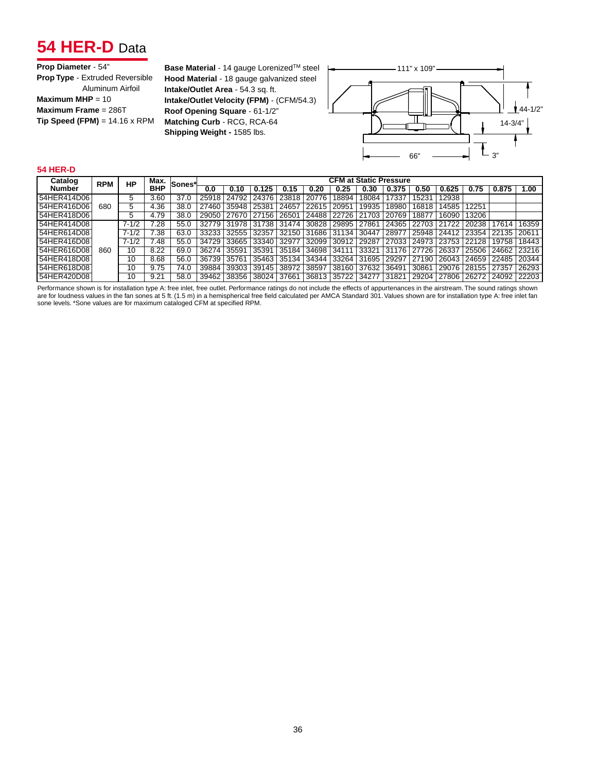# 54 HER-D Data

**Prop Diameter** - 54"
**Prop Type** - Extruded Reversible Aluminum Airfoil
**Maximum MHP** = 10
**Maximum Frame** = 286T
**Tip Speed (FPM)** = 14.16 x RPM

**Base Material** - 14 gauge Lorenized™ steel
**Hood Material** - 18 gauge galvanized steel
**Intake/Outlet Area** - 54.3 sq. ft.
**Intake/Outlet Velocity (FPM)** - (CFM/54.3)
**Roof Opening Square** - 61-1/2"
**Matching Curb** - RCG, RCA-64
**Shipping Weight** - 1585 lbs.

111" x 109"
44-1/2"
14-3/4"
66"
3"

## 54 HER-D

| Catalog Number | RPM | HP | Max. BHP | Sones* | CFM at Static Pressure | | | | | | | | | | | | |
|---|---|---|---|---|---|---|---|---|---|---|---|---|---|---|---|---|---|
| | | | | | 0.0 | 0.10 | 0.125 | 0.15 | 0.20 | 0.25 | 0.30 | 0.375 | 0.50 | 0.625 | 0.75 | 0.875 | 1.00 |
| 54HER414D06 | 680 | 5 | 3.60 | 37.0 | 25918 | 24792 | 24376 | 23818 | 20776 | 18894 | 18084 | 17337 | 15231 | 12938 | | | |
| 54HER416D06 | | 5 | 4.36 | 38.0 | 27460 | 35948 | 25381 | 24657 | 22615 | 20951 | 19935 | 18980 | 16818 | 14585 | 12251 | | |
| 54HER418D06 | | 5 | 4.79 | 38.0 | 29050 | 27670 | 27156 | 26501 | 24488 | 22726 | 21703 | 20769 | 18877 | 16090 | 13206 | | |
| 54HER414D08 | 860 | 7-1/2 | 7.28 | 55.0 | 32779 | 31978 | 31738 | 31474 | 30828 | 29895 | 27861 | 24365 | 22703 | 21722 | 20238 | 17614 | 16359 |
| 54HER614D08 | | 7-1/2 | 7.38 | 63.0 | 33233 | 32555 | 32357 | 32150 | 31686 | 31134 | 30447 | 28977 | 25948 | 24412 | 23354 | 22135 | 20611 |
| 54HER416D08 | | 7-1/2 | 7.48 | 55.0 | 34729 | 33665 | 33340 | 32977 | 32099 | 30912 | 29287 | 27033 | 24973 | 23753 | 22128 | 19758 | 18443 |
| 54HER616D08 | | 10 | 8.22 | 69.0 | 36274 | 35591 | 35391 | 35184 | 34698 | 34111 | 33321 | 31176 | 27726 | 26337 | 25506 | 24662 | 23216 |
| 54HER418D08 | | 10 | 8.68 | 56.0 | 36739 | 35761 | 35463 | 35134 | 34344 | 33264 | 31695 | 29297 | 27190 | 26043 | 24659 | 22485 | 20344 |
| 54HER618D08 | | 10 | 9.75 | 74.0 | 39884 | 39303 | 39145 | 38972 | 38597 | 38160 | 37632 | 36491 | 30861 | 29076 | 28155 | 27357 | 26293 |
| 54HER420D08 | | 10 | 9.21 | 58.0 | 39462 | 38356 | 38024 | 37661 | 36813 | 35722 | 34277 | 31821 | 29204 | 27806 | 26272 | 24092 | 22203 |

Performance shown is for installation type A: free inlet, free outlet. Performance ratings do not include the effects of appurtenances in the airstream. The sound ratings shown are for loudness values in the fan sones at 5 ft. (1.5 m) in a hemispherical free field calculated per AMCA Standard 301. Values shown are for installation type A: free inlet fan sone levels. *Sone values are for maximum cataloged CFM at specified RPM.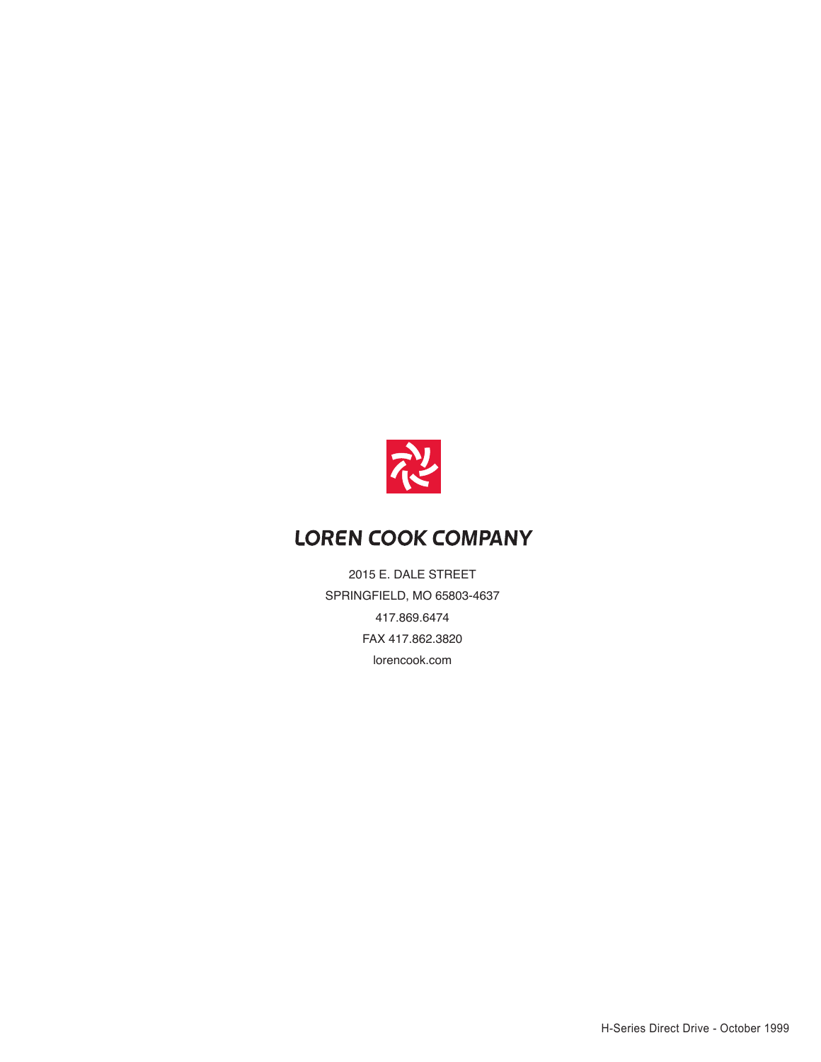**LOREN COOK COMPANY**

2015 E. DALE STREET

SPRINGFIELD, MO 65803-4637

417.869.6474

FAX 417.862.3820

lorencook.com

H-Series Direct Drive - October 1999